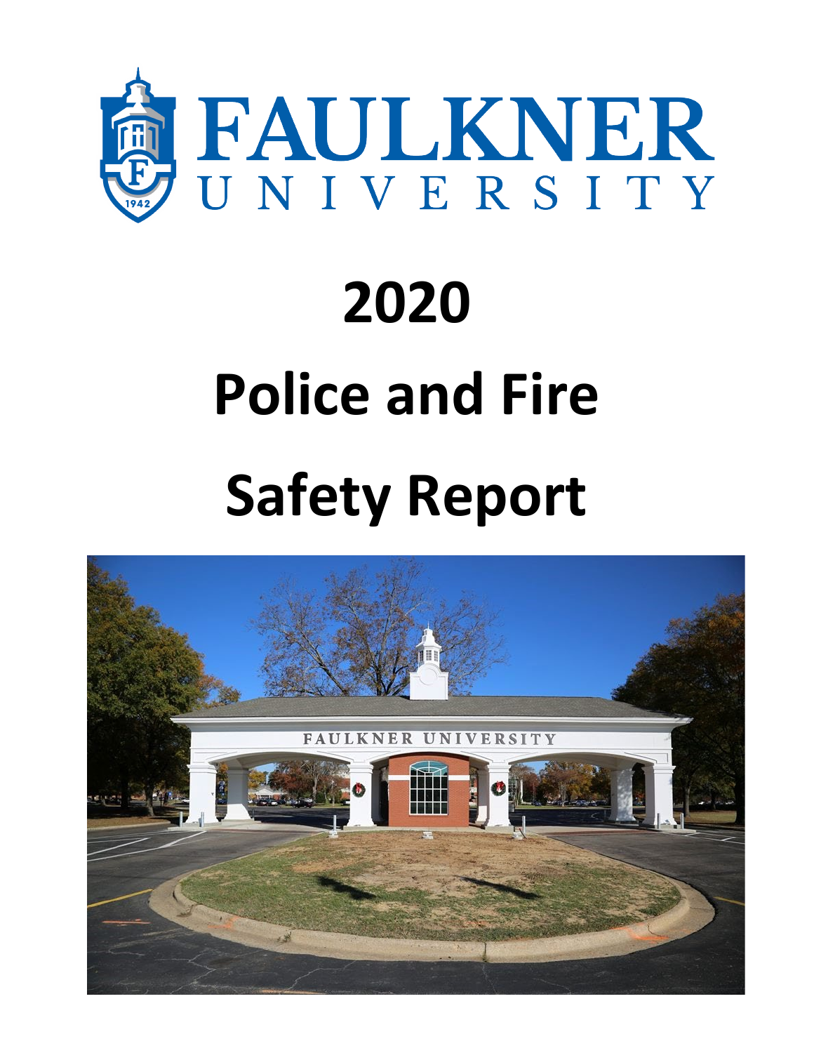# FAULKNER UNIVERSITY

# 2020

# Police and Fire

# Safety Report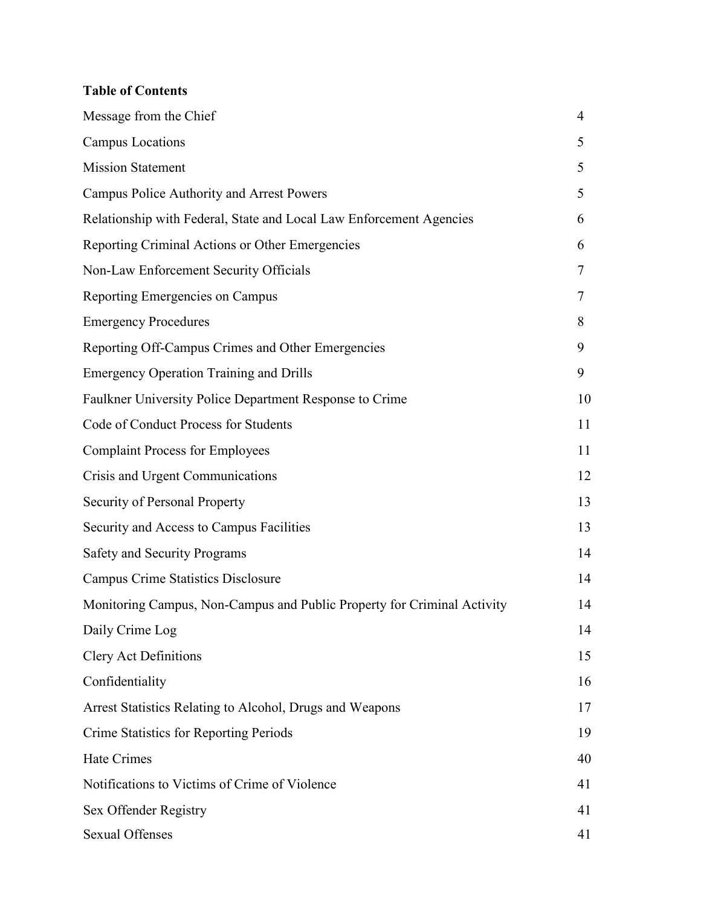**Table of Contents**

| | |
|---|---|
| Message from the Chief | 4 |
| Campus Locations | 5 |
| Mission Statement | 5 |
| Campus Police Authority and Arrest Powers | 5 |
| Relationship with Federal, State and Local Law Enforcement Agencies | 6 |
| Reporting Criminal Actions or Other Emergencies | 6 |
| Non-Law Enforcement Security Officials | 7 |
| Reporting Emergencies on Campus | 7 |
| Emergency Procedures | 8 |
| Reporting Off-Campus Crimes and Other Emergencies | 9 |
| Emergency Operation Training and Drills | 9 |
| Faulkner University Police Department Response to Crime | 10 |
| Code of Conduct Process for Students | 11 |
| Complaint Process for Employees | 11 |
| Crisis and Urgent Communications | 12 |
| Security of Personal Property | 13 |
| Security and Access to Campus Facilities | 13 |
| Safety and Security Programs | 14 |
| Campus Crime Statistics Disclosure | 14 |
| Monitoring Campus, Non-Campus and Public Property for Criminal Activity | 14 |
| Daily Crime Log | 14 |
| Clery Act Definitions | 15 |
| Confidentiality | 16 |
| Arrest Statistics Relating to Alcohol, Drugs and Weapons | 17 |
| Crime Statistics for Reporting Periods | 19 |
| Hate Crimes | 40 |
| Notifications to Victims of Crime of Violence | 41 |
| Sex Offender Registry | 41 |
| Sexual Offenses | 41 |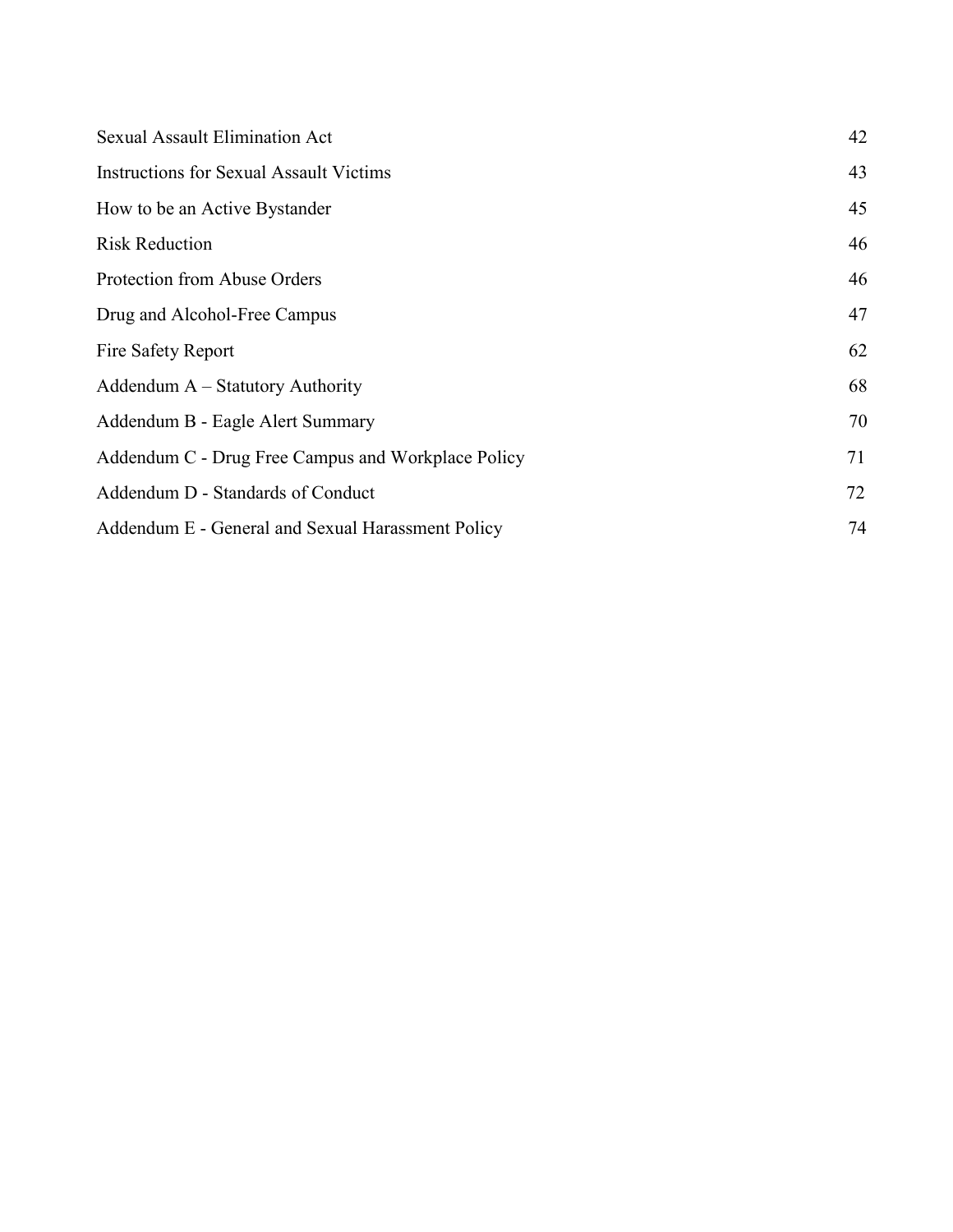| | |
|---|---|
| Sexual Assault Elimination Act | 42 |
| Instructions for Sexual Assault Victims | 43 |
| How to be an Active Bystander | 45 |
| Risk Reduction | 46 |
| Protection from Abuse Orders | 46 |
| Drug and Alcohol-Free Campus | 47 |
| Fire Safety Report | 62 |
| Addendum A – Statutory Authority | 68 |
| Addendum B - Eagle Alert Summary | 70 |
| Addendum C - Drug Free Campus and Workplace Policy | 71 |
| Addendum D - Standards of Conduct | 72 |
| Addendum E - General and Sexual Harassment Policy | 74 |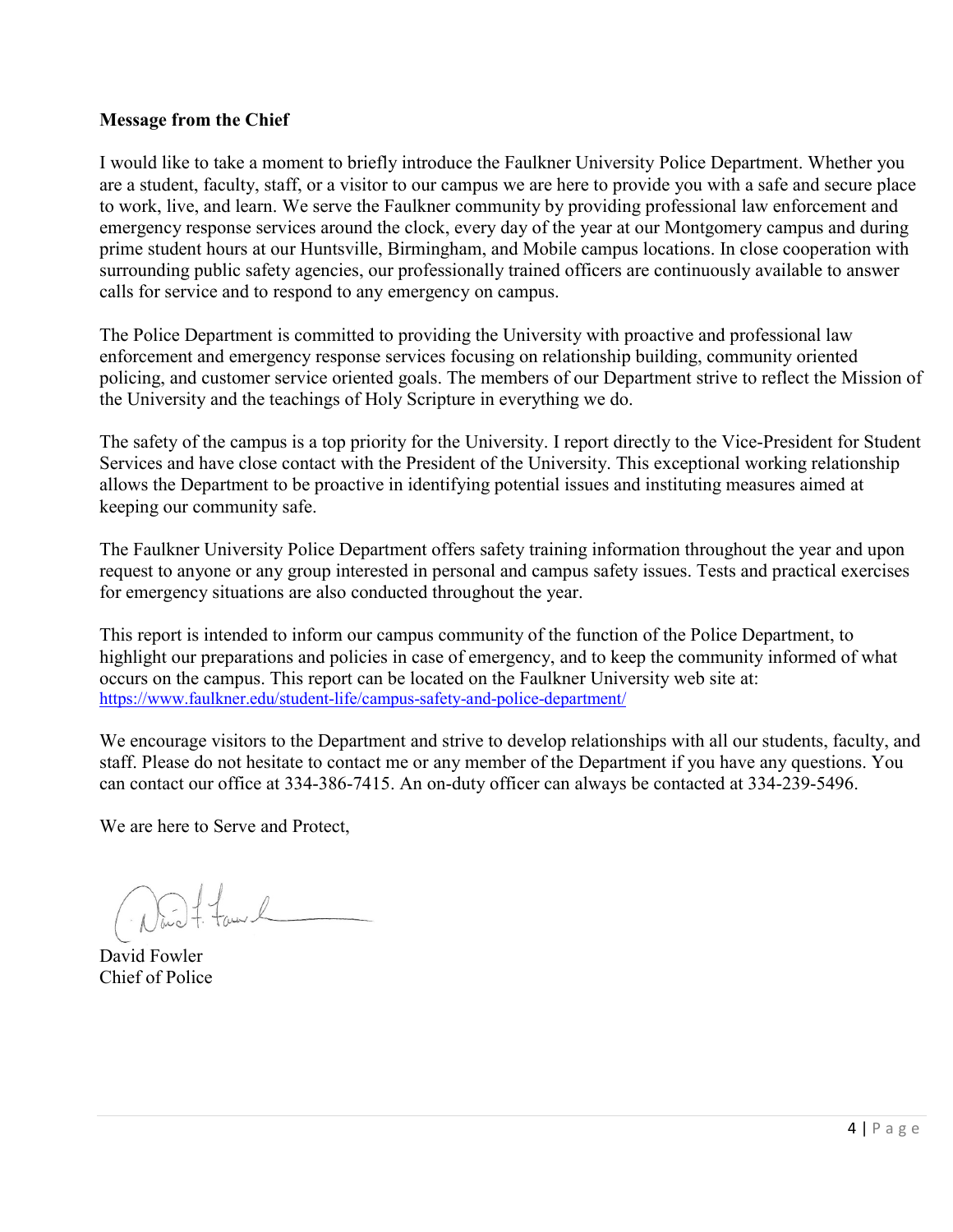**Message from the Chief**

I would like to take a moment to briefly introduce the Faulkner University Police Department. Whether you are a student, faculty, staff, or a visitor to our campus we are here to provide you with a safe and secure place to work, live, and learn. We serve the Faulkner community by providing professional law enforcement and emergency response services around the clock, every day of the year at our Montgomery campus and during prime student hours at our Huntsville, Birmingham, and Mobile campus locations. In close cooperation with surrounding public safety agencies, our professionally trained officers are continuously available to answer calls for service and to respond to any emergency on campus.

The Police Department is committed to providing the University with proactive and professional law enforcement and emergency response services focusing on relationship building, community oriented policing, and customer service oriented goals. The members of our Department strive to reflect the Mission of the University and the teachings of Holy Scripture in everything we do.

The safety of the campus is a top priority for the University. I report directly to the Vice-President for Student Services and have close contact with the President of the University. This exceptional working relationship allows the Department to be proactive in identifying potential issues and instituting measures aimed at keeping our community safe.

The Faulkner University Police Department offers safety training information throughout the year and upon request to anyone or any group interested in personal and campus safety issues. Tests and practical exercises for emergency situations are also conducted throughout the year.

This report is intended to inform our campus community of the function of the Police Department, to highlight our preparations and policies in case of emergency, and to keep the community informed of what occurs on the campus. This report can be located on the Faulkner University web site at: https://www.faulkner.edu/student-life/campus-safety-and-police-department/

We encourage visitors to the Department and strive to develop relationships with all our students, faculty, and staff. Please do not hesitate to contact me or any member of the Department if you have any questions. You can contact our office at 334-386-7415. An on-duty officer can always be contacted at 334-239-5496.

We are here to Serve and Protect,

David Fowler
Chief of Police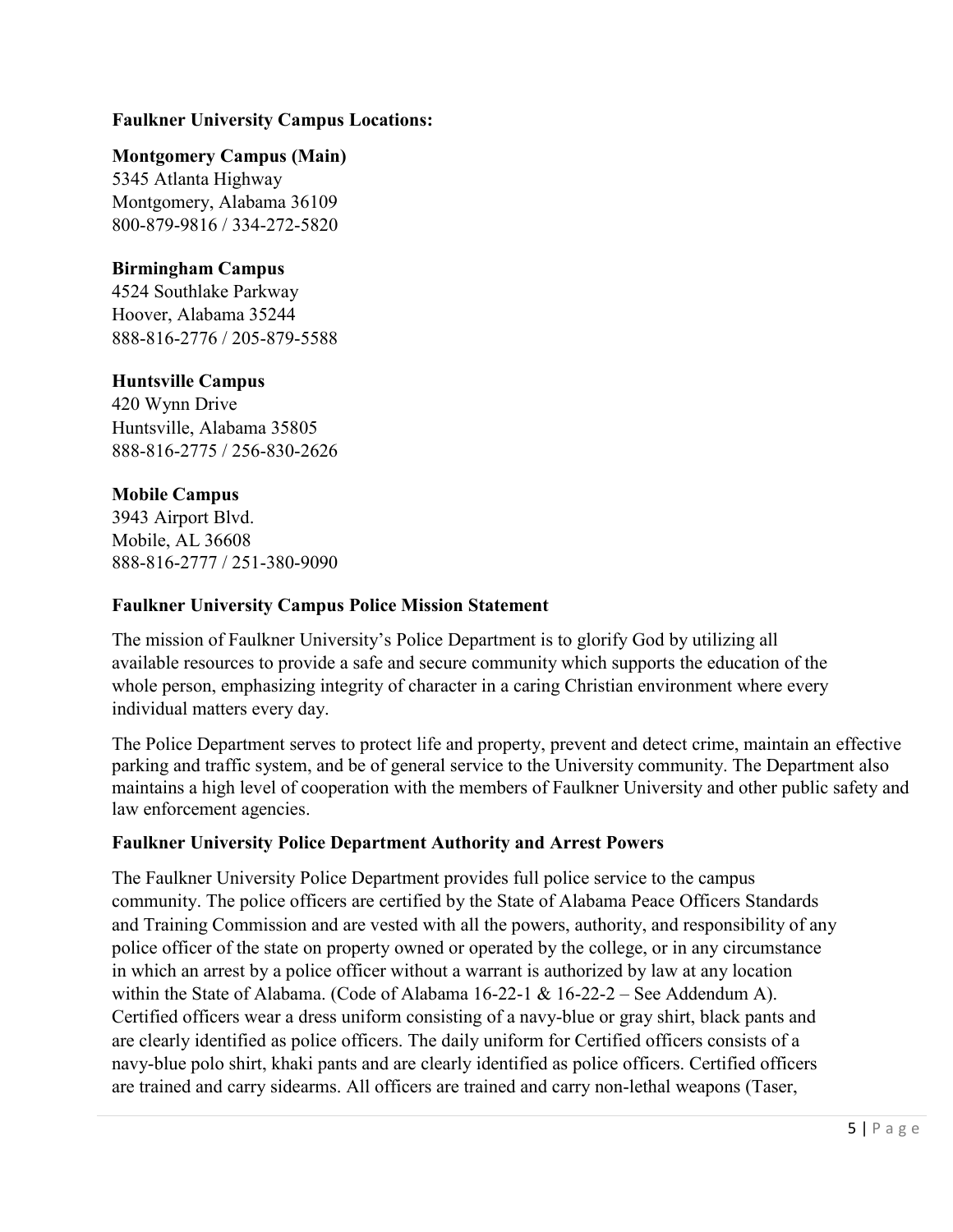**Faulkner University Campus Locations:**

**Montgomery Campus (Main)**
5345 Atlanta Highway
Montgomery, Alabama 36109
800-879-9816 / 334-272-5820

**Birmingham Campus**
4524 Southlake Parkway
Hoover, Alabama 35244
888-816-2776 / 205-879-5588

**Huntsville Campus**
420 Wynn Drive
Huntsville, Alabama 35805
888-816-2775 / 256-830-2626

**Mobile Campus**
3943 Airport Blvd.
Mobile, AL 36608
888-816-2777 / 251-380-9090

**Faulkner University Campus Police Mission Statement**

The mission of Faulkner University's Police Department is to glorify God by utilizing all available resources to provide a safe and secure community which supports the education of the whole person, emphasizing integrity of character in a caring Christian environment where every individual matters every day.

The Police Department serves to protect life and property, prevent and detect crime, maintain an effective parking and traffic system, and be of general service to the University community. The Department also maintains a high level of cooperation with the members of Faulkner University and other public safety and law enforcement agencies.

**Faulkner University Police Department Authority and Arrest Powers**

The Faulkner University Police Department provides full police service to the campus community. The police officers are certified by the State of Alabama Peace Officers Standards and Training Commission and are vested with all the powers, authority, and responsibility of any police officer of the state on property owned or operated by the college, or in any circumstance in which an arrest by a police officer without a warrant is authorized by law at any location within the State of Alabama. (Code of Alabama 16-22-1 & 16-22-2 – See Addendum A). Certified officers wear a dress uniform consisting of a navy-blue or gray shirt, black pants and are clearly identified as police officers. The daily uniform for Certified officers consists of a navy-blue polo shirt, khaki pants and are clearly identified as police officers. Certified officers are trained and carry sidearms. All officers are trained and carry non-lethal weapons (Taser,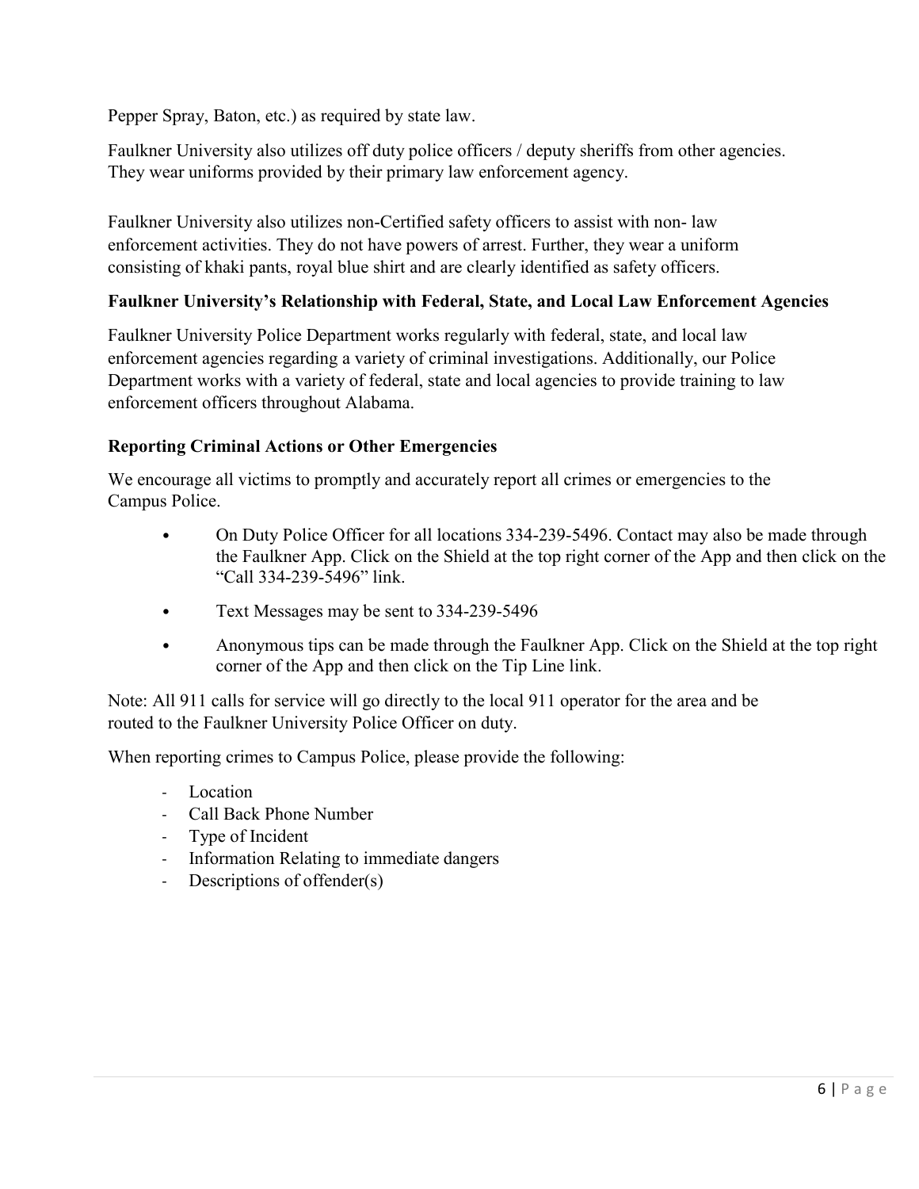Pepper Spray, Baton, etc.) as required by state law.

Faulkner University also utilizes off duty police officers / deputy sheriffs from other agencies. They wear uniforms provided by their primary law enforcement agency.

Faulkner University also utilizes non-Certified safety officers to assist with non- law enforcement activities. They do not have powers of arrest. Further, they wear a uniform consisting of khaki pants, royal blue shirt and are clearly identified as safety officers.

**Faulkner University's Relationship with Federal, State, and Local Law Enforcement Agencies**

Faulkner University Police Department works regularly with federal, state, and local law enforcement agencies regarding a variety of criminal investigations. Additionally, our Police Department works with a variety of federal, state and local agencies to provide training to law enforcement officers throughout Alabama.

**Reporting Criminal Actions or Other Emergencies**

We encourage all victims to promptly and accurately report all crimes or emergencies to the Campus Police.

- On Duty Police Officer for all locations 334-239-5496. Contact may also be made through the Faulkner App. Click on the Shield at the top right corner of the App and then click on the "Call 334-239-5496" link.
- Text Messages may be sent to 334-239-5496
- Anonymous tips can be made through the Faulkner App. Click on the Shield at the top right corner of the App and then click on the Tip Line link.

Note: All 911 calls for service will go directly to the local 911 operator for the area and be routed to the Faulkner University Police Officer on duty.

When reporting crimes to Campus Police, please provide the following:

- Location
- Call Back Phone Number
- Type of Incident
- Information Relating to immediate dangers
- Descriptions of offender(s)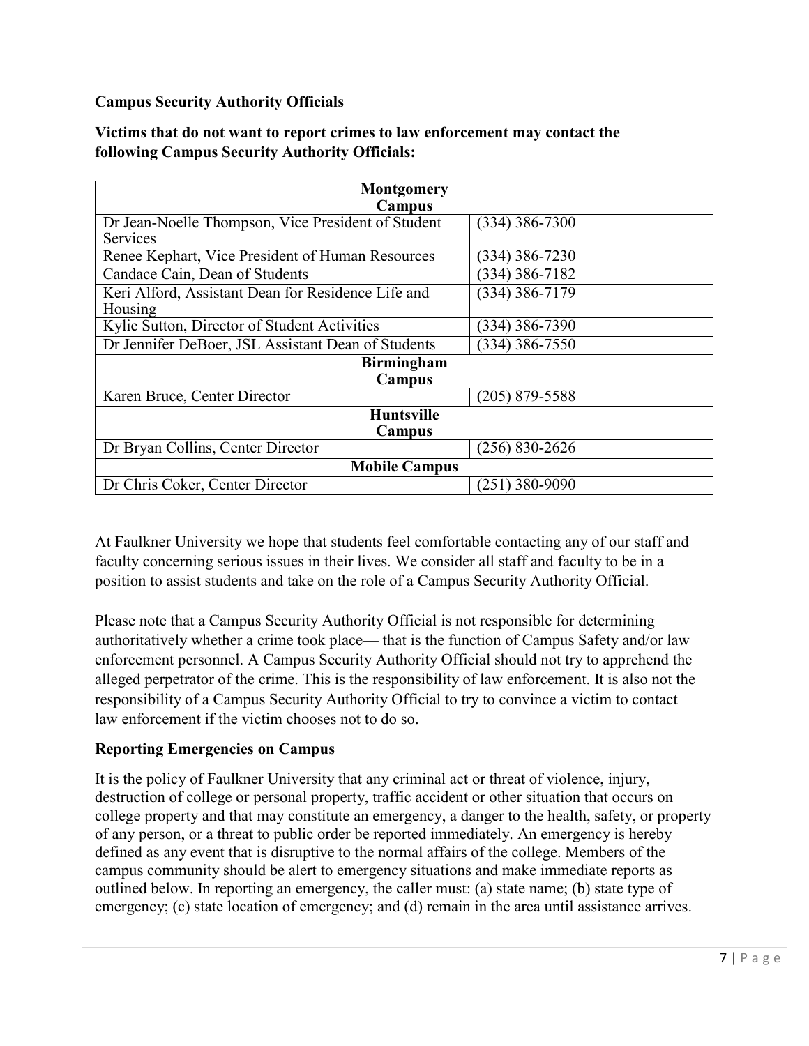**Campus Security Authority Officials**

**Victims that do not want to report crimes to law enforcement may contact the following Campus Security Authority Officials:**

| **Montgomery Campus** | |
|---|---|
| Dr Jean-Noelle Thompson, Vice President of Student Services | (334) 386-7300 |
| Renee Kephart, Vice President of Human Resources | (334) 386-7230 |
| Candace Cain, Dean of Students | (334) 386-7182 |
| Keri Alford, Assistant Dean for Residence Life and Housing | (334) 386-7179 |
| Kylie Sutton, Director of Student Activities | (334) 386-7390 |
| Dr Jennifer DeBoer, JSL Assistant Dean of Students | (334) 386-7550 |
| **Birmingham Campus** | |
| Karen Bruce, Center Director | (205) 879-5588 |
| **Huntsville Campus** | |
| Dr Bryan Collins, Center Director | (256) 830-2626 |
| **Mobile Campus** | |
| Dr Chris Coker, Center Director | (251) 380-9090 |

At Faulkner University we hope that students feel comfortable contacting any of our staff and faculty concerning serious issues in their lives. We consider all staff and faculty to be in a position to assist students and take on the role of a Campus Security Authority Official.

Please note that a Campus Security Authority Official is not responsible for determining authoritatively whether a crime took place— that is the function of Campus Safety and/or law enforcement personnel. A Campus Security Authority Official should not try to apprehend the alleged perpetrator of the crime. This is the responsibility of law enforcement. It is also not the responsibility of a Campus Security Authority Official to try to convince a victim to contact law enforcement if the victim chooses not to do so.

**Reporting Emergencies on Campus**

It is the policy of Faulkner University that any criminal act or threat of violence, injury, destruction of college or personal property, traffic accident or other situation that occurs on college property and that may constitute an emergency, a danger to the health, safety, or property of any person, or a threat to public order be reported immediately. An emergency is hereby defined as any event that is disruptive to the normal affairs of the college. Members of the campus community should be alert to emergency situations and make immediate reports as outlined below. In reporting an emergency, the caller must: (a) state name; (b) state type of emergency; (c) state location of emergency; and (d) remain in the area until assistance arrives.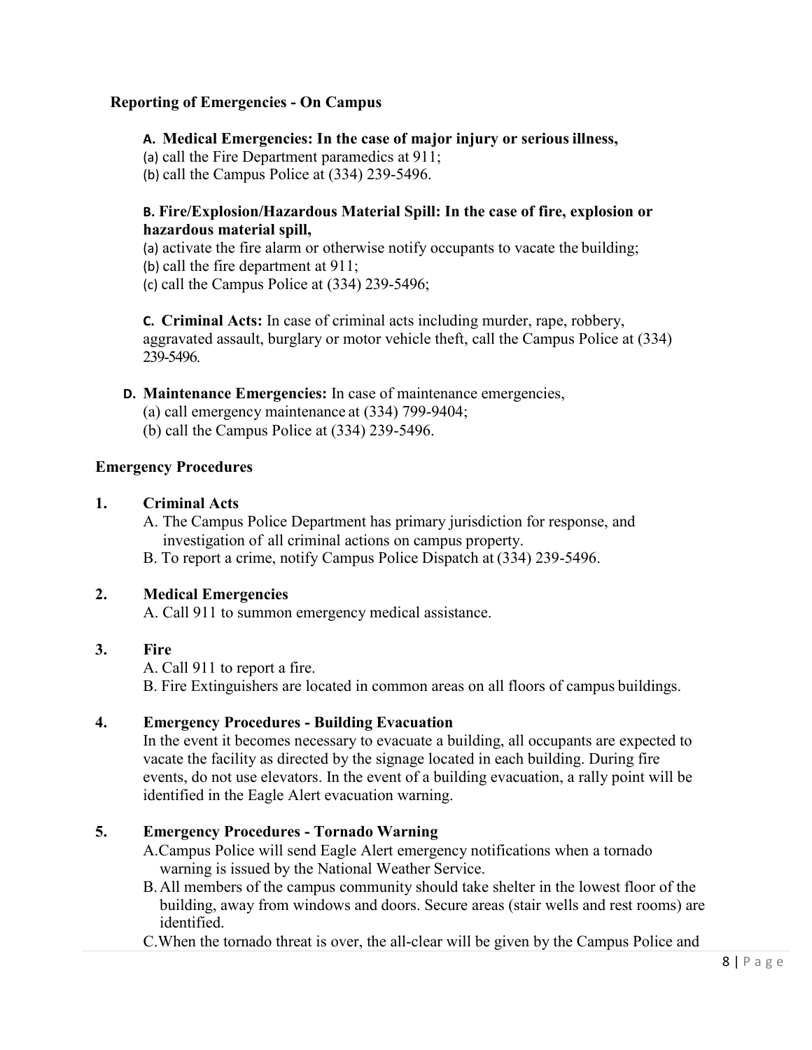## Reporting of Emergencies - On Campus

**A. Medical Emergencies: In the case of major injury or serious illness,**

(a) call the Fire Department paramedics at 911;
(b) call the Campus Police at (334) 239-5496.

**B. Fire/Explosion/Hazardous Material Spill: In the case of fire, explosion or hazardous material spill,**

(a) activate the fire alarm or otherwise notify occupants to vacate the building;
(b) call the fire department at 911;
(c) call the Campus Police at (334) 239-5496;

**C. Criminal Acts:** In case of criminal acts including murder, rape, robbery, aggravated assault, burglary or motor vehicle theft, call the Campus Police at (334) 239-5496.

**D. Maintenance Emergencies:** In case of maintenance emergencies,

(a) call emergency maintenance at (334) 799-9404;
(b) call the Campus Police at (334) 239-5496.

## Emergency Procedures

**1. Criminal Acts**

A. The Campus Police Department has primary jurisdiction for response, and investigation of all criminal actions on campus property.
B. To report a crime, notify Campus Police Dispatch at (334) 239-5496.

**2. Medical Emergencies**

A. Call 911 to summon emergency medical assistance.

**3. Fire**

A. Call 911 to report a fire.
B. Fire Extinguishers are located in common areas on all floors of campus buildings.

**4. Emergency Procedures - Building Evacuation**

In the event it becomes necessary to evacuate a building, all occupants are expected to vacate the facility as directed by the signage located in each building. During fire events, do not use elevators. In the event of a building evacuation, a rally point will be identified in the Eagle Alert evacuation warning.

**5. Emergency Procedures - Tornado Warning**

A. Campus Police will send Eagle Alert emergency notifications when a tornado warning is issued by the National Weather Service.
B. All members of the campus community should take shelter in the lowest floor of the building, away from windows and doors. Secure areas (stair wells and rest rooms) are identified.
C. When the tornado threat is over, the all-clear will be given by the Campus Police and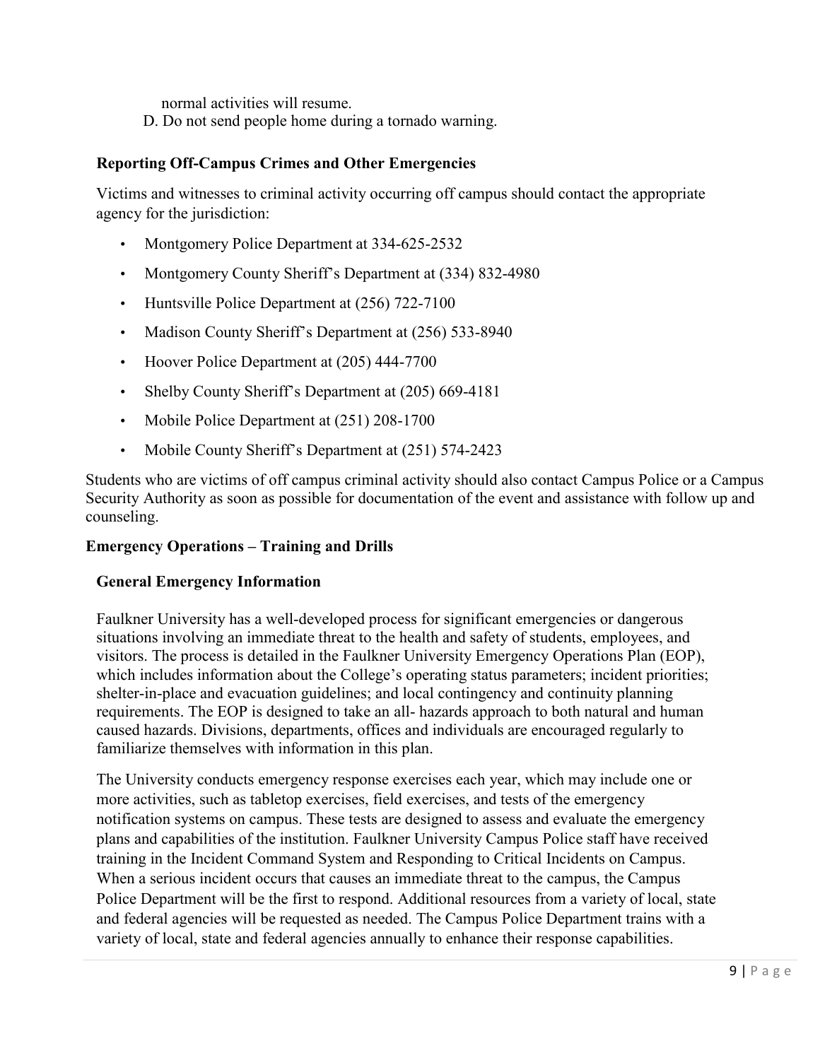normal activities will resume.

D. Do not send people home during a tornado warning.

### Reporting Off-Campus Crimes and Other Emergencies

Victims and witnesses to criminal activity occurring off campus should contact the appropriate agency for the jurisdiction:

- Montgomery Police Department at 334-625-2532
- Montgomery County Sheriff's Department at (334) 832-4980
- Huntsville Police Department at (256) 722-7100
- Madison County Sheriff's Department at (256) 533-8940
- Hoover Police Department at (205) 444-7700
- Shelby County Sheriff's Department at (205) 669-4181
- Mobile Police Department at (251) 208-1700
- Mobile County Sheriff's Department at (251) 574-2423

Students who are victims of off campus criminal activity should also contact Campus Police or a Campus Security Authority as soon as possible for documentation of the event and assistance with follow up and counseling.

## Emergency Operations – Training and Drills

### General Emergency Information

Faulkner University has a well-developed process for significant emergencies or dangerous situations involving an immediate threat to the health and safety of students, employees, and visitors. The process is detailed in the Faulkner University Emergency Operations Plan (EOP), which includes information about the College's operating status parameters; incident priorities; shelter-in-place and evacuation guidelines; and local contingency and continuity planning requirements. The EOP is designed to take an all- hazards approach to both natural and human caused hazards. Divisions, departments, offices and individuals are encouraged regularly to familiarize themselves with information in this plan.

The University conducts emergency response exercises each year, which may include one or more activities, such as tabletop exercises, field exercises, and tests of the emergency notification systems on campus. These tests are designed to assess and evaluate the emergency plans and capabilities of the institution. Faulkner University Campus Police staff have received training in the Incident Command System and Responding to Critical Incidents on Campus. When a serious incident occurs that causes an immediate threat to the campus, the Campus Police Department will be the first to respond. Additional resources from a variety of local, state and federal agencies will be requested as needed. The Campus Police Department trains with a variety of local, state and federal agencies annually to enhance their response capabilities.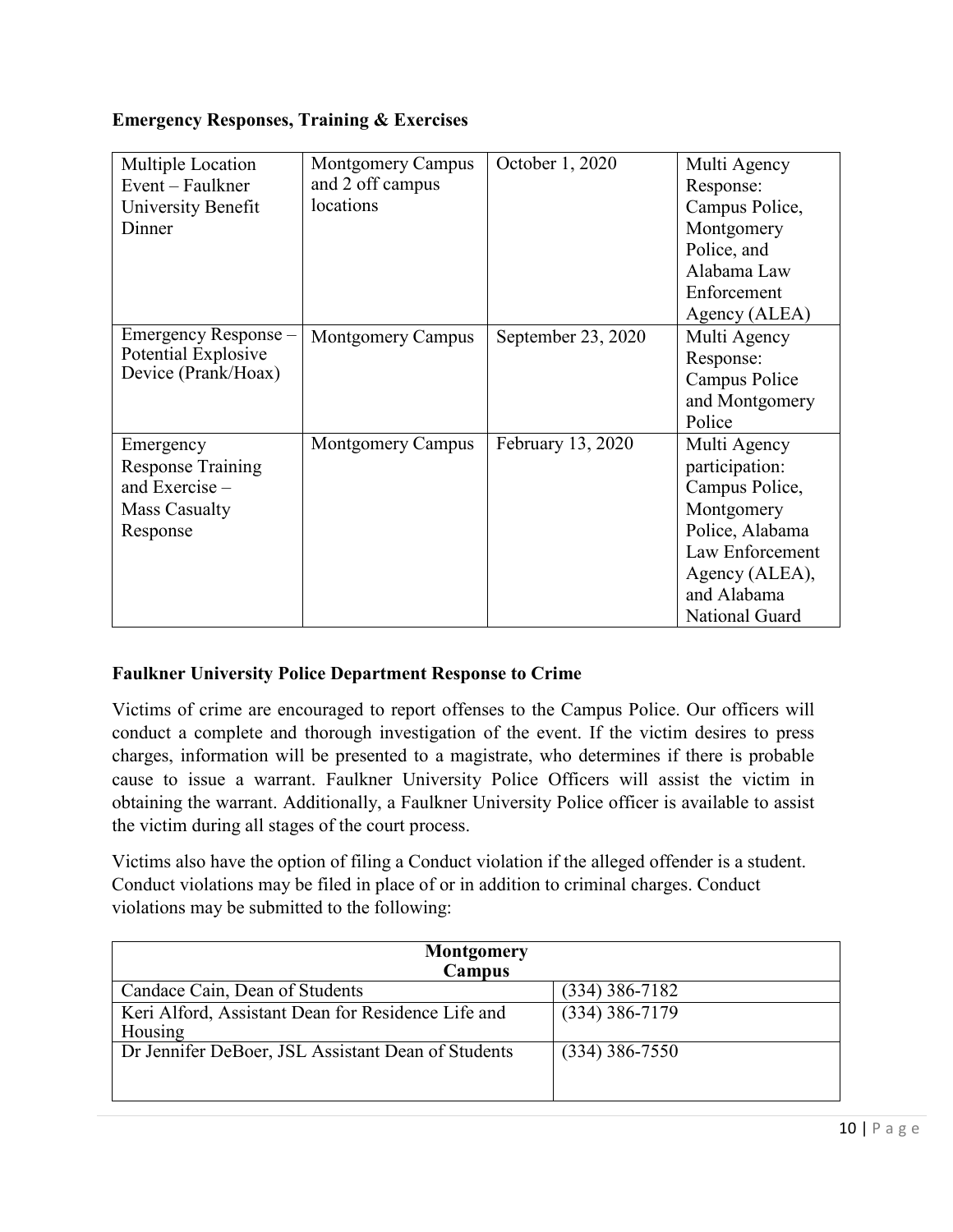**Emergency Responses, Training & Exercises**

| | | | |
|---|---|---|---|
| Multiple Location Event – Faulkner University Benefit Dinner | Montgomery Campus and 2 off campus locations | October 1, 2020 | Multi Agency Response: Campus Police, Montgomery Police, and Alabama Law Enforcement Agency (ALEA) |
| Emergency Response – Potential Explosive Device (Prank/Hoax) | Montgomery Campus | September 23, 2020 | Multi Agency Response: Campus Police and Montgomery Police |
| Emergency Response Training and Exercise – Mass Casualty Response | Montgomery Campus | February 13, 2020 | Multi Agency participation: Campus Police, Montgomery Police, Alabama Law Enforcement Agency (ALEA), and Alabama National Guard |

**Faulkner University Police Department Response to Crime**

Victims of crime are encouraged to report offenses to the Campus Police. Our officers will conduct a complete and thorough investigation of the event. If the victim desires to press charges, information will be presented to a magistrate, who determines if there is probable cause to issue a warrant. Faulkner University Police Officers will assist the victim in obtaining the warrant. Additionally, a Faulkner University Police officer is available to assist the victim during all stages of the court process.

Victims also have the option of filing a Conduct violation if the alleged offender is a student. Conduct violations may be filed in place of or in addition to criminal charges. Conduct violations may be submitted to the following:

| Montgomery Campus | |
|---|---|
| Candace Cain, Dean of Students | (334) 386-7182 |
| Keri Alford, Assistant Dean for Residence Life and Housing | (334) 386-7179 |
| Dr Jennifer DeBoer, JSL Assistant Dean of Students | (334) 386-7550 |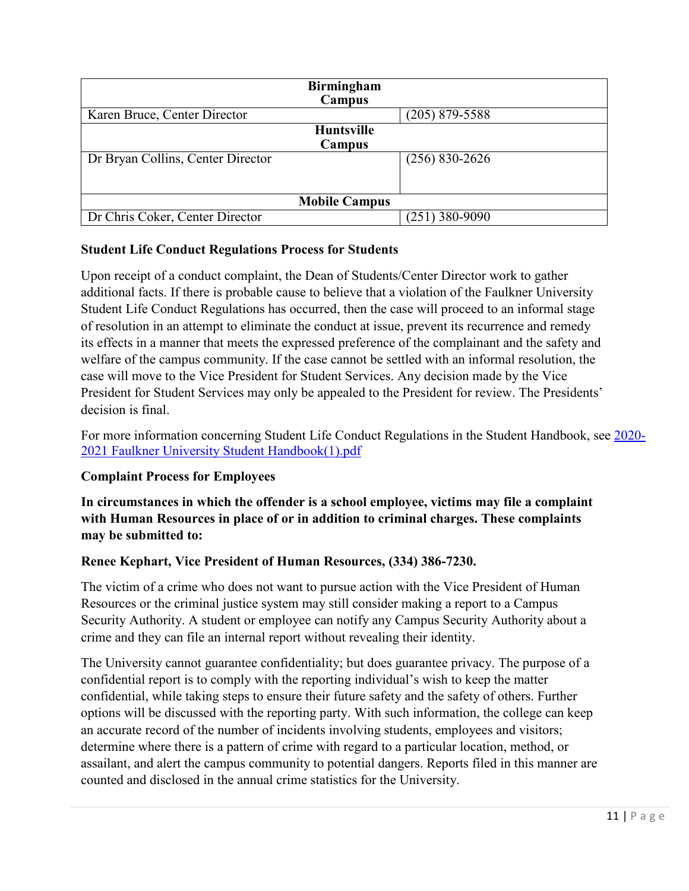| Birmingham Campus | |
|---|---|
| Karen Bruce, Center Director | (205) 879-5588 |
| **Huntsville Campus** | |
| Dr Bryan Collins, Center Director | (256) 830-2626 |
| **Mobile Campus** | |
| Dr Chris Coker, Center Director | (251) 380-9090 |

**Student Life Conduct Regulations Process for Students**

Upon receipt of a conduct complaint, the Dean of Students/Center Director work to gather additional facts. If there is probable cause to believe that a violation of the Faulkner University Student Life Conduct Regulations has occurred, then the case will proceed to an informal stage of resolution in an attempt to eliminate the conduct at issue, prevent its recurrence and remedy its effects in a manner that meets the expressed preference of the complainant and the safety and welfare of the campus community. If the case cannot be settled with an informal resolution, the case will move to the Vice President for Student Services. Any decision made by the Vice President for Student Services may only be appealed to the President for review. The Presidents' decision is final.

For more information concerning Student Life Conduct Regulations in the Student Handbook, see 2020-2021 Faulkner University Student Handbook(1).pdf

**Complaint Process for Employees**

**In circumstances in which the offender is a school employee, victims may file a complaint with Human Resources in place of or in addition to criminal charges. These complaints may be submitted to:**

**Renee Kephart, Vice President of Human Resources, (334) 386-7230.**

The victim of a crime who does not want to pursue action with the Vice President of Human Resources or the criminal justice system may still consider making a report to a Campus Security Authority. A student or employee can notify any Campus Security Authority about a crime and they can file an internal report without revealing their identity.

The University cannot guarantee confidentiality; but does guarantee privacy. The purpose of a confidential report is to comply with the reporting individual's wish to keep the matter confidential, while taking steps to ensure their future safety and the safety of others. Further options will be discussed with the reporting party. With such information, the college can keep an accurate record of the number of incidents involving students, employees and visitors; determine where there is a pattern of crime with regard to a particular location, method, or assailant, and alert the campus community to potential dangers. Reports filed in this manner are counted and disclosed in the annual crime statistics for the University.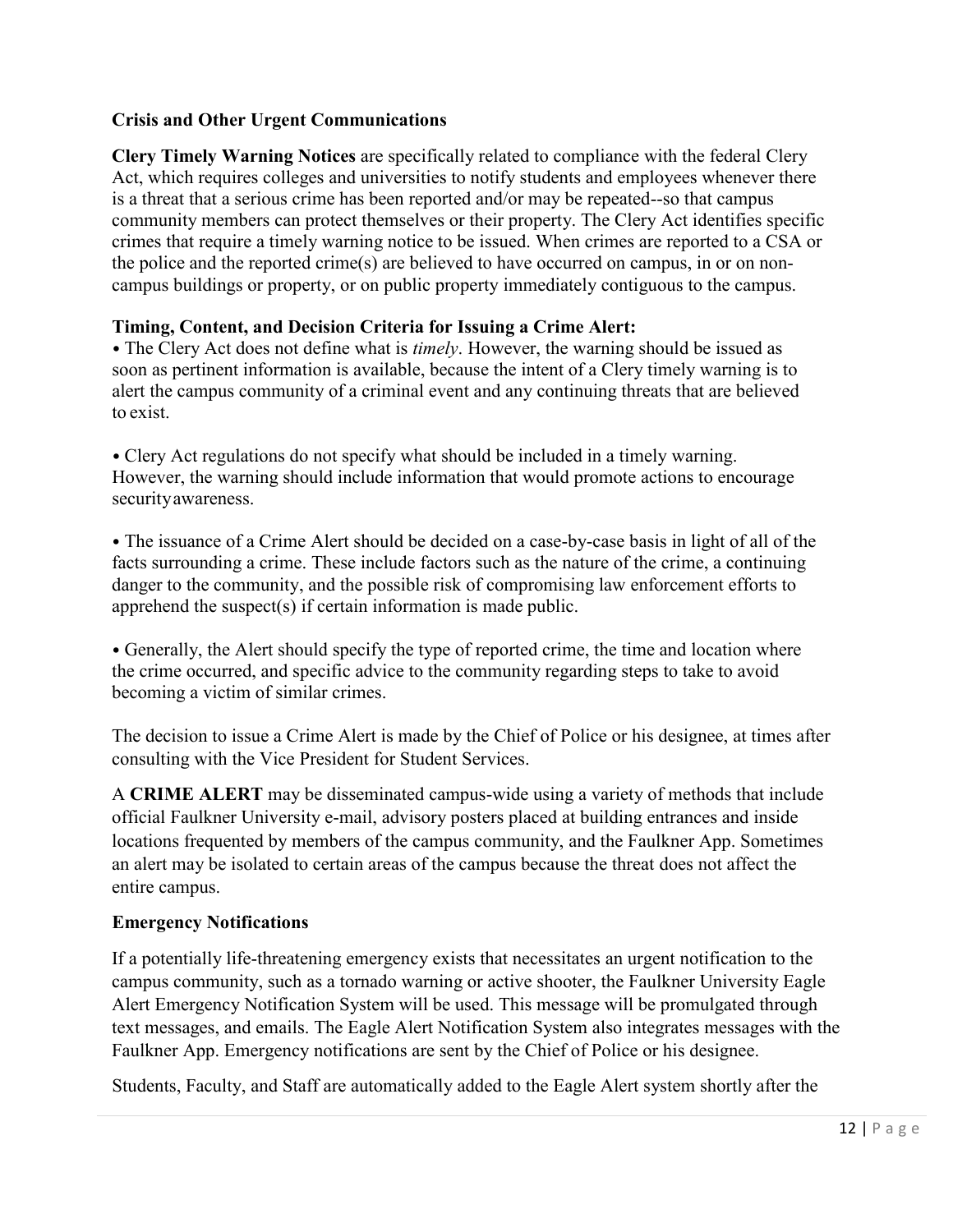**Crisis and Other Urgent Communications**

**Clery Timely Warning Notices** are specifically related to compliance with the federal Clery Act, which requires colleges and universities to notify students and employees whenever there is a threat that a serious crime has been reported and/or may be repeated--so that campus community members can protect themselves or their property. The Clery Act identifies specific crimes that require a timely warning notice to be issued. When crimes are reported to a CSA or the police and the reported crime(s) are believed to have occurred on campus, in or on non-campus buildings or property, or on public property immediately contiguous to the campus.

**Timing, Content, and Decision Criteria for Issuing a Crime Alert:**

- The Clery Act does not define what is *timely*. However, the warning should be issued as soon as pertinent information is available, because the intent of a Clery timely warning is to alert the campus community of a criminal event and any continuing threats that are believed to exist.

- Clery Act regulations do not specify what should be included in a timely warning. However, the warning should include information that would promote actions to encourage security awareness.

- The issuance of a Crime Alert should be decided on a case-by-case basis in light of all of the facts surrounding a crime. These include factors such as the nature of the crime, a continuing danger to the community, and the possible risk of compromising law enforcement efforts to apprehend the suspect(s) if certain information is made public.

- Generally, the Alert should specify the type of reported crime, the time and location where the crime occurred, and specific advice to the community regarding steps to take to avoid becoming a victim of similar crimes.

The decision to issue a Crime Alert is made by the Chief of Police or his designee, at times after consulting with the Vice President for Student Services.

A **CRIME ALERT** may be disseminated campus-wide using a variety of methods that include official Faulkner University e-mail, advisory posters placed at building entrances and inside locations frequented by members of the campus community, and the Faulkner App. Sometimes an alert may be isolated to certain areas of the campus because the threat does not affect the entire campus.

**Emergency Notifications**

If a potentially life-threatening emergency exists that necessitates an urgent notification to the campus community, such as a tornado warning or active shooter, the Faulkner University Eagle Alert Emergency Notification System will be used. This message will be promulgated through text messages, and emails. The Eagle Alert Notification System also integrates messages with the Faulkner App. Emergency notifications are sent by the Chief of Police or his designee.

Students, Faculty, and Staff are automatically added to the Eagle Alert system shortly after the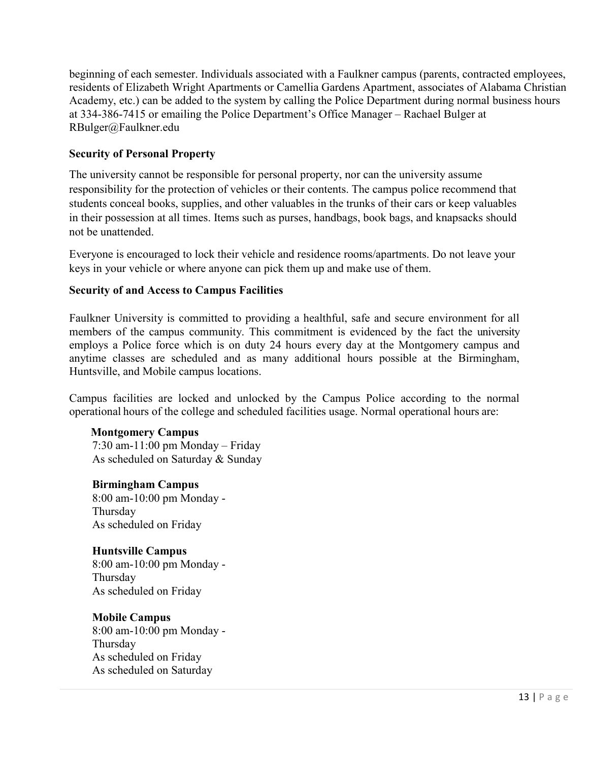beginning of each semester. Individuals associated with a Faulkner campus (parents, contracted employees, residents of Elizabeth Wright Apartments or Camellia Gardens Apartment, associates of Alabama Christian Academy, etc.) can be added to the system by calling the Police Department during normal business hours at 334-386-7415 or emailing the Police Department's Office Manager – Rachael Bulger at RBulger@Faulkner.edu

### Security of Personal Property

The university cannot be responsible for personal property, nor can the university assume responsibility for the protection of vehicles or their contents. The campus police recommend that students conceal books, supplies, and other valuables in the trunks of their cars or keep valuables in their possession at all times. Items such as purses, handbags, book bags, and knapsacks should not be unattended.

Everyone is encouraged to lock their vehicle and residence rooms/apartments. Do not leave your keys in your vehicle or where anyone can pick them up and make use of them.

### Security of and Access to Campus Facilities

Faulkner University is committed to providing a healthful, safe and secure environment for all members of the campus community. This commitment is evidenced by the fact the university employs a Police force which is on duty 24 hours every day at the Montgomery campus and anytime classes are scheduled and as many additional hours possible at the Birmingham, Huntsville, and Mobile campus locations.

Campus facilities are locked and unlocked by the Campus Police according to the normal operational hours of the college and scheduled facilities usage. Normal operational hours are:

**Montgomery Campus**
7:30 am-11:00 pm Monday – Friday
As scheduled on Saturday & Sunday

**Birmingham Campus**
8:00 am-10:00 pm Monday - Thursday
As scheduled on Friday

**Huntsville Campus**
8:00 am-10:00 pm Monday - Thursday
As scheduled on Friday

**Mobile Campus**
8:00 am-10:00 pm Monday - Thursday
As scheduled on Friday
As scheduled on Saturday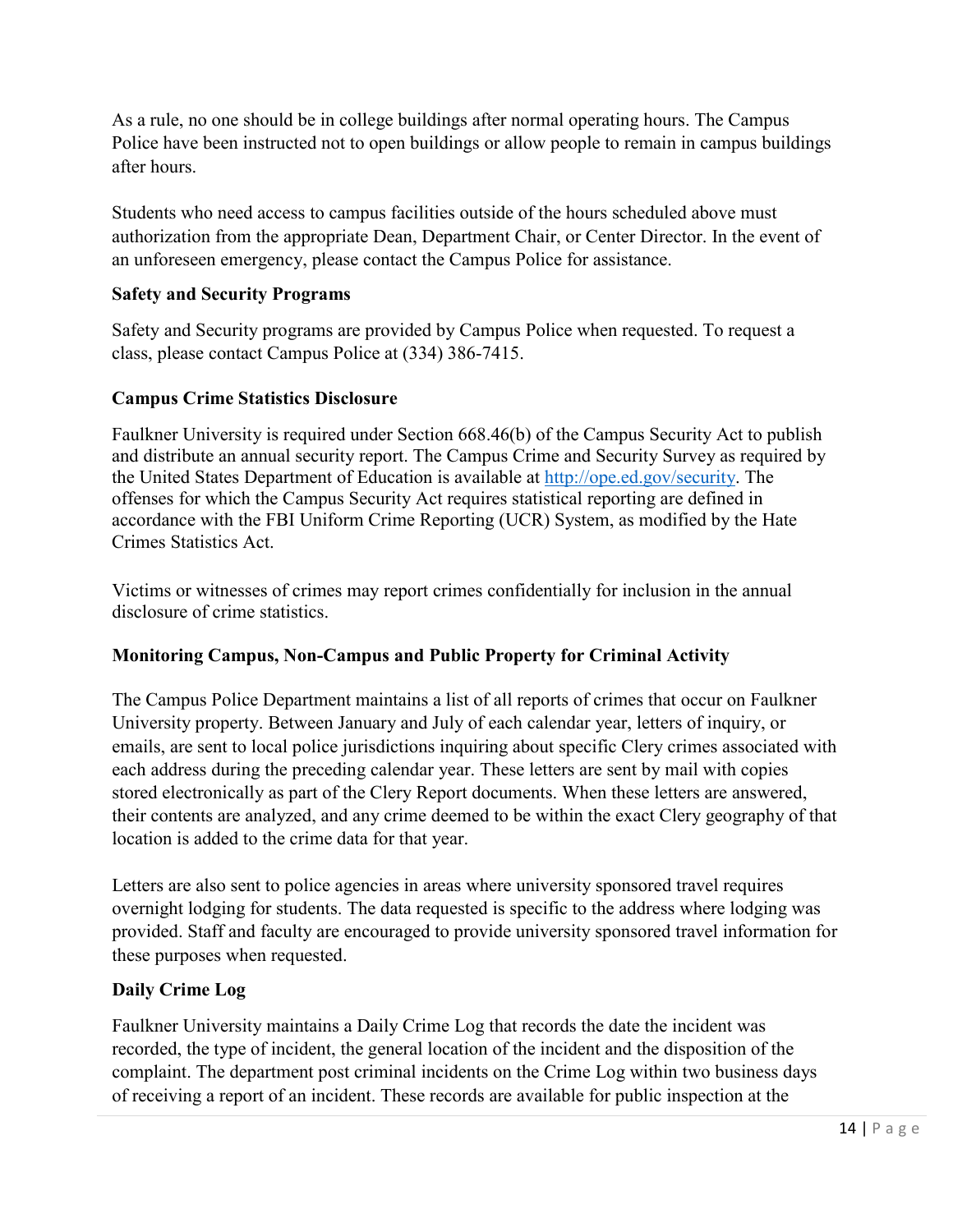As a rule, no one should be in college buildings after normal operating hours. The Campus Police have been instructed not to open buildings or allow people to remain in campus buildings after hours.

Students who need access to campus facilities outside of the hours scheduled above must authorization from the appropriate Dean, Department Chair, or Center Director. In the event of an unforeseen emergency, please contact the Campus Police for assistance.

**Safety and Security Programs**

Safety and Security programs are provided by Campus Police when requested. To request a class, please contact Campus Police at (334) 386-7415.

**Campus Crime Statistics Disclosure**

Faulkner University is required under Section 668.46(b) of the Campus Security Act to publish and distribute an annual security report. The Campus Crime and Security Survey as required by the United States Department of Education is available at [http://ope.ed.gov/security](http://ope.ed.gov/security). The offenses for which the Campus Security Act requires statistical reporting are defined in accordance with the FBI Uniform Crime Reporting (UCR) System, as modified by the Hate Crimes Statistics Act.

Victims or witnesses of crimes may report crimes confidentially for inclusion in the annual disclosure of crime statistics.

**Monitoring Campus, Non-Campus and Public Property for Criminal Activity**

The Campus Police Department maintains a list of all reports of crimes that occur on Faulkner University property. Between January and July of each calendar year, letters of inquiry, or emails, are sent to local police jurisdictions inquiring about specific Clery crimes associated with each address during the preceding calendar year. These letters are sent by mail with copies stored electronically as part of the Clery Report documents. When these letters are answered, their contents are analyzed, and any crime deemed to be within the exact Clery geography of that location is added to the crime data for that year.

Letters are also sent to police agencies in areas where university sponsored travel requires overnight lodging for students. The data requested is specific to the address where lodging was provided. Staff and faculty are encouraged to provide university sponsored travel information for these purposes when requested.

**Daily Crime Log**

Faulkner University maintains a Daily Crime Log that records the date the incident was recorded, the type of incident, the general location of the incident and the disposition of the complaint. The department post criminal incidents on the Crime Log within two business days of receiving a report of an incident. These records are available for public inspection at the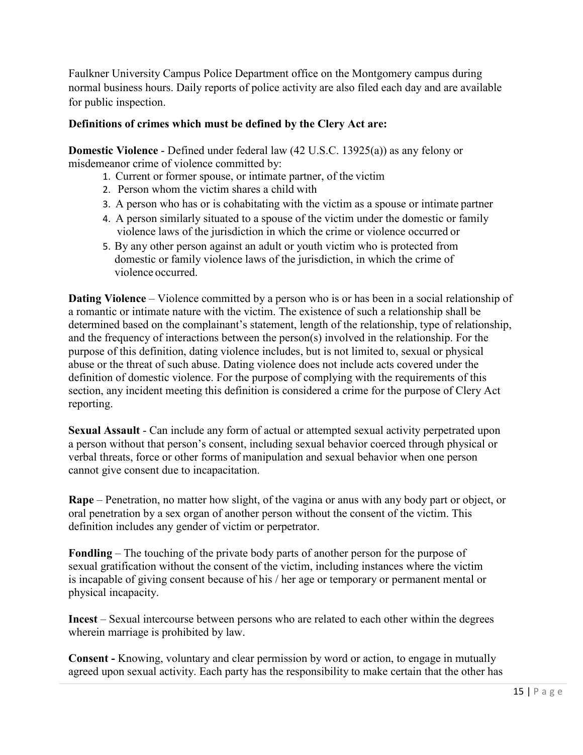Faulkner University Campus Police Department office on the Montgomery campus during normal business hours. Daily reports of police activity are also filed each day and are available for public inspection.

**Definitions of crimes which must be defined by the Clery Act are:**

**Domestic Violence** - Defined under federal law (42 U.S.C. 13925(a)) as any felony or misdemeanor crime of violence committed by:

1. Current or former spouse, or intimate partner, of the victim
2. Person whom the victim shares a child with
3. A person who has or is cohabitating with the victim as a spouse or intimate partner
4. A person similarly situated to a spouse of the victim under the domestic or family violence laws of the jurisdiction in which the crime or violence occurred or
5. By any other person against an adult or youth victim who is protected from domestic or family violence laws of the jurisdiction, in which the crime of violence occurred.

**Dating Violence** – Violence committed by a person who is or has been in a social relationship of a romantic or intimate nature with the victim. The existence of such a relationship shall be determined based on the complainant's statement, length of the relationship, type of relationship, and the frequency of interactions between the person(s) involved in the relationship. For the purpose of this definition, dating violence includes, but is not limited to, sexual or physical abuse or the threat of such abuse. Dating violence does not include acts covered under the definition of domestic violence. For the purpose of complying with the requirements of this section, any incident meeting this definition is considered a crime for the purpose of Clery Act reporting.

**Sexual Assault** - Can include any form of actual or attempted sexual activity perpetrated upon a person without that person's consent, including sexual behavior coerced through physical or verbal threats, force or other forms of manipulation and sexual behavior when one person cannot give consent due to incapacitation.

**Rape** – Penetration, no matter how slight, of the vagina or anus with any body part or object, or oral penetration by a sex organ of another person without the consent of the victim. This definition includes any gender of victim or perpetrator.

**Fondling** – The touching of the private body parts of another person for the purpose of sexual gratification without the consent of the victim, including instances where the victim is incapable of giving consent because of his / her age or temporary or permanent mental or physical incapacity.

**Incest** – Sexual intercourse between persons who are related to each other within the degrees wherein marriage is prohibited by law.

**Consent -** Knowing, voluntary and clear permission by word or action, to engage in mutually agreed upon sexual activity. Each party has the responsibility to make certain that the other has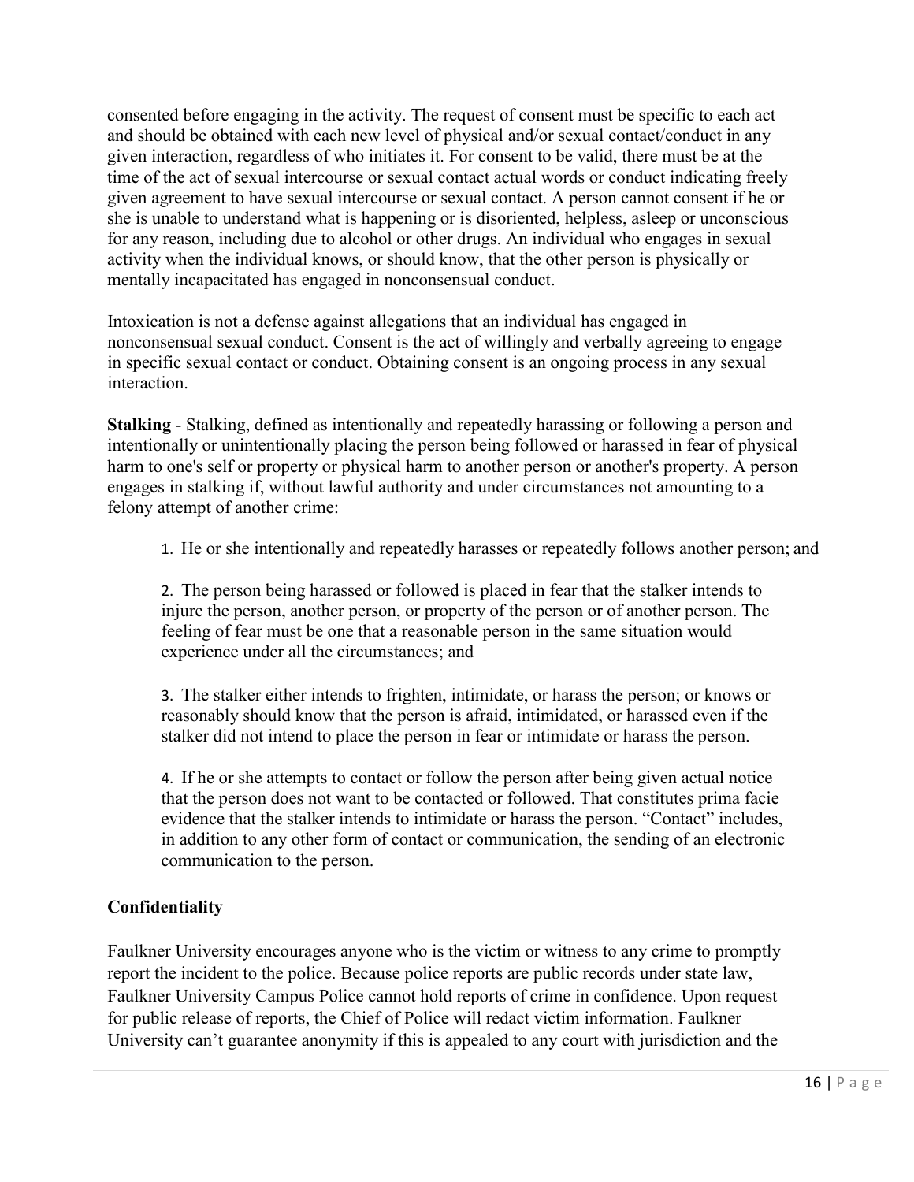consented before engaging in the activity. The request of consent must be specific to each act and should be obtained with each new level of physical and/or sexual contact/conduct in any given interaction, regardless of who initiates it. For consent to be valid, there must be at the time of the act of sexual intercourse or sexual contact actual words or conduct indicating freely given agreement to have sexual intercourse or sexual contact. A person cannot consent if he or she is unable to understand what is happening or is disoriented, helpless, asleep or unconscious for any reason, including due to alcohol or other drugs. An individual who engages in sexual activity when the individual knows, or should know, that the other person is physically or mentally incapacitated has engaged in nonconsensual conduct.

Intoxication is not a defense against allegations that an individual has engaged in nonconsensual sexual conduct. Consent is the act of willingly and verbally agreeing to engage in specific sexual contact or conduct. Obtaining consent is an ongoing process in any sexual interaction.

**Stalking** - Stalking, defined as intentionally and repeatedly harassing or following a person and intentionally or unintentionally placing the person being followed or harassed in fear of physical harm to one's self or property or physical harm to another person or another's property. A person engages in stalking if, without lawful authority and under circumstances not amounting to a felony attempt of another crime:

1. He or she intentionally and repeatedly harasses or repeatedly follows another person; and

2. The person being harassed or followed is placed in fear that the stalker intends to injure the person, another person, or property of the person or of another person. The feeling of fear must be one that a reasonable person in the same situation would experience under all the circumstances; and

3. The stalker either intends to frighten, intimidate, or harass the person; or knows or reasonably should know that the person is afraid, intimidated, or harassed even if the stalker did not intend to place the person in fear or intimidate or harass the person.

4. If he or she attempts to contact or follow the person after being given actual notice that the person does not want to be contacted or followed. That constitutes prima facie evidence that the stalker intends to intimidate or harass the person. "Contact" includes, in addition to any other form of contact or communication, the sending of an electronic communication to the person.

## Confidentiality

Faulkner University encourages anyone who is the victim or witness to any crime to promptly report the incident to the police. Because police reports are public records under state law, Faulkner University Campus Police cannot hold reports of crime in confidence. Upon request for public release of reports, the Chief of Police will redact victim information. Faulkner University can't guarantee anonymity if this is appealed to any court with jurisdiction and the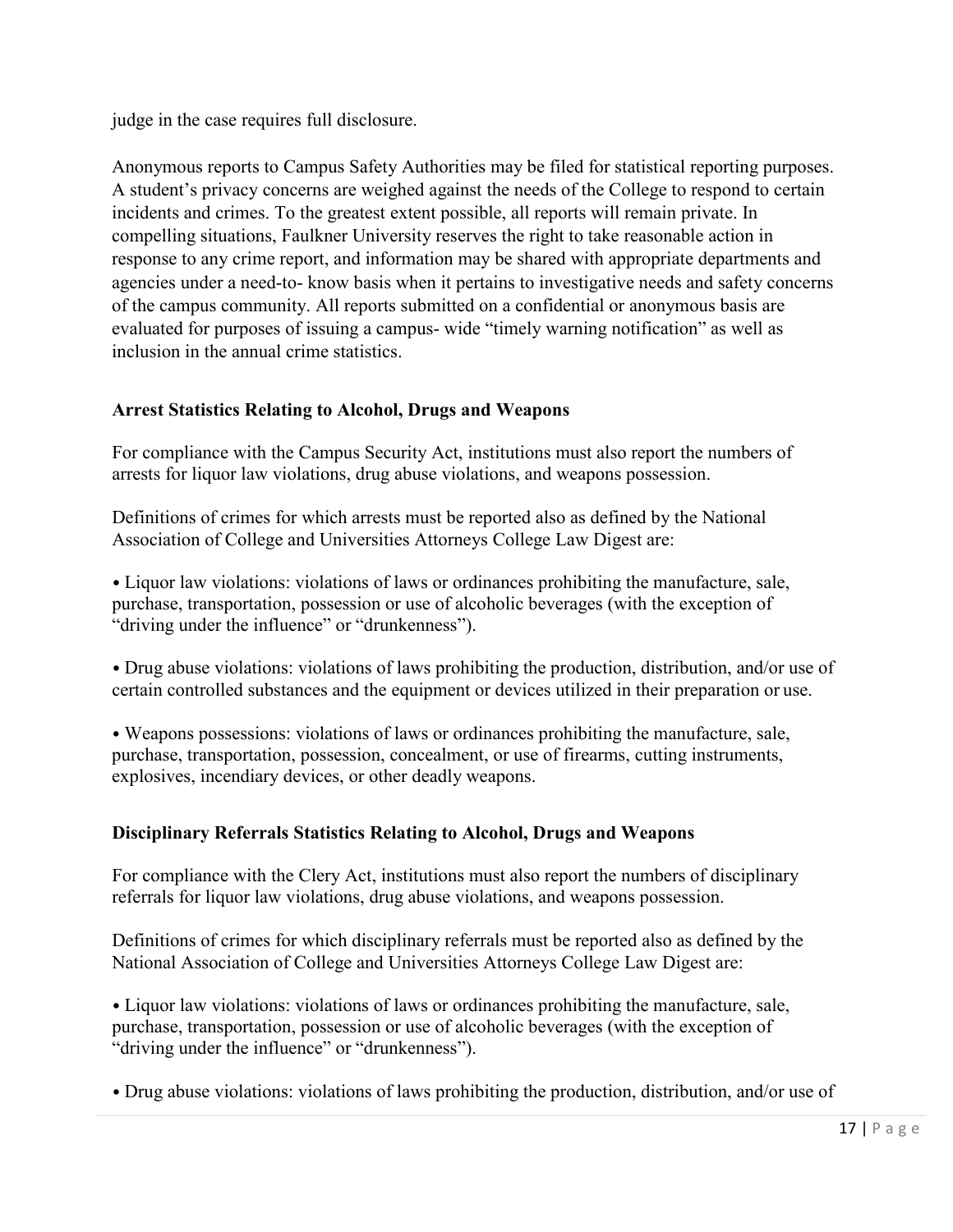judge in the case requires full disclosure.

Anonymous reports to Campus Safety Authorities may be filed for statistical reporting purposes. A student's privacy concerns are weighed against the needs of the College to respond to certain incidents and crimes. To the greatest extent possible, all reports will remain private. In compelling situations, Faulkner University reserves the right to take reasonable action in response to any crime report, and information may be shared with appropriate departments and agencies under a need-to- know basis when it pertains to investigative needs and safety concerns of the campus community. All reports submitted on a confidential or anonymous basis are evaluated for purposes of issuing a campus- wide "timely warning notification" as well as inclusion in the annual crime statistics.

**Arrest Statistics Relating to Alcohol, Drugs and Weapons**

For compliance with the Campus Security Act, institutions must also report the numbers of arrests for liquor law violations, drug abuse violations, and weapons possession.

Definitions of crimes for which arrests must be reported also as defined by the National Association of College and Universities Attorneys College Law Digest are:

- Liquor law violations: violations of laws or ordinances prohibiting the manufacture, sale, purchase, transportation, possession or use of alcoholic beverages (with the exception of "driving under the influence" or "drunkenness").

- Drug abuse violations: violations of laws prohibiting the production, distribution, and/or use of certain controlled substances and the equipment or devices utilized in their preparation or use.

- Weapons possessions: violations of laws or ordinances prohibiting the manufacture, sale, purchase, transportation, possession, concealment, or use of firearms, cutting instruments, explosives, incendiary devices, or other deadly weapons.

**Disciplinary Referrals Statistics Relating to Alcohol, Drugs and Weapons**

For compliance with the Clery Act, institutions must also report the numbers of disciplinary referrals for liquor law violations, drug abuse violations, and weapons possession.

Definitions of crimes for which disciplinary referrals must be reported also as defined by the National Association of College and Universities Attorneys College Law Digest are:

- Liquor law violations: violations of laws or ordinances prohibiting the manufacture, sale, purchase, transportation, possession or use of alcoholic beverages (with the exception of "driving under the influence" or "drunkenness").

- Drug abuse violations: violations of laws prohibiting the production, distribution, and/or use of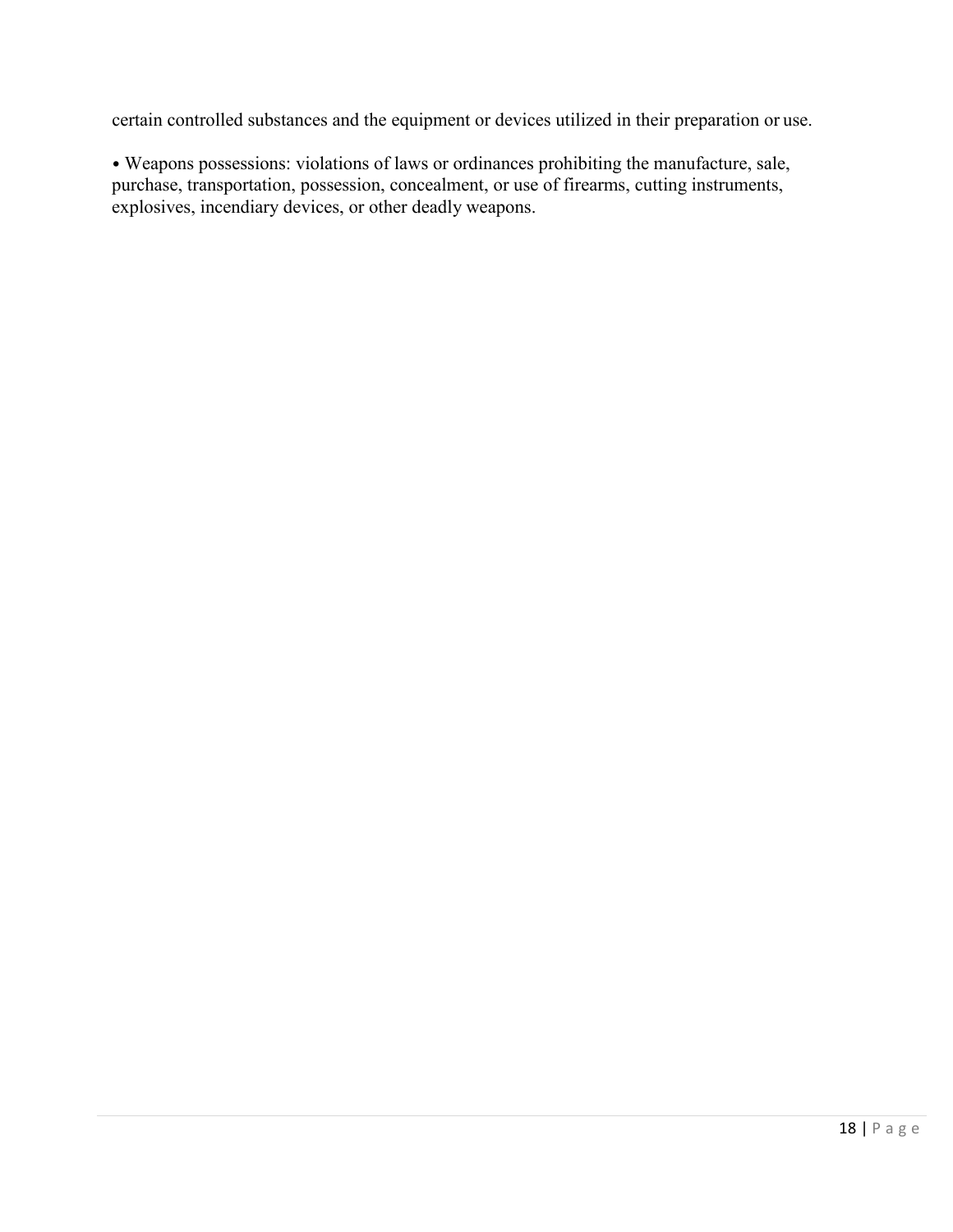certain controlled substances and the equipment or devices utilized in their preparation or use.

- Weapons possessions: violations of laws or ordinances prohibiting the manufacture, sale, purchase, transportation, possession, concealment, or use of firearms, cutting instruments, explosives, incendiary devices, or other deadly weapons.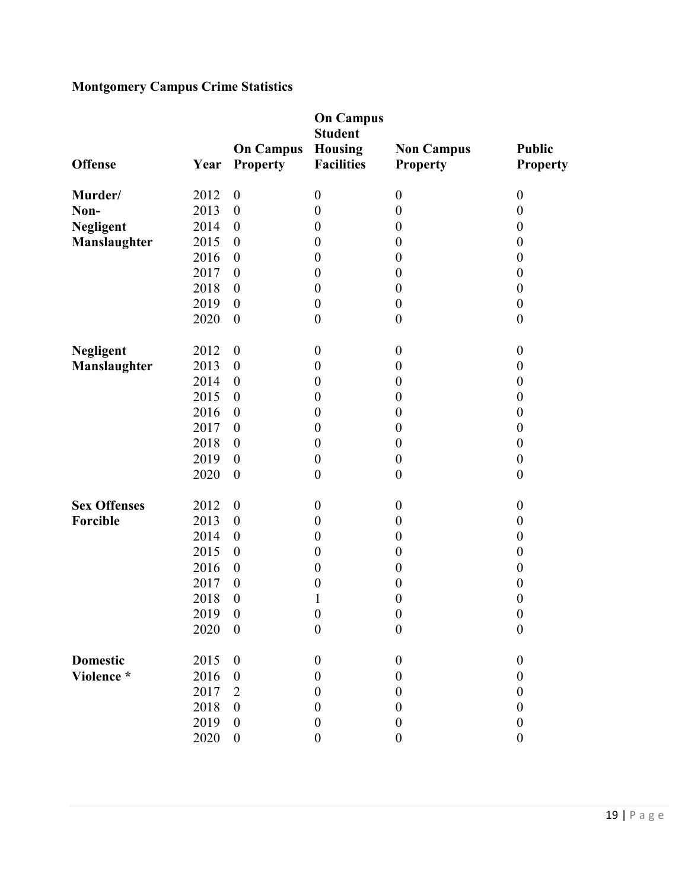**Montgomery Campus Crime Statistics**

| Offense | Year | On Campus Property | On Campus Student Housing Facilities | Non Campus Property | Public Property |
|---|---|---|---|---|---|
| **Murder/ Non-Negligent Manslaughter** | 2012 | 0 | 0 | 0 | 0 |
| | 2013 | 0 | 0 | 0 | 0 |
| | 2014 | 0 | 0 | 0 | 0 |
| | 2015 | 0 | 0 | 0 | 0 |
| | 2016 | 0 | 0 | 0 | 0 |
| | 2017 | 0 | 0 | 0 | 0 |
| | 2018 | 0 | 0 | 0 | 0 |
| | 2019 | 0 | 0 | 0 | 0 |
| | 2020 | 0 | 0 | 0 | 0 |
| **Negligent Manslaughter** | 2012 | 0 | 0 | 0 | 0 |
| | 2013 | 0 | 0 | 0 | 0 |
| | 2014 | 0 | 0 | 0 | 0 |
| | 2015 | 0 | 0 | 0 | 0 |
| | 2016 | 0 | 0 | 0 | 0 |
| | 2017 | 0 | 0 | 0 | 0 |
| | 2018 | 0 | 0 | 0 | 0 |
| | 2019 | 0 | 0 | 0 | 0 |
| | 2020 | 0 | 0 | 0 | 0 |
| **Sex Offenses Forcible** | 2012 | 0 | 0 | 0 | 0 |
| | 2013 | 0 | 0 | 0 | 0 |
| | 2014 | 0 | 0 | 0 | 0 |
| | 2015 | 0 | 0 | 0 | 0 |
| | 2016 | 0 | 0 | 0 | 0 |
| | 2017 | 0 | 0 | 0 | 0 |
| | 2018 | 0 | 1 | 0 | 0 |
| | 2019 | 0 | 0 | 0 | 0 |
| | 2020 | 0 | 0 | 0 | 0 |
| **Domestic Violence** * | 2015 | 0 | 0 | 0 | 0 |
| | 2016 | 0 | 0 | 0 | 0 |
| | 2017 | 2 | 0 | 0 | 0 |
| | 2018 | 0 | 0 | 0 | 0 |
| | 2019 | 0 | 0 | 0 | 0 |
| | 2020 | 0 | 0 | 0 | 0 |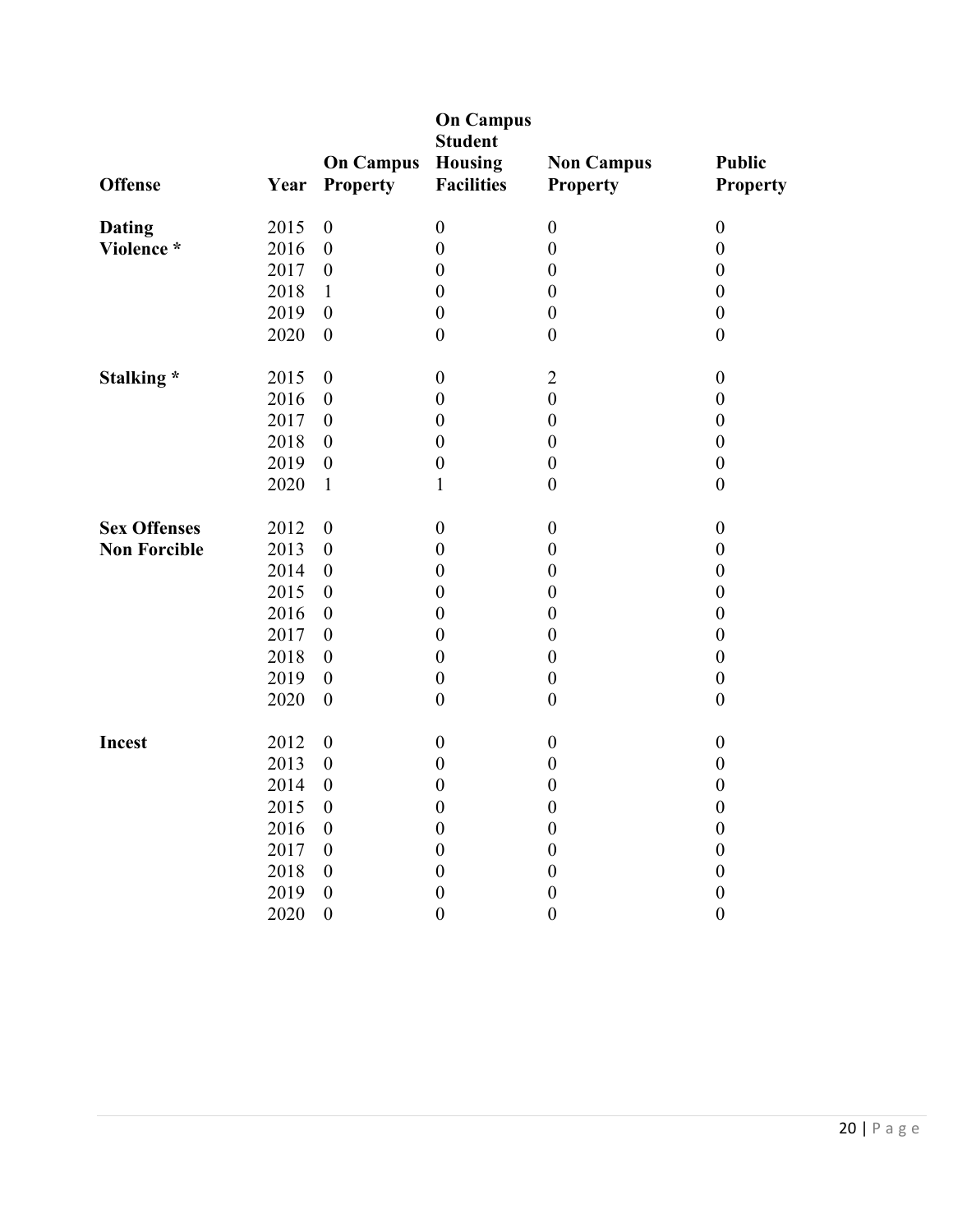| Offense | Year | On Campus Property | On Campus Student Housing Facilities | Non Campus Property | Public Property |
|---|---|---|---|---|---|
| **Dating Violence *** | 2015 | 0 | 0 | 0 | 0 |
| | 2016 | 0 | 0 | 0 | 0 |
| | 2017 | 0 | 0 | 0 | 0 |
| | 2018 | 1 | 0 | 0 | 0 |
| | 2019 | 0 | 0 | 0 | 0 |
| | 2020 | 0 | 0 | 0 | 0 |
| **Stalking *** | 2015 | 0 | 0 | 2 | 0 |
| | 2016 | 0 | 0 | 0 | 0 |
| | 2017 | 0 | 0 | 0 | 0 |
| | 2018 | 0 | 0 | 0 | 0 |
| | 2019 | 0 | 0 | 0 | 0 |
| | 2020 | 1 | 1 | 0 | 0 |
| **Sex Offenses Non Forcible** | 2012 | 0 | 0 | 0 | 0 |
| | 2013 | 0 | 0 | 0 | 0 |
| | 2014 | 0 | 0 | 0 | 0 |
| | 2015 | 0 | 0 | 0 | 0 |
| | 2016 | 0 | 0 | 0 | 0 |
| | 2017 | 0 | 0 | 0 | 0 |
| | 2018 | 0 | 0 | 0 | 0 |
| | 2019 | 0 | 0 | 0 | 0 |
| | 2020 | 0 | 0 | 0 | 0 |
| **Incest** | 2012 | 0 | 0 | 0 | 0 |
| | 2013 | 0 | 0 | 0 | 0 |
| | 2014 | 0 | 0 | 0 | 0 |
| | 2015 | 0 | 0 | 0 | 0 |
| | 2016 | 0 | 0 | 0 | 0 |
| | 2017 | 0 | 0 | 0 | 0 |
| | 2018 | 0 | 0 | 0 | 0 |
| | 2019 | 0 | 0 | 0 | 0 |
| | 2020 | 0 | 0 | 0 | 0 |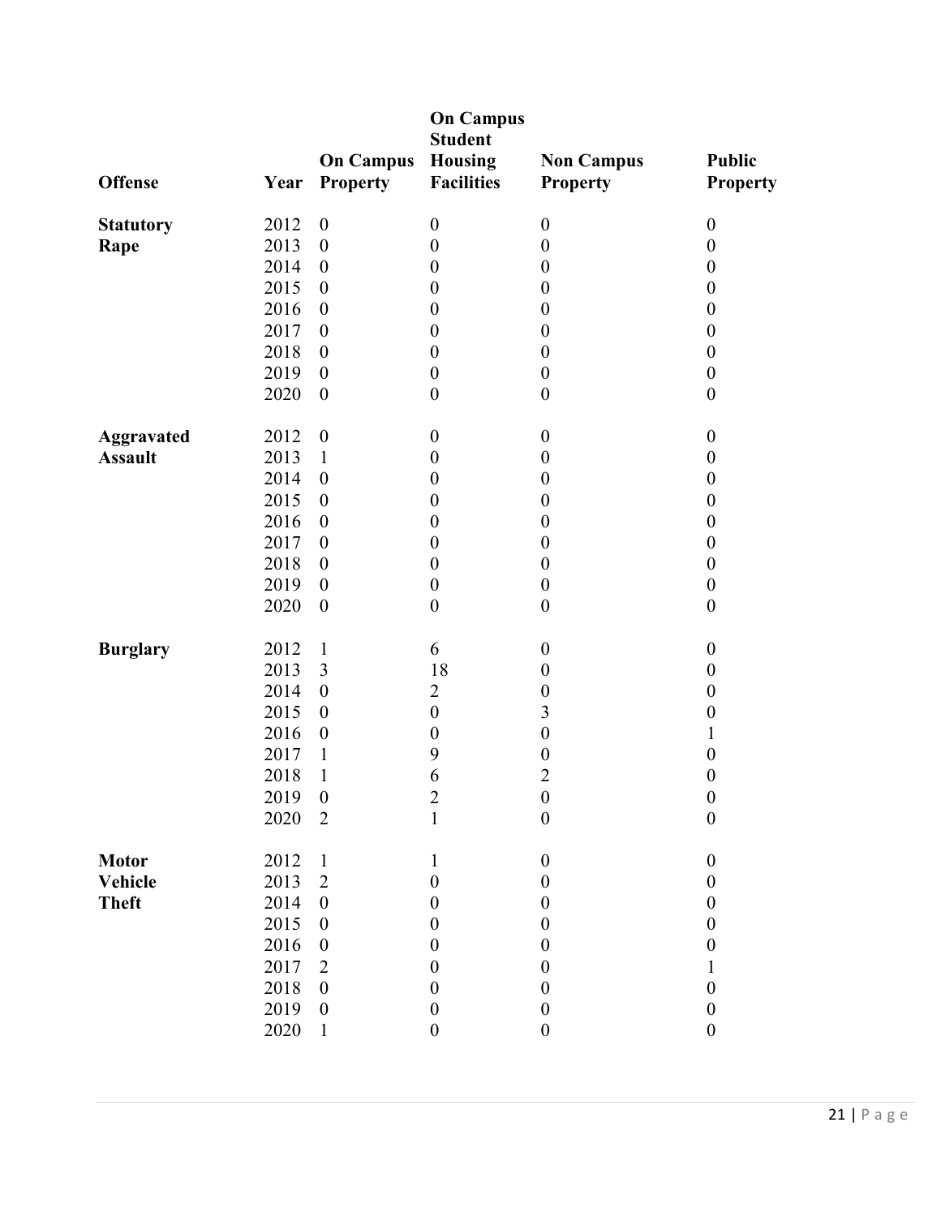| Offense | Year | On Campus Property | On Campus Student Housing Facilities | Non Campus Property | Public Property |
|---|---|---|---|---|---|
| **Statutory Rape** | 2012 | 0 | 0 | 0 | 0 |
| | 2013 | 0 | 0 | 0 | 0 |
| | 2014 | 0 | 0 | 0 | 0 |
| | 2015 | 0 | 0 | 0 | 0 |
| | 2016 | 0 | 0 | 0 | 0 |
| | 2017 | 0 | 0 | 0 | 0 |
| | 2018 | 0 | 0 | 0 | 0 |
| | 2019 | 0 | 0 | 0 | 0 |
| | 2020 | 0 | 0 | 0 | 0 |
| **Aggravated Assault** | 2012 | 0 | 0 | 0 | 0 |
| | 2013 | 1 | 0 | 0 | 0 |
| | 2014 | 0 | 0 | 0 | 0 |
| | 2015 | 0 | 0 | 0 | 0 |
| | 2016 | 0 | 0 | 0 | 0 |
| | 2017 | 0 | 0 | 0 | 0 |
| | 2018 | 0 | 0 | 0 | 0 |
| | 2019 | 0 | 0 | 0 | 0 |
| | 2020 | 0 | 0 | 0 | 0 |
| **Burglary** | 2012 | 1 | 6 | 0 | 0 |
| | 2013 | 3 | 18 | 0 | 0 |
| | 2014 | 0 | 2 | 0 | 0 |
| | 2015 | 0 | 0 | 3 | 0 |
| | 2016 | 0 | 0 | 0 | 1 |
| | 2017 | 1 | 9 | 0 | 0 |
| | 2018 | 1 | 6 | 2 | 0 |
| | 2019 | 0 | 2 | 0 | 0 |
| | 2020 | 2 | 1 | 0 | 0 |
| **Motor Vehicle Theft** | 2012 | 1 | 1 | 0 | 0 |
| | 2013 | 2 | 0 | 0 | 0 |
| | 2014 | 0 | 0 | 0 | 0 |
| | 2015 | 0 | 0 | 0 | 0 |
| | 2016 | 0 | 0 | 0 | 0 |
| | 2017 | 2 | 0 | 0 | 1 |
| | 2018 | 0 | 0 | 0 | 0 |
| | 2019 | 0 | 0 | 0 | 0 |
| | 2020 | 1 | 0 | 0 | 0 |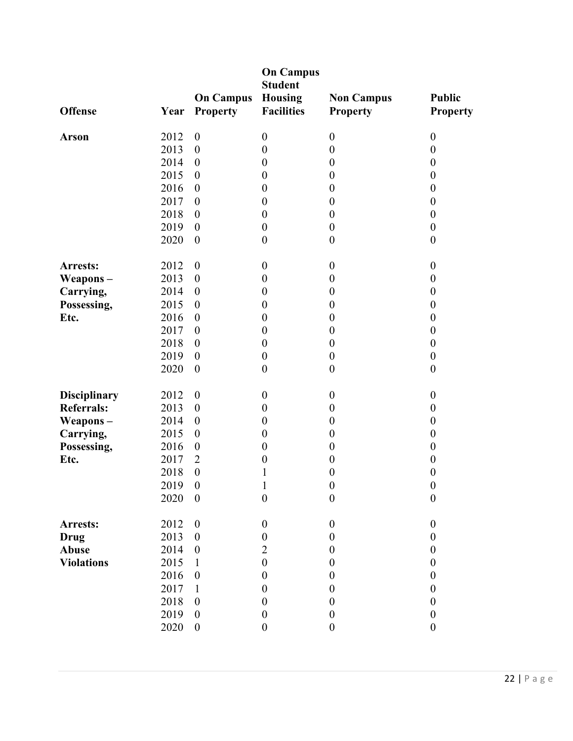| Offense | Year | On Campus Property | On Campus Student Housing Facilities | Non Campus Property | Public Property |
|---|---|---|---|---|---|
| **Arson** | 2012 | 0 | 0 | 0 | 0 |
| | 2013 | 0 | 0 | 0 | 0 |
| | 2014 | 0 | 0 | 0 | 0 |
| | 2015 | 0 | 0 | 0 | 0 |
| | 2016 | 0 | 0 | 0 | 0 |
| | 2017 | 0 | 0 | 0 | 0 |
| | 2018 | 0 | 0 | 0 | 0 |
| | 2019 | 0 | 0 | 0 | 0 |
| | 2020 | 0 | 0 | 0 | 0 |
| **Arrests: Weapons – Carrying, Possessing, Etc.** | 2012 | 0 | 0 | 0 | 0 |
| | 2013 | 0 | 0 | 0 | 0 |
| | 2014 | 0 | 0 | 0 | 0 |
| | 2015 | 0 | 0 | 0 | 0 |
| | 2016 | 0 | 0 | 0 | 0 |
| | 2017 | 0 | 0 | 0 | 0 |
| | 2018 | 0 | 0 | 0 | 0 |
| | 2019 | 0 | 0 | 0 | 0 |
| | 2020 | 0 | 0 | 0 | 0 |
| **Disciplinary Referrals: Weapons – Carrying, Possessing, Etc.** | 2012 | 0 | 0 | 0 | 0 |
| | 2013 | 0 | 0 | 0 | 0 |
| | 2014 | 0 | 0 | 0 | 0 |
| | 2015 | 0 | 0 | 0 | 0 |
| | 2016 | 0 | 0 | 0 | 0 |
| | 2017 | 2 | 0 | 0 | 0 |
| | 2018 | 0 | 1 | 0 | 0 |
| | 2019 | 0 | 1 | 0 | 0 |
| | 2020 | 0 | 0 | 0 | 0 |
| **Arrests: Drug Abuse Violations** | 2012 | 0 | 0 | 0 | 0 |
| | 2013 | 0 | 0 | 0 | 0 |
| | 2014 | 0 | 2 | 0 | 0 |
| | 2015 | 1 | 0 | 0 | 0 |
| | 2016 | 0 | 0 | 0 | 0 |
| | 2017 | 1 | 0 | 0 | 0 |
| | 2018 | 0 | 0 | 0 | 0 |
| | 2019 | 0 | 0 | 0 | 0 |
| | 2020 | 0 | 0 | 0 | 0 |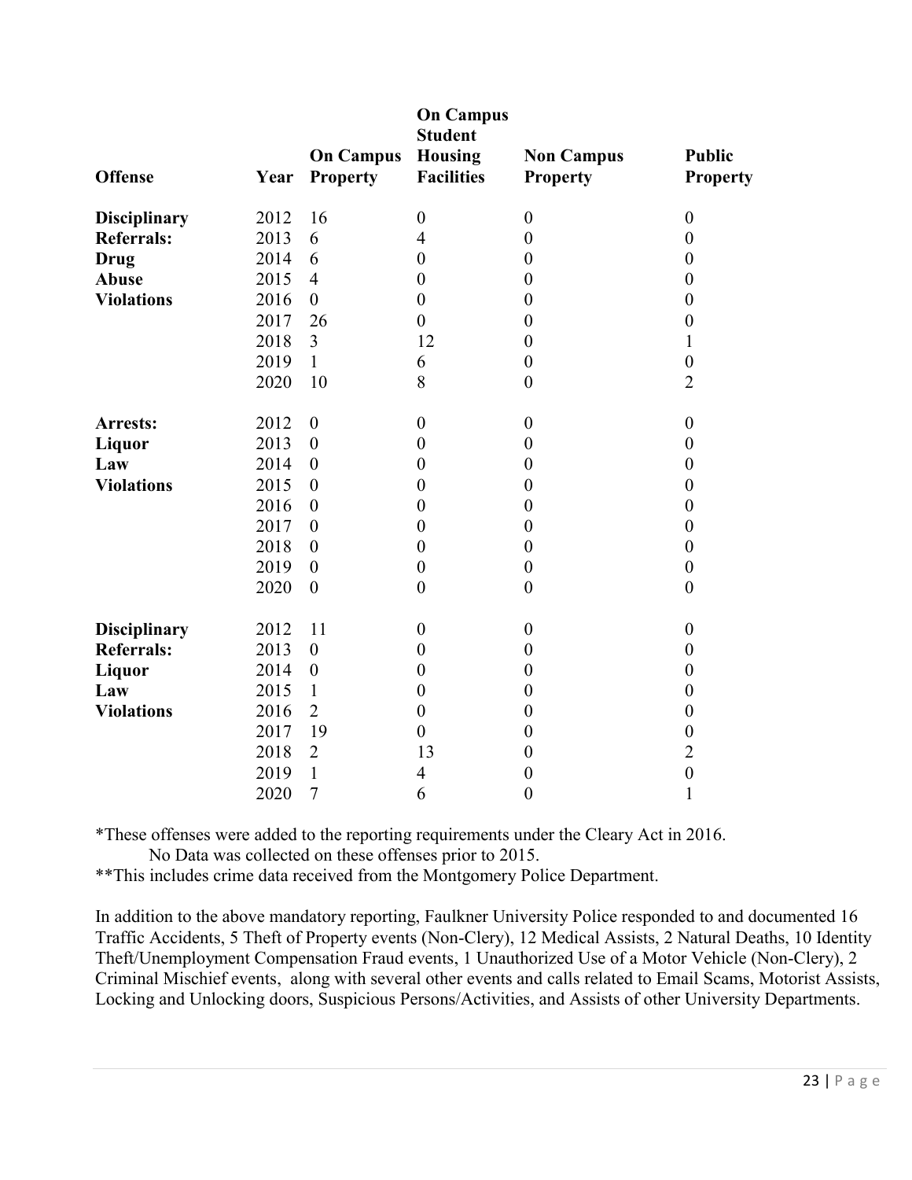| Offense | Year | On Campus Property | On Campus Student Housing Facilities | Non Campus Property | Public Property |
|---|---|---|---|---|---|
| **Disciplinary Referrals: Drug Abuse Violations** | 2012 | 16 | 0 | 0 | 0 |
| | 2013 | 6 | 4 | 0 | 0 |
| | 2014 | 6 | 0 | 0 | 0 |
| | 2015 | 4 | 0 | 0 | 0 |
| | 2016 | 0 | 0 | 0 | 0 |
| | 2017 | 26 | 0 | 0 | 0 |
| | 2018 | 3 | 12 | 0 | 1 |
| | 2019 | 1 | 6 | 0 | 0 |
| | 2020 | 10 | 8 | 0 | 2 |
| **Arrests: Liquor Law Violations** | 2012 | 0 | 0 | 0 | 0 |
| | 2013 | 0 | 0 | 0 | 0 |
| | 2014 | 0 | 0 | 0 | 0 |
| | 2015 | 0 | 0 | 0 | 0 |
| | 2016 | 0 | 0 | 0 | 0 |
| | 2017 | 0 | 0 | 0 | 0 |
| | 2018 | 0 | 0 | 0 | 0 |
| | 2019 | 0 | 0 | 0 | 0 |
| | 2020 | 0 | 0 | 0 | 0 |
| **Disciplinary Referrals: Liquor Law Violations** | 2012 | 11 | 0 | 0 | 0 |
| | 2013 | 0 | 0 | 0 | 0 |
| | 2014 | 0 | 0 | 0 | 0 |
| | 2015 | 1 | 0 | 0 | 0 |
| | 2016 | 2 | 0 | 0 | 0 |
| | 2017 | 19 | 0 | 0 | 0 |
| | 2018 | 2 | 13 | 0 | 2 |
| | 2019 | 1 | 4 | 0 | 0 |
| | 2020 | 7 | 6 | 0 | 1 |

*These offenses were added to the reporting requirements under the Cleary Act in 2016.
No Data was collected on these offenses prior to 2015.
**This includes crime data received from the Montgomery Police Department.

In addition to the above mandatory reporting, Faulkner University Police responded to and documented 16 Traffic Accidents, 5 Theft of Property events (Non-Clery), 12 Medical Assists, 2 Natural Deaths, 10 Identity Theft/Unemployment Compensation Fraud events, 1 Unauthorized Use of a Motor Vehicle (Non-Clery), 2 Criminal Mischief events, along with several other events and calls related to Email Scams, Motorist Assists, Locking and Unlocking doors, Suspicious Persons/Activities, and Assists of other University Departments.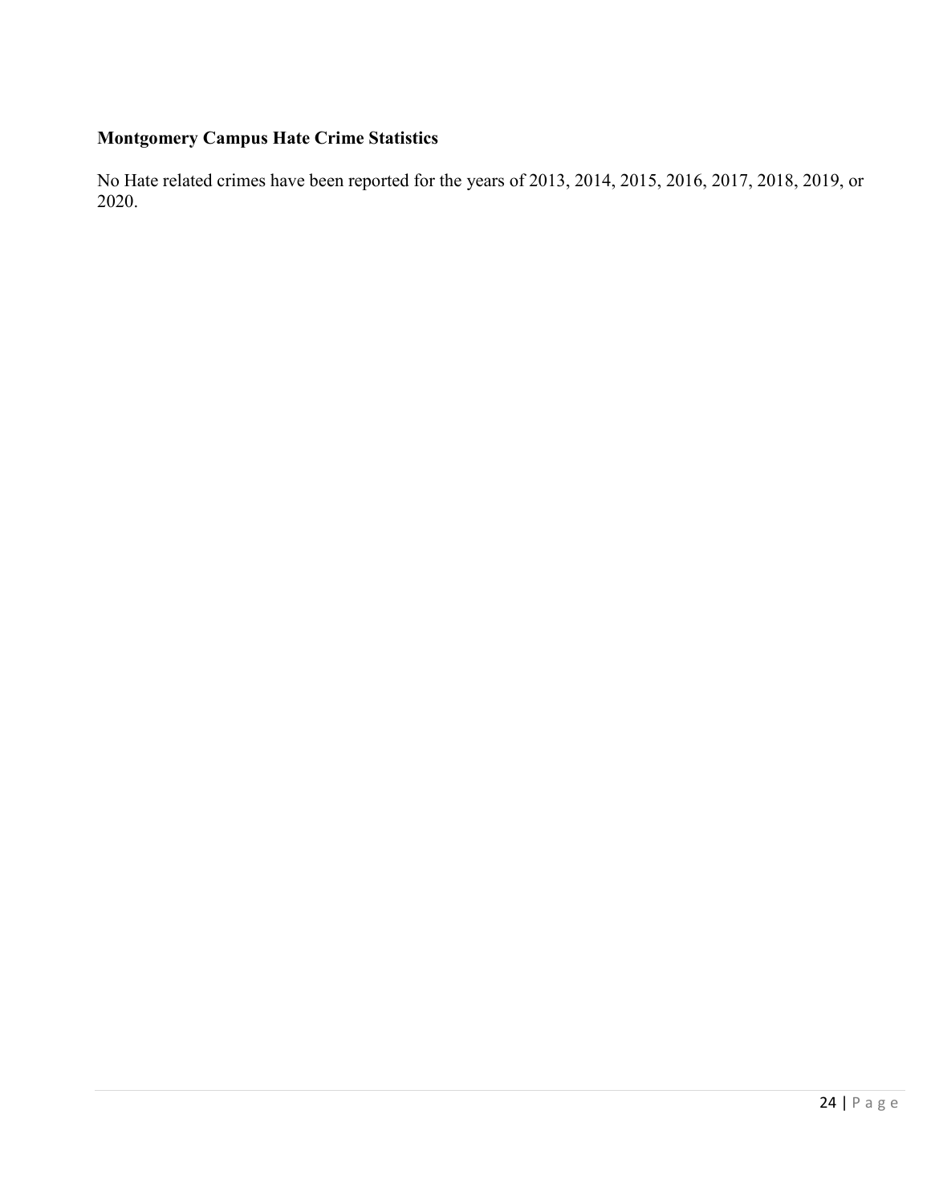**Montgomery Campus Hate Crime Statistics**

No Hate related crimes have been reported for the years of 2013, 2014, 2015, 2016, 2017, 2018, 2019, or 2020.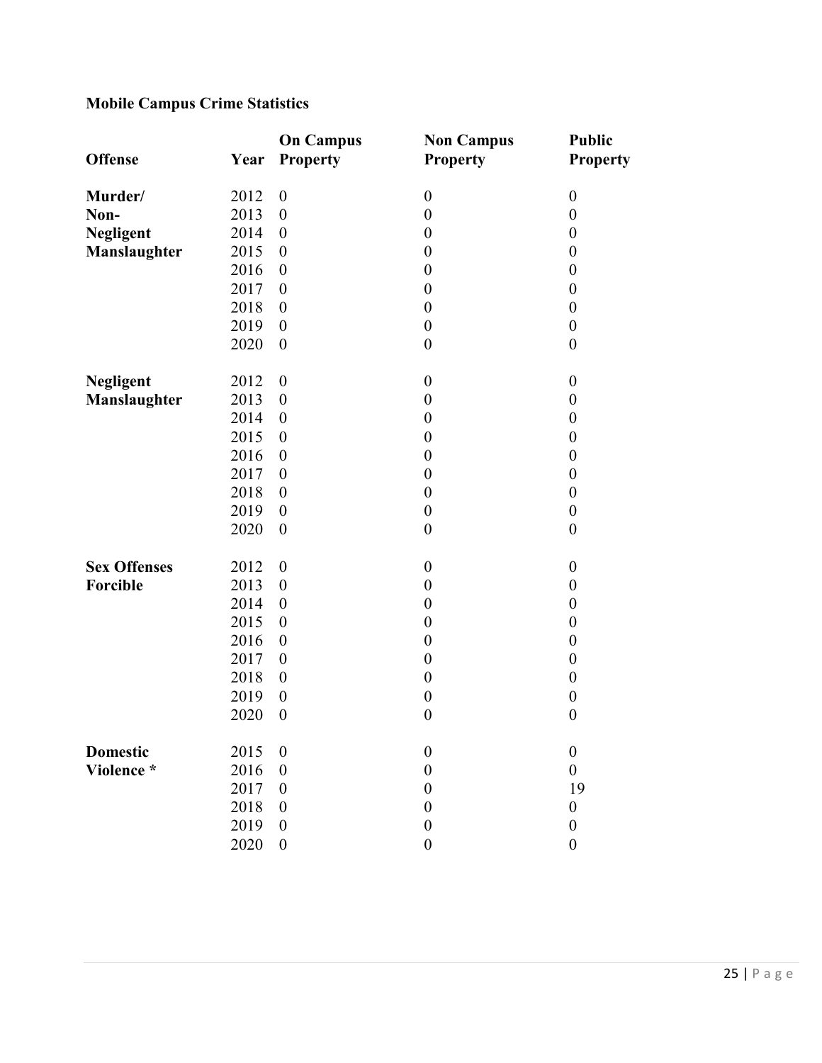**Mobile Campus Crime Statistics**

| Offense | Year | On Campus Property | Non Campus Property | Public Property |
|---|---|---|---|---|
| **Murder/ Non-Negligent Manslaughter** | 2012 | 0 | 0 | 0 |
| | 2013 | 0 | 0 | 0 |
| | 2014 | 0 | 0 | 0 |
| | 2015 | 0 | 0 | 0 |
| | 2016 | 0 | 0 | 0 |
| | 2017 | 0 | 0 | 0 |
| | 2018 | 0 | 0 | 0 |
| | 2019 | 0 | 0 | 0 |
| | 2020 | 0 | 0 | 0 |
| **Negligent Manslaughter** | 2012 | 0 | 0 | 0 |
| | 2013 | 0 | 0 | 0 |
| | 2014 | 0 | 0 | 0 |
| | 2015 | 0 | 0 | 0 |
| | 2016 | 0 | 0 | 0 |
| | 2017 | 0 | 0 | 0 |
| | 2018 | 0 | 0 | 0 |
| | 2019 | 0 | 0 | 0 |
| | 2020 | 0 | 0 | 0 |
| **Sex Offenses Forcible** | 2012 | 0 | 0 | 0 |
| | 2013 | 0 | 0 | 0 |
| | 2014 | 0 | 0 | 0 |
| | 2015 | 0 | 0 | 0 |
| | 2016 | 0 | 0 | 0 |
| | 2017 | 0 | 0 | 0 |
| | 2018 | 0 | 0 | 0 |
| | 2019 | 0 | 0 | 0 |
| | 2020 | 0 | 0 | 0 |
| **Domestic Violence *** | 2015 | 0 | 0 | 0 |
| | 2016 | 0 | 0 | 0 |
| | 2017 | 0 | 0 | 19 |
| | 2018 | 0 | 0 | 0 |
| | 2019 | 0 | 0 | 0 |
| | 2020 | 0 | 0 | 0 |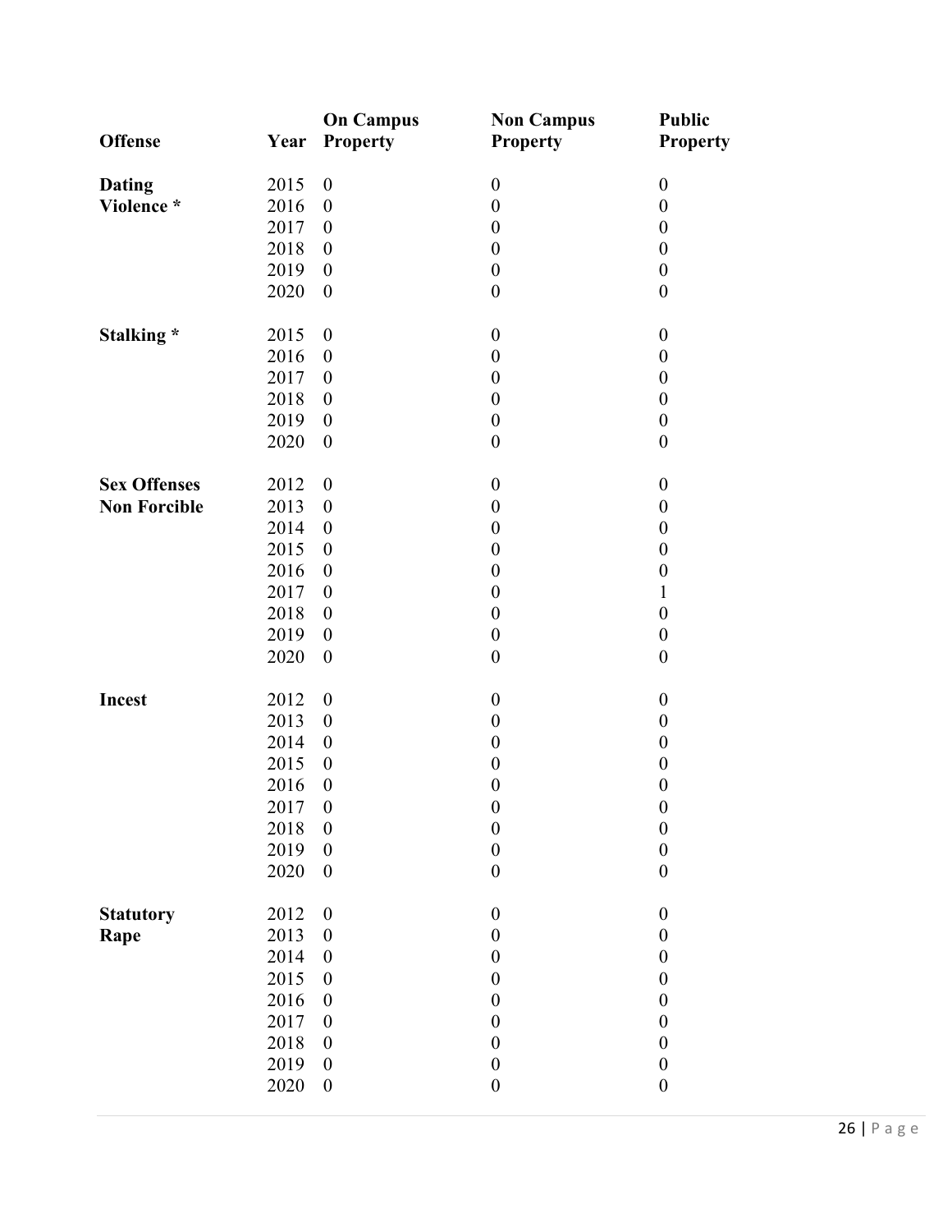| Offense | Year | On Campus Property | Non Campus Property | Public Property |
|---|---|---|---|---|
| Dating Violence * | 2015 | 0 | 0 | 0 |
| | 2016 | 0 | 0 | 0 |
| | 2017 | 0 | 0 | 0 |
| | 2018 | 0 | 0 | 0 |
| | 2019 | 0 | 0 | 0 |
| | 2020 | 0 | 0 | 0 |
| Stalking * | 2015 | 0 | 0 | 0 |
| | 2016 | 0 | 0 | 0 |
| | 2017 | 0 | 0 | 0 |
| | 2018 | 0 | 0 | 0 |
| | 2019 | 0 | 0 | 0 |
| | 2020 | 0 | 0 | 0 |
| Sex Offenses Non Forcible | 2012 | 0 | 0 | 0 |
| | 2013 | 0 | 0 | 0 |
| | 2014 | 0 | 0 | 0 |
| | 2015 | 0 | 0 | 0 |
| | 2016 | 0 | 0 | 0 |
| | 2017 | 0 | 0 | 1 |
| | 2018 | 0 | 0 | 0 |
| | 2019 | 0 | 0 | 0 |
| | 2020 | 0 | 0 | 0 |
| Incest | 2012 | 0 | 0 | 0 |
| | 2013 | 0 | 0 | 0 |
| | 2014 | 0 | 0 | 0 |
| | 2015 | 0 | 0 | 0 |
| | 2016 | 0 | 0 | 0 |
| | 2017 | 0 | 0 | 0 |
| | 2018 | 0 | 0 | 0 |
| | 2019 | 0 | 0 | 0 |
| | 2020 | 0 | 0 | 0 |
| Statutory Rape | 2012 | 0 | 0 | 0 |
| | 2013 | 0 | 0 | 0 |
| | 2014 | 0 | 0 | 0 |
| | 2015 | 0 | 0 | 0 |
| | 2016 | 0 | 0 | 0 |
| | 2017 | 0 | 0 | 0 |
| | 2018 | 0 | 0 | 0 |
| | 2019 | 0 | 0 | 0 |
| | 2020 | 0 | 0 | 0 |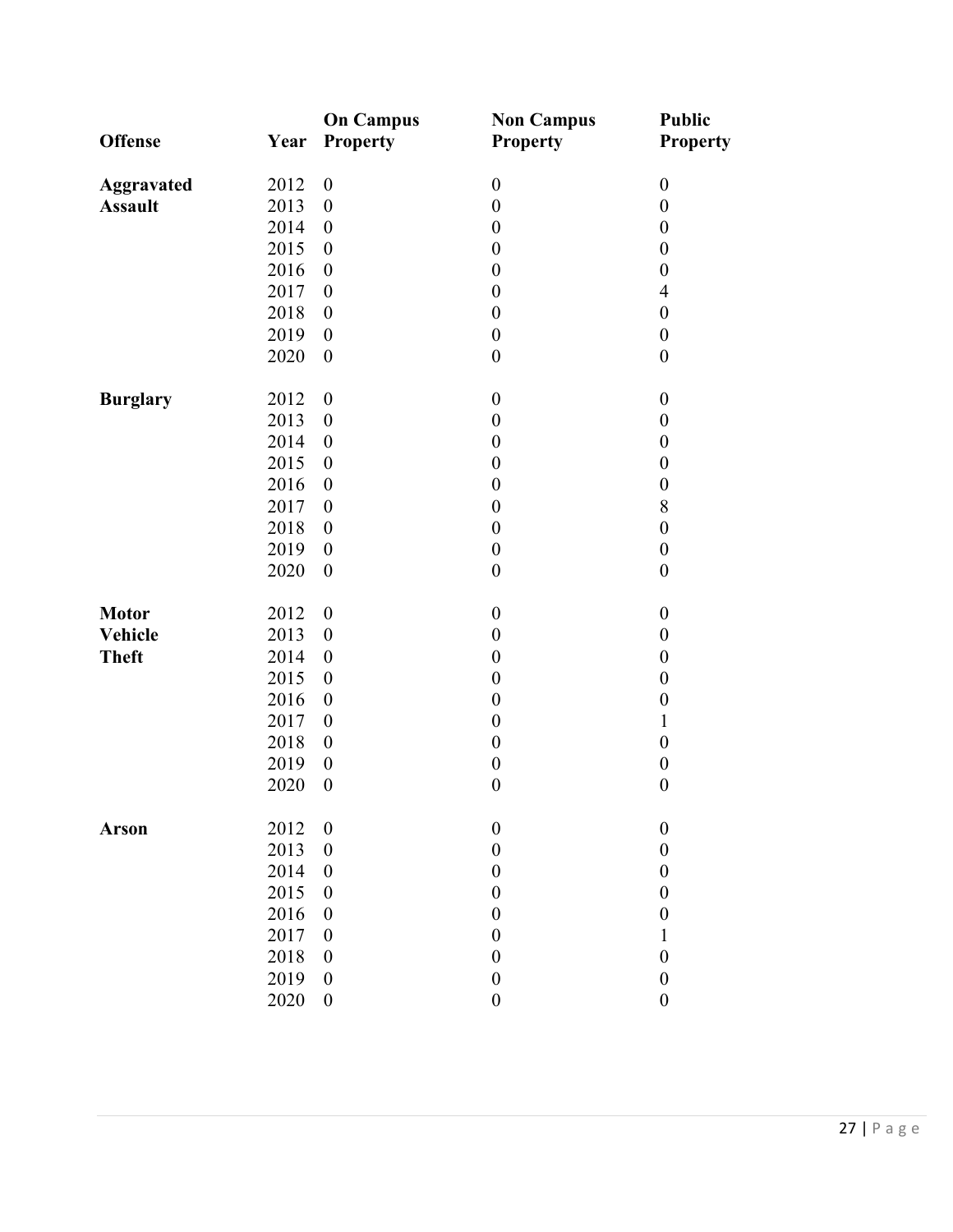| Offense | Year | On Campus Property | Non Campus Property | Public Property |
|---|---|---|---|---|
| **Aggravated Assault** | 2012 | 0 | 0 | 0 |
| | 2013 | 0 | 0 | 0 |
| | 2014 | 0 | 0 | 0 |
| | 2015 | 0 | 0 | 0 |
| | 2016 | 0 | 0 | 0 |
| | 2017 | 0 | 0 | 4 |
| | 2018 | 0 | 0 | 0 |
| | 2019 | 0 | 0 | 0 |
| | 2020 | 0 | 0 | 0 |
| **Burglary** | 2012 | 0 | 0 | 0 |
| | 2013 | 0 | 0 | 0 |
| | 2014 | 0 | 0 | 0 |
| | 2015 | 0 | 0 | 0 |
| | 2016 | 0 | 0 | 0 |
| | 2017 | 0 | 0 | 8 |
| | 2018 | 0 | 0 | 0 |
| | 2019 | 0 | 0 | 0 |
| | 2020 | 0 | 0 | 0 |
| **Motor Vehicle Theft** | 2012 | 0 | 0 | 0 |
| | 2013 | 0 | 0 | 0 |
| | 2014 | 0 | 0 | 0 |
| | 2015 | 0 | 0 | 0 |
| | 2016 | 0 | 0 | 0 |
| | 2017 | 0 | 0 | 1 |
| | 2018 | 0 | 0 | 0 |
| | 2019 | 0 | 0 | 0 |
| | 2020 | 0 | 0 | 0 |
| **Arson** | 2012 | 0 | 0 | 0 |
| | 2013 | 0 | 0 | 0 |
| | 2014 | 0 | 0 | 0 |
| | 2015 | 0 | 0 | 0 |
| | 2016 | 0 | 0 | 0 |
| | 2017 | 0 | 0 | 1 |
| | 2018 | 0 | 0 | 0 |
| | 2019 | 0 | 0 | 0 |
| | 2020 | 0 | 0 | 0 |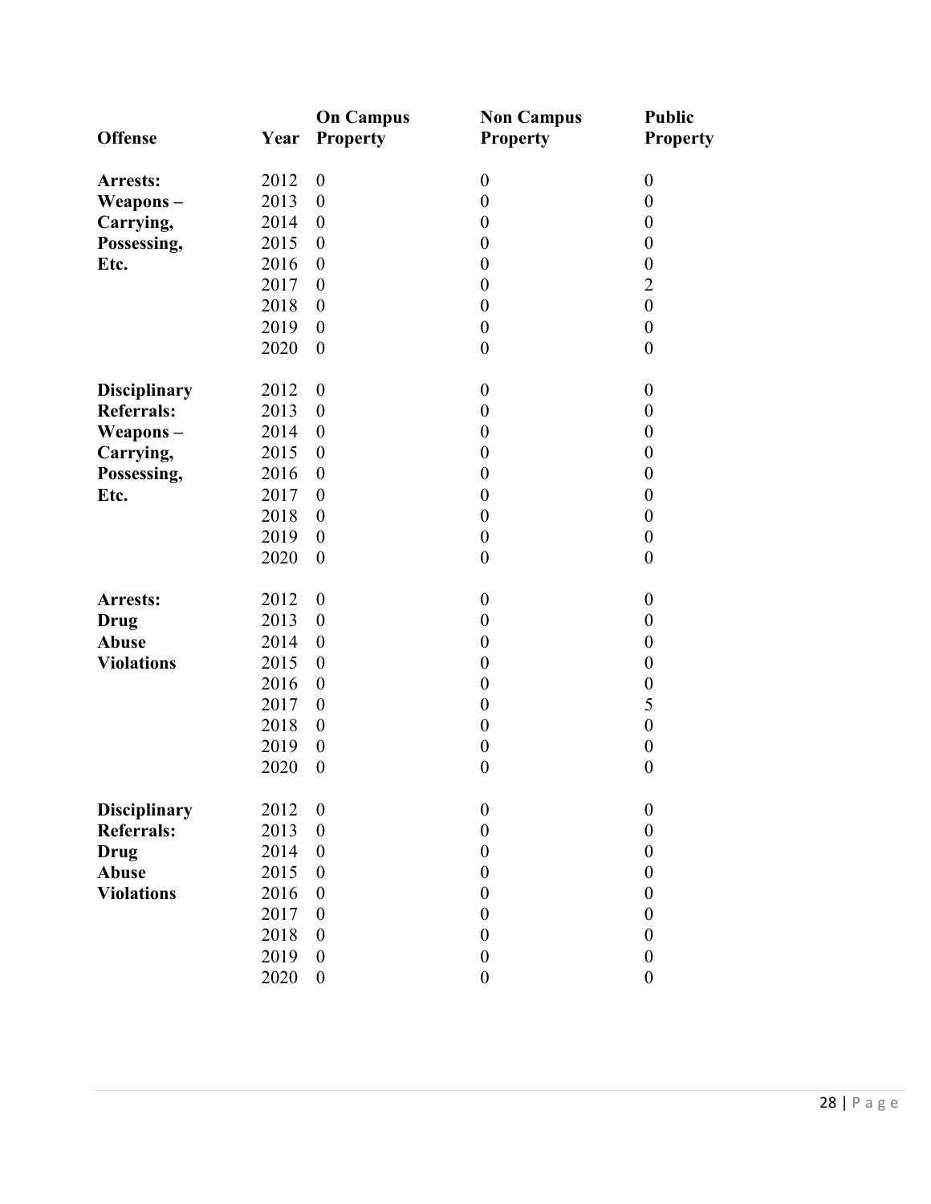| Offense | Year | On Campus Property | Non Campus Property | Public Property |
|---|---|---|---|---|
| **Arrests: Weapons – Carrying, Possessing, Etc.** | 2012 | 0 | 0 | 0 |
| | 2013 | 0 | 0 | 0 |
| | 2014 | 0 | 0 | 0 |
| | 2015 | 0 | 0 | 0 |
| | 2016 | 0 | 0 | 0 |
| | 2017 | 0 | 0 | 2 |
| | 2018 | 0 | 0 | 0 |
| | 2019 | 0 | 0 | 0 |
| | 2020 | 0 | 0 | 0 |
| **Disciplinary Referrals: Weapons – Carrying, Possessing, Etc.** | 2012 | 0 | 0 | 0 |
| | 2013 | 0 | 0 | 0 |
| | 2014 | 0 | 0 | 0 |
| | 2015 | 0 | 0 | 0 |
| | 2016 | 0 | 0 | 0 |
| | 2017 | 0 | 0 | 0 |
| | 2018 | 0 | 0 | 0 |
| | 2019 | 0 | 0 | 0 |
| | 2020 | 0 | 0 | 0 |
| **Arrests: Drug Abuse Violations** | 2012 | 0 | 0 | 0 |
| | 2013 | 0 | 0 | 0 |
| | 2014 | 0 | 0 | 0 |
| | 2015 | 0 | 0 | 0 |
| | 2016 | 0 | 0 | 0 |
| | 2017 | 0 | 0 | 5 |
| | 2018 | 0 | 0 | 0 |
| | 2019 | 0 | 0 | 0 |
| | 2020 | 0 | 0 | 0 |
| **Disciplinary Referrals: Drug Abuse Violations** | 2012 | 0 | 0 | 0 |
| | 2013 | 0 | 0 | 0 |
| | 2014 | 0 | 0 | 0 |
| | 2015 | 0 | 0 | 0 |
| | 2016 | 0 | 0 | 0 |
| | 2017 | 0 | 0 | 0 |
| | 2018 | 0 | 0 | 0 |
| | 2019 | 0 | 0 | 0 |
| | 2020 | 0 | 0 | 0 |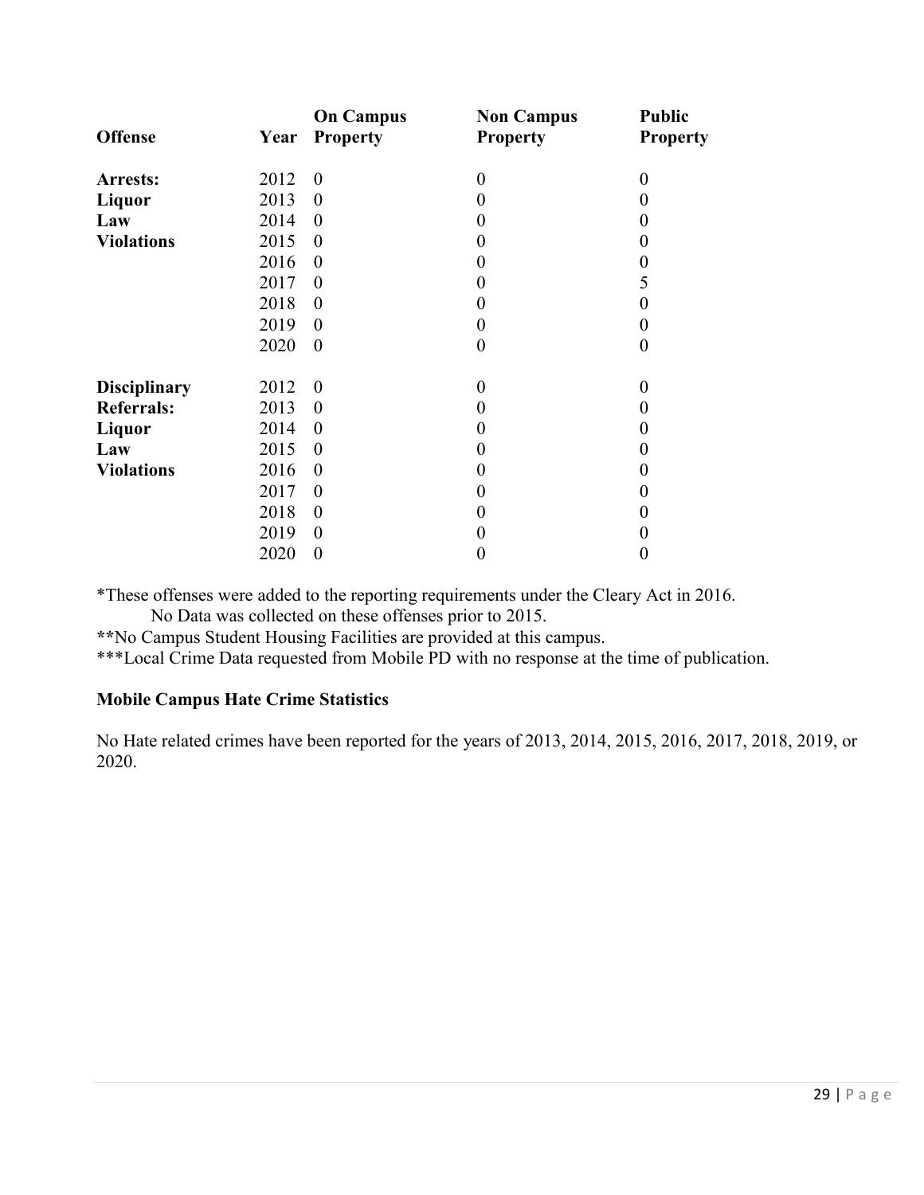| Offense | Year | On Campus Property | Non Campus Property | Public Property |
|---|---|---|---|---|
| **Arrests: Liquor Law Violations** | 2012 | 0 | 0 | 0 |
| | 2013 | 0 | 0 | 0 |
| | 2014 | 0 | 0 | 0 |
| | 2015 | 0 | 0 | 0 |
| | 2016 | 0 | 0 | 0 |
| | 2017 | 0 | 0 | 5 |
| | 2018 | 0 | 0 | 0 |
| | 2019 | 0 | 0 | 0 |
| | 2020 | 0 | 0 | 0 |
| **Disciplinary Referrals: Liquor Law Violations** | 2012 | 0 | 0 | 0 |
| | 2013 | 0 | 0 | 0 |
| | 2014 | 0 | 0 | 0 |
| | 2015 | 0 | 0 | 0 |
| | 2016 | 0 | 0 | 0 |
| | 2017 | 0 | 0 | 0 |
| | 2018 | 0 | 0 | 0 |
| | 2019 | 0 | 0 | 0 |
| | 2020 | 0 | 0 | 0 |

*These offenses were added to the reporting requirements under the Cleary Act in 2016.
No Data was collected on these offenses prior to 2015.

**No Campus Student Housing Facilities are provided at this campus.

***Local Crime Data requested from Mobile PD with no response at the time of publication.

**Mobile Campus Hate Crime Statistics**

No Hate related crimes have been reported for the years of 2013, 2014, 2015, 2016, 2017, 2018, 2019, or 2020.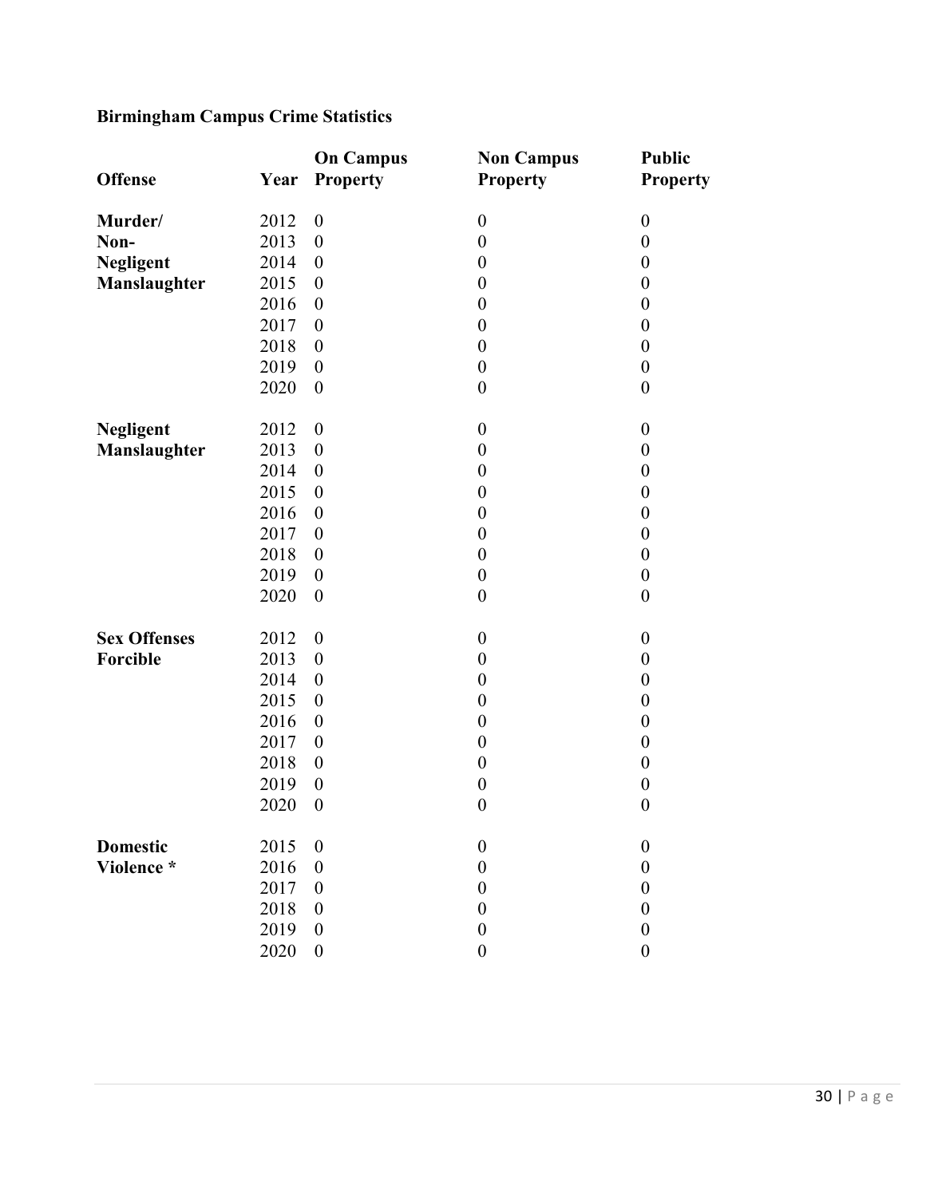**Birmingham Campus Crime Statistics**

| Offense | Year | On Campus Property | Non Campus Property | Public Property |
|---|---|---|---|---|
| Murder/ Non-Negligent Manslaughter | 2012 | 0 | 0 | 0 |
| | 2013 | 0 | 0 | 0 |
| | 2014 | 0 | 0 | 0 |
| | 2015 | 0 | 0 | 0 |
| | 2016 | 0 | 0 | 0 |
| | 2017 | 0 | 0 | 0 |
| | 2018 | 0 | 0 | 0 |
| | 2019 | 0 | 0 | 0 |
| | 2020 | 0 | 0 | 0 |
| Negligent Manslaughter | 2012 | 0 | 0 | 0 |
| | 2013 | 0 | 0 | 0 |
| | 2014 | 0 | 0 | 0 |
| | 2015 | 0 | 0 | 0 |
| | 2016 | 0 | 0 | 0 |
| | 2017 | 0 | 0 | 0 |
| | 2018 | 0 | 0 | 0 |
| | 2019 | 0 | 0 | 0 |
| | 2020 | 0 | 0 | 0 |
| Sex Offenses Forcible | 2012 | 0 | 0 | 0 |
| | 2013 | 0 | 0 | 0 |
| | 2014 | 0 | 0 | 0 |
| | 2015 | 0 | 0 | 0 |
| | 2016 | 0 | 0 | 0 |
| | 2017 | 0 | 0 | 0 |
| | 2018 | 0 | 0 | 0 |
| | 2019 | 0 | 0 | 0 |
| | 2020 | 0 | 0 | 0 |
| Domestic Violence * | 2015 | 0 | 0 | 0 |
| | 2016 | 0 | 0 | 0 |
| | 2017 | 0 | 0 | 0 |
| | 2018 | 0 | 0 | 0 |
| | 2019 | 0 | 0 | 0 |
| | 2020 | 0 | 0 | 0 |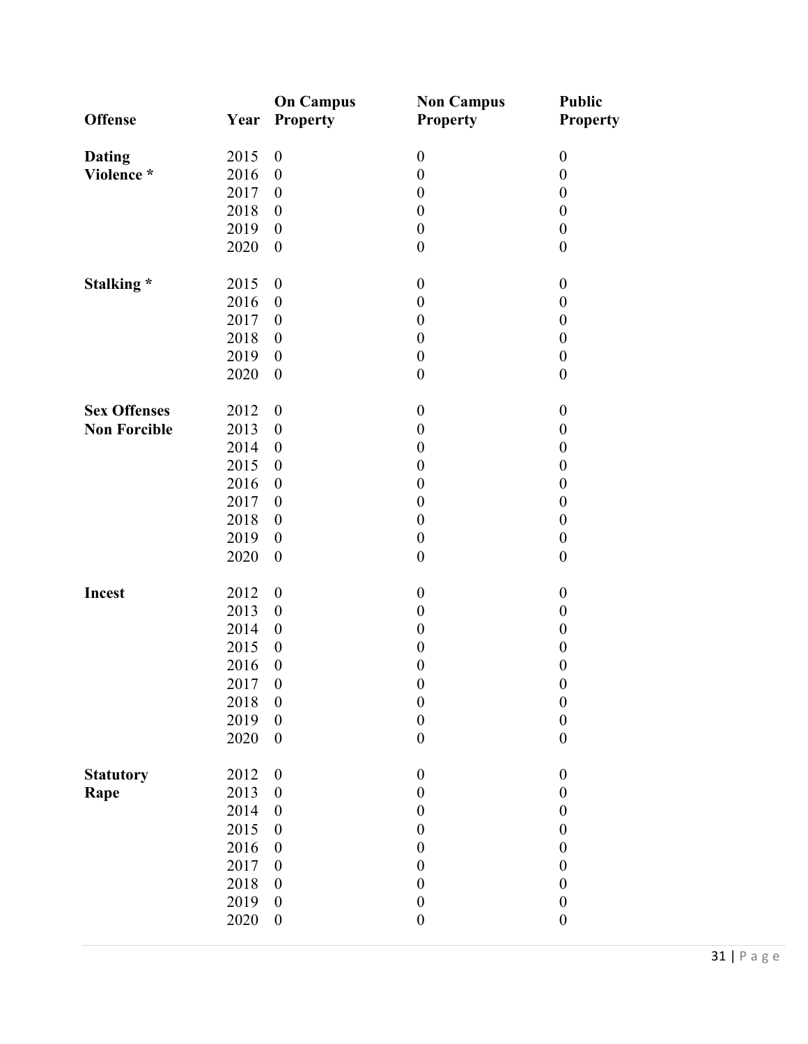| Offense | Year | On Campus Property | Non Campus Property | Public Property |
|---|---|---|---|---|
| **Dating Violence *** | 2015 | 0 | 0 | 0 |
| | 2016 | 0 | 0 | 0 |
| | 2017 | 0 | 0 | 0 |
| | 2018 | 0 | 0 | 0 |
| | 2019 | 0 | 0 | 0 |
| | 2020 | 0 | 0 | 0 |
| **Stalking *** | 2015 | 0 | 0 | 0 |
| | 2016 | 0 | 0 | 0 |
| | 2017 | 0 | 0 | 0 |
| | 2018 | 0 | 0 | 0 |
| | 2019 | 0 | 0 | 0 |
| | 2020 | 0 | 0 | 0 |
| **Sex Offenses Non Forcible** | 2012 | 0 | 0 | 0 |
| | 2013 | 0 | 0 | 0 |
| | 2014 | 0 | 0 | 0 |
| | 2015 | 0 | 0 | 0 |
| | 2016 | 0 | 0 | 0 |
| | 2017 | 0 | 0 | 0 |
| | 2018 | 0 | 0 | 0 |
| | 2019 | 0 | 0 | 0 |
| | 2020 | 0 | 0 | 0 |
| **Incest** | 2012 | 0 | 0 | 0 |
| | 2013 | 0 | 0 | 0 |
| | 2014 | 0 | 0 | 0 |
| | 2015 | 0 | 0 | 0 |
| | 2016 | 0 | 0 | 0 |
| | 2017 | 0 | 0 | 0 |
| | 2018 | 0 | 0 | 0 |
| | 2019 | 0 | 0 | 0 |
| | 2020 | 0 | 0 | 0 |
| **Statutory Rape** | 2012 | 0 | 0 | 0 |
| | 2013 | 0 | 0 | 0 |
| | 2014 | 0 | 0 | 0 |
| | 2015 | 0 | 0 | 0 |
| | 2016 | 0 | 0 | 0 |
| | 2017 | 0 | 0 | 0 |
| | 2018 | 0 | 0 | 0 |
| | 2019 | 0 | 0 | 0 |
| | 2020 | 0 | 0 | 0 |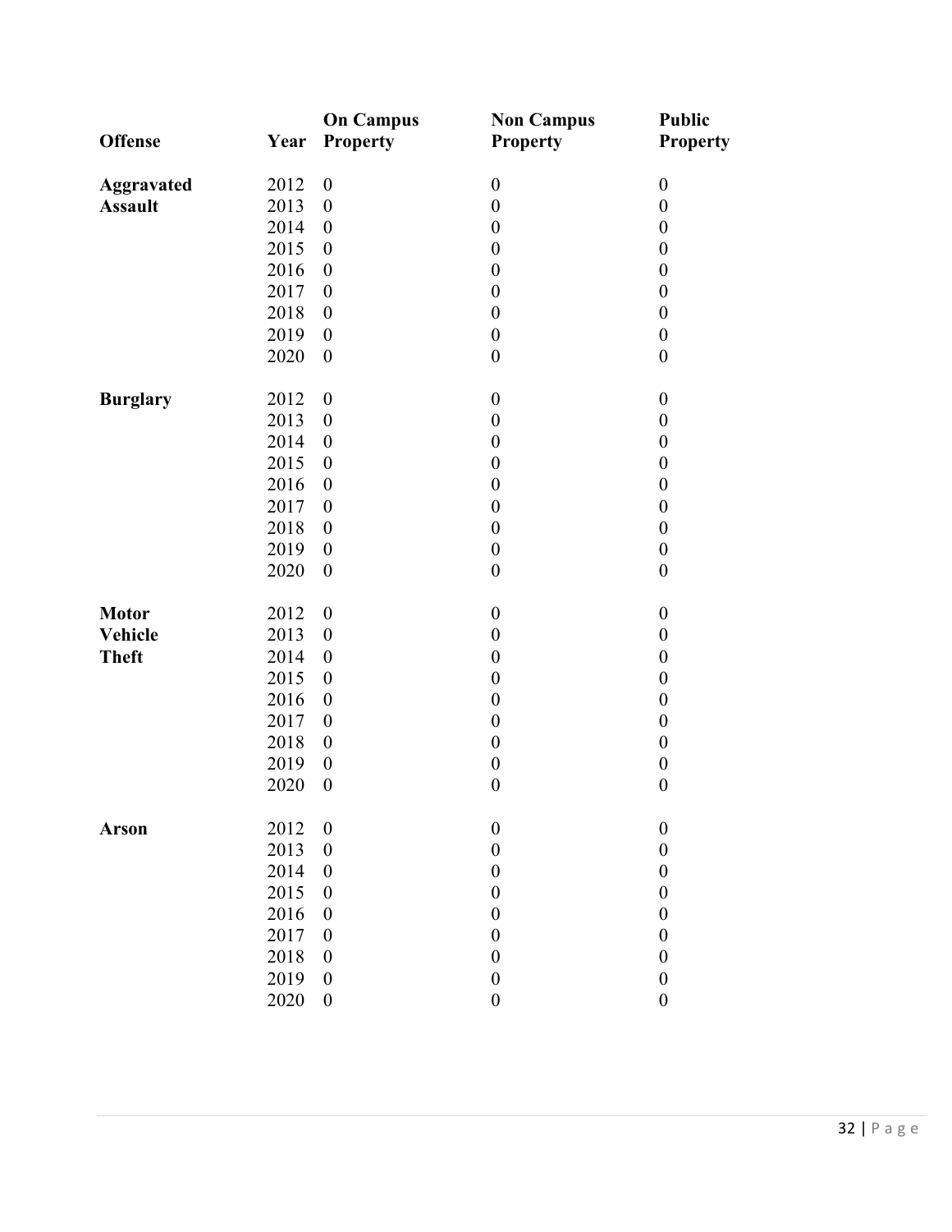| Offense | Year | On Campus Property | Non Campus Property | Public Property |
|---|---|---|---|---|
| **Aggravated Assault** | 2012 | 0 | 0 | 0 |
| | 2013 | 0 | 0 | 0 |
| | 2014 | 0 | 0 | 0 |
| | 2015 | 0 | 0 | 0 |
| | 2016 | 0 | 0 | 0 |
| | 2017 | 0 | 0 | 0 |
| | 2018 | 0 | 0 | 0 |
| | 2019 | 0 | 0 | 0 |
| | 2020 | 0 | 0 | 0 |
| **Burglary** | 2012 | 0 | 0 | 0 |
| | 2013 | 0 | 0 | 0 |
| | 2014 | 0 | 0 | 0 |
| | 2015 | 0 | 0 | 0 |
| | 2016 | 0 | 0 | 0 |
| | 2017 | 0 | 0 | 0 |
| | 2018 | 0 | 0 | 0 |
| | 2019 | 0 | 0 | 0 |
| | 2020 | 0 | 0 | 0 |
| **Motor Vehicle Theft** | 2012 | 0 | 0 | 0 |
| | 2013 | 0 | 0 | 0 |
| | 2014 | 0 | 0 | 0 |
| | 2015 | 0 | 0 | 0 |
| | 2016 | 0 | 0 | 0 |
| | 2017 | 0 | 0 | 0 |
| | 2018 | 0 | 0 | 0 |
| | 2019 | 0 | 0 | 0 |
| | 2020 | 0 | 0 | 0 |
| **Arson** | 2012 | 0 | 0 | 0 |
| | 2013 | 0 | 0 | 0 |
| | 2014 | 0 | 0 | 0 |
| | 2015 | 0 | 0 | 0 |
| | 2016 | 0 | 0 | 0 |
| | 2017 | 0 | 0 | 0 |
| | 2018 | 0 | 0 | 0 |
| | 2019 | 0 | 0 | 0 |
| | 2020 | 0 | 0 | 0 |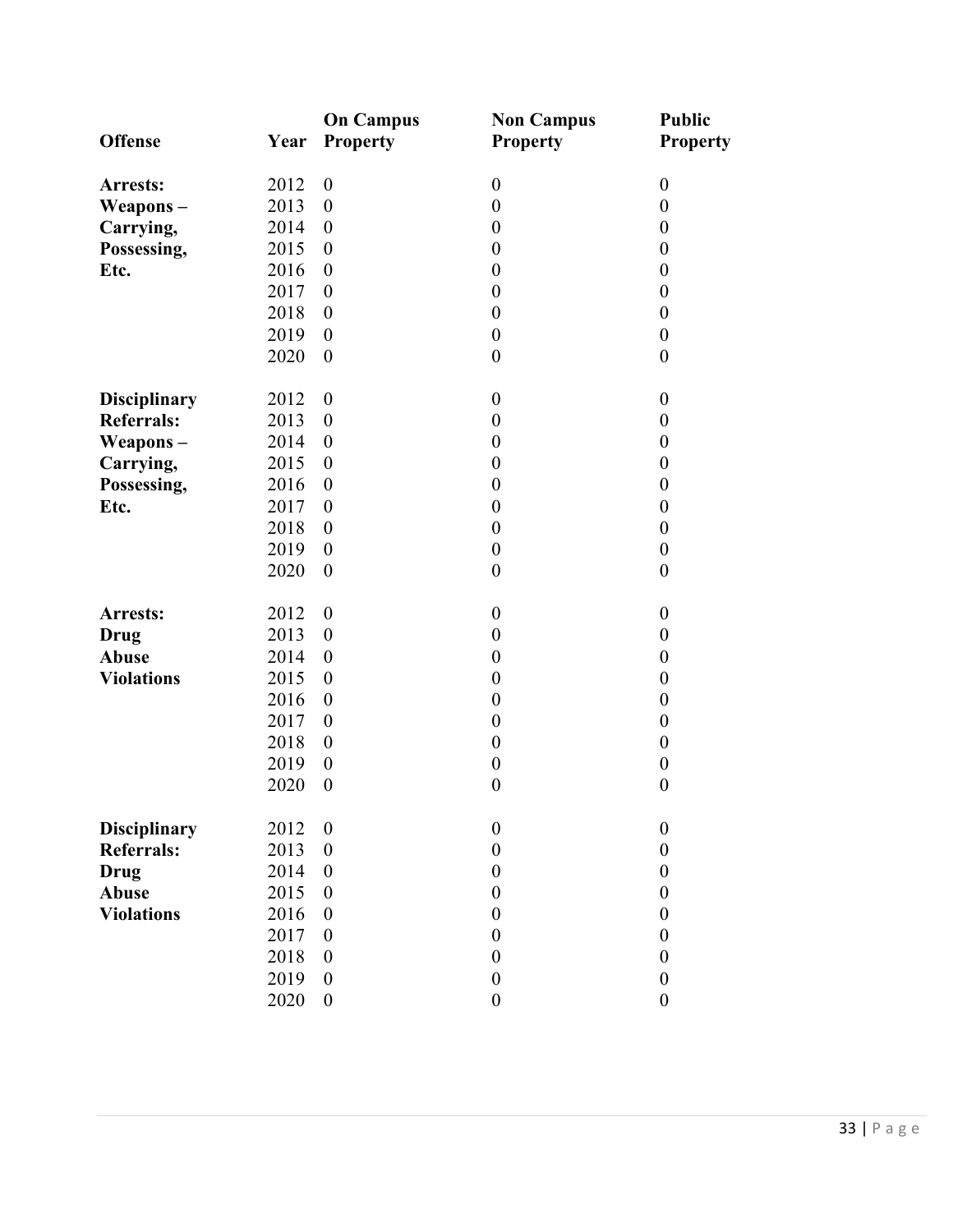| Offense | Year | On Campus Property | Non Campus Property | Public Property |
|---|---|---|---|---|
| **Arrests: Weapons – Carrying, Possessing, Etc.** | 2012 | 0 | 0 | 0 |
| | 2013 | 0 | 0 | 0 |
| | 2014 | 0 | 0 | 0 |
| | 2015 | 0 | 0 | 0 |
| | 2016 | 0 | 0 | 0 |
| | 2017 | 0 | 0 | 0 |
| | 2018 | 0 | 0 | 0 |
| | 2019 | 0 | 0 | 0 |
| | 2020 | 0 | 0 | 0 |
| **Disciplinary Referrals: Weapons – Carrying, Possessing, Etc.** | 2012 | 0 | 0 | 0 |
| | 2013 | 0 | 0 | 0 |
| | 2014 | 0 | 0 | 0 |
| | 2015 | 0 | 0 | 0 |
| | 2016 | 0 | 0 | 0 |
| | 2017 | 0 | 0 | 0 |
| | 2018 | 0 | 0 | 0 |
| | 2019 | 0 | 0 | 0 |
| | 2020 | 0 | 0 | 0 |
| **Arrests: Drug Abuse Violations** | 2012 | 0 | 0 | 0 |
| | 2013 | 0 | 0 | 0 |
| | 2014 | 0 | 0 | 0 |
| | 2015 | 0 | 0 | 0 |
| | 2016 | 0 | 0 | 0 |
| | 2017 | 0 | 0 | 0 |
| | 2018 | 0 | 0 | 0 |
| | 2019 | 0 | 0 | 0 |
| | 2020 | 0 | 0 | 0 |
| **Disciplinary Referrals: Drug Abuse Violations** | 2012 | 0 | 0 | 0 |
| | 2013 | 0 | 0 | 0 |
| | 2014 | 0 | 0 | 0 |
| | 2015 | 0 | 0 | 0 |
| | 2016 | 0 | 0 | 0 |
| | 2017 | 0 | 0 | 0 |
| | 2018 | 0 | 0 | 0 |
| | 2019 | 0 | 0 | 0 |
| | 2020 | 0 | 0 | 0 |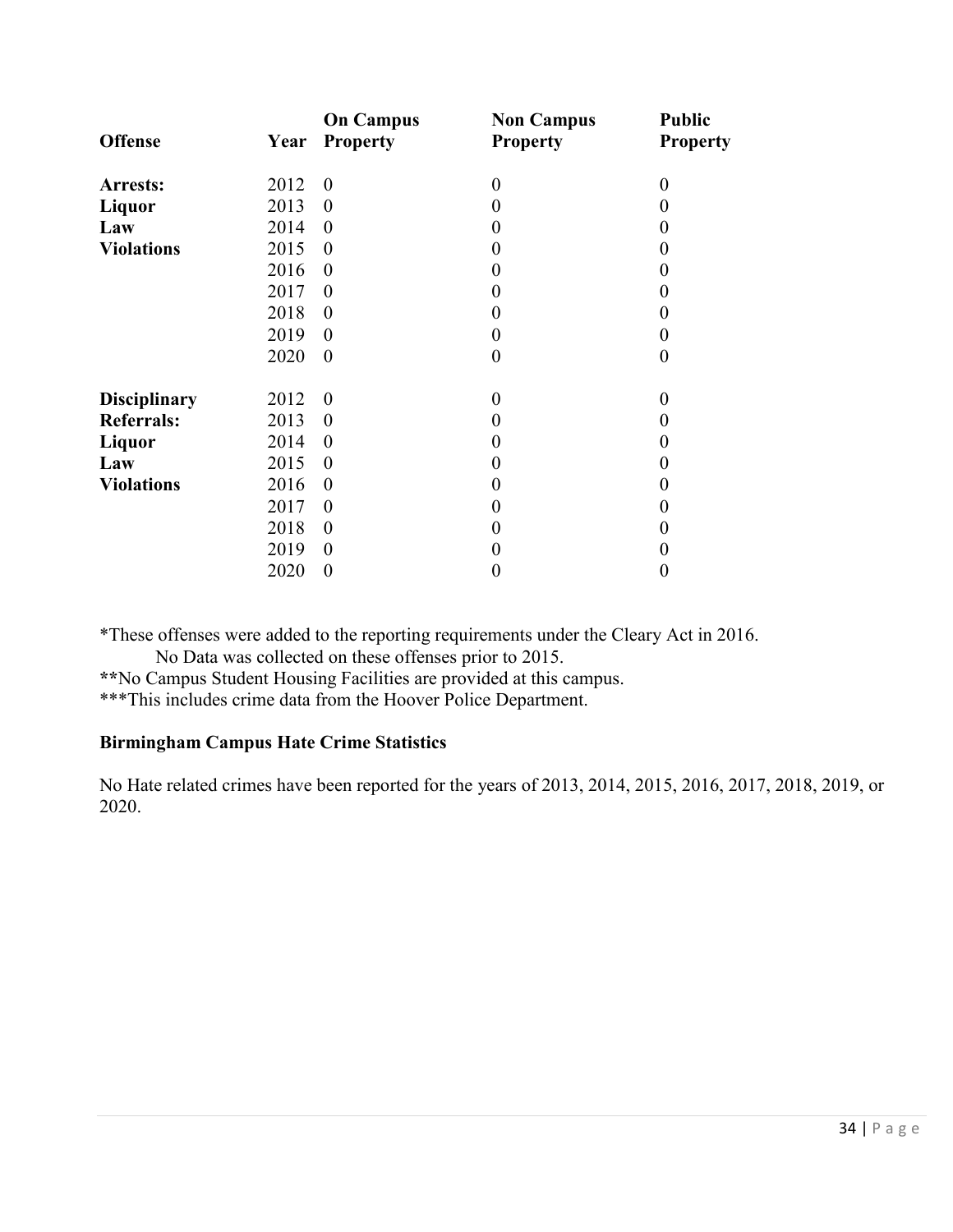| Offense | Year | On Campus Property | Non Campus Property | Public Property |
|---|---|---|---|---|
| **Arrests: Liquor Law Violations** | 2012 | 0 | 0 | 0 |
| | 2013 | 0 | 0 | 0 |
| | 2014 | 0 | 0 | 0 |
| | 2015 | 0 | 0 | 0 |
| | 2016 | 0 | 0 | 0 |
| | 2017 | 0 | 0 | 0 |
| | 2018 | 0 | 0 | 0 |
| | 2019 | 0 | 0 | 0 |
| | 2020 | 0 | 0 | 0 |
| **Disciplinary Referrals: Liquor Law Violations** | 2012 | 0 | 0 | 0 |
| | 2013 | 0 | 0 | 0 |
| | 2014 | 0 | 0 | 0 |
| | 2015 | 0 | 0 | 0 |
| | 2016 | 0 | 0 | 0 |
| | 2017 | 0 | 0 | 0 |
| | 2018 | 0 | 0 | 0 |
| | 2019 | 0 | 0 | 0 |
| | 2020 | 0 | 0 | 0 |

*These offenses were added to the reporting requirements under the Cleary Act in 2016.
No Data was collected on these offenses prior to 2015.

**No Campus Student Housing Facilities are provided at this campus.

***This includes crime data from the Hoover Police Department.

**Birmingham Campus Hate Crime Statistics**

No Hate related crimes have been reported for the years of 2013, 2014, 2015, 2016, 2017, 2018, 2019, or 2020.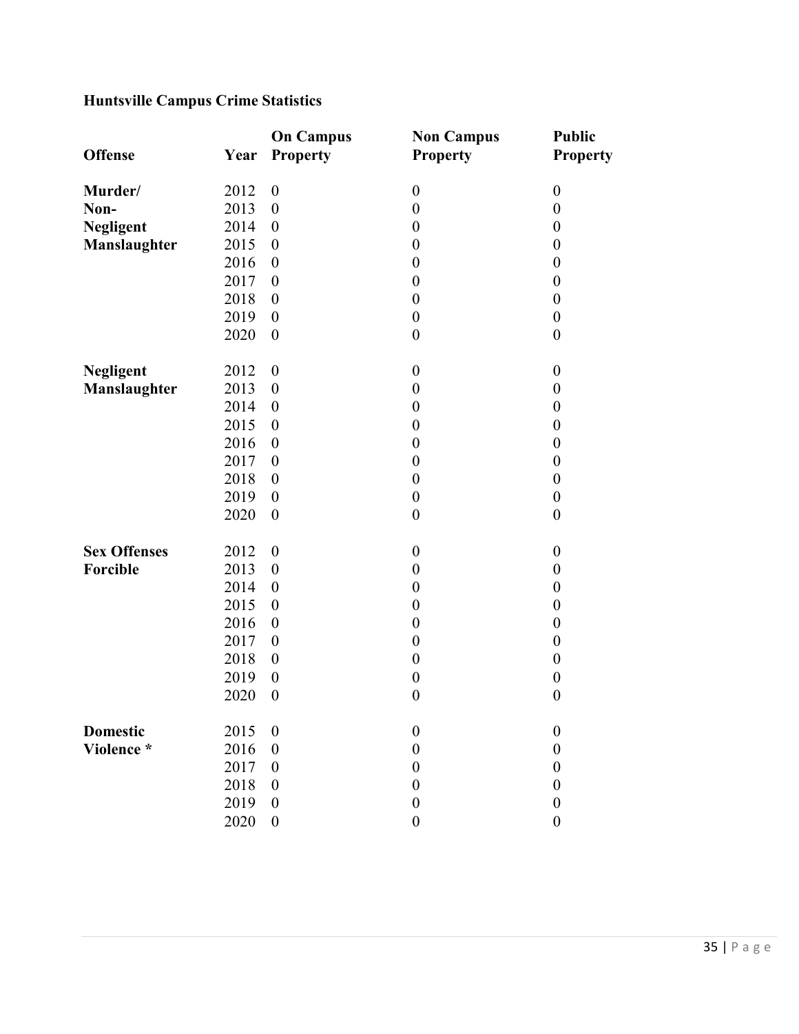**Huntsville Campus Crime Statistics**

| Offense | Year | On Campus Property | Non Campus Property | Public Property |
|---|---|---|---|---|
| **Murder/ Non-Negligent Manslaughter** | 2012 | 0 | 0 | 0 |
| | 2013 | 0 | 0 | 0 |
| | 2014 | 0 | 0 | 0 |
| | 2015 | 0 | 0 | 0 |
| | 2016 | 0 | 0 | 0 |
| | 2017 | 0 | 0 | 0 |
| | 2018 | 0 | 0 | 0 |
| | 2019 | 0 | 0 | 0 |
| | 2020 | 0 | 0 | 0 |
| **Negligent Manslaughter** | 2012 | 0 | 0 | 0 |
| | 2013 | 0 | 0 | 0 |
| | 2014 | 0 | 0 | 0 |
| | 2015 | 0 | 0 | 0 |
| | 2016 | 0 | 0 | 0 |
| | 2017 | 0 | 0 | 0 |
| | 2018 | 0 | 0 | 0 |
| | 2019 | 0 | 0 | 0 |
| | 2020 | 0 | 0 | 0 |
| **Sex Offenses Forcible** | 2012 | 0 | 0 | 0 |
| | 2013 | 0 | 0 | 0 |
| | 2014 | 0 | 0 | 0 |
| | 2015 | 0 | 0 | 0 |
| | 2016 | 0 | 0 | 0 |
| | 2017 | 0 | 0 | 0 |
| | 2018 | 0 | 0 | 0 |
| | 2019 | 0 | 0 | 0 |
| | 2020 | 0 | 0 | 0 |
| **Domestic Violence *** | 2015 | 0 | 0 | 0 |
| | 2016 | 0 | 0 | 0 |
| | 2017 | 0 | 0 | 0 |
| | 2018 | 0 | 0 | 0 |
| | 2019 | 0 | 0 | 0 |
| | 2020 | 0 | 0 | 0 |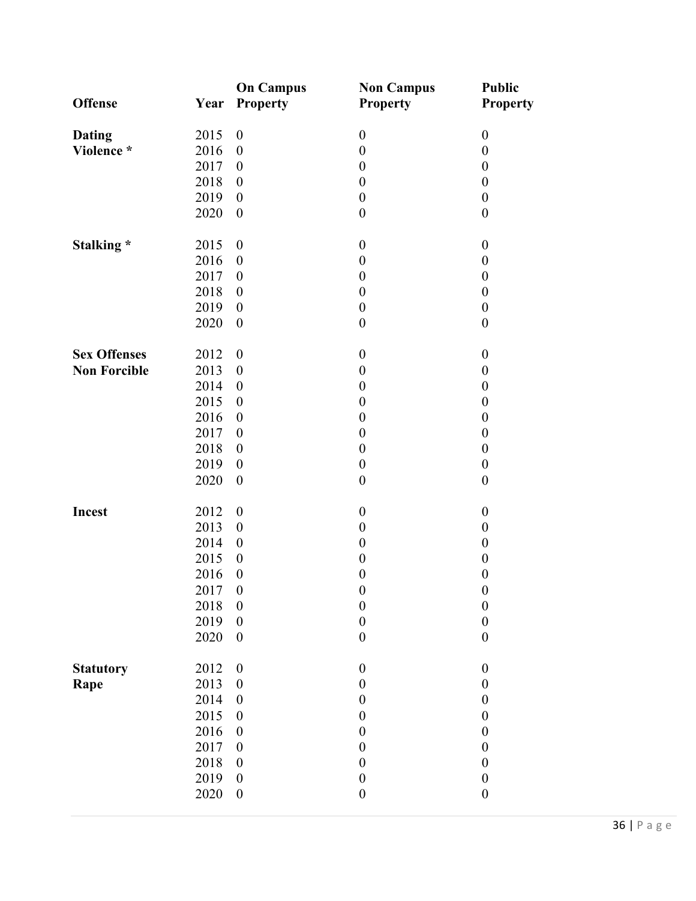| Offense | Year | On Campus Property | Non Campus Property | Public Property |
|---|---|---|---|---|
| Dating Violence * | 2015 | 0 | 0 | 0 |
| | 2016 | 0 | 0 | 0 |
| | 2017 | 0 | 0 | 0 |
| | 2018 | 0 | 0 | 0 |
| | 2019 | 0 | 0 | 0 |
| | 2020 | 0 | 0 | 0 |
| Stalking * | 2015 | 0 | 0 | 0 |
| | 2016 | 0 | 0 | 0 |
| | 2017 | 0 | 0 | 0 |
| | 2018 | 0 | 0 | 0 |
| | 2019 | 0 | 0 | 0 |
| | 2020 | 0 | 0 | 0 |
| Sex Offenses Non Forcible | 2012 | 0 | 0 | 0 |
| | 2013 | 0 | 0 | 0 |
| | 2014 | 0 | 0 | 0 |
| | 2015 | 0 | 0 | 0 |
| | 2016 | 0 | 0 | 0 |
| | 2017 | 0 | 0 | 0 |
| | 2018 | 0 | 0 | 0 |
| | 2019 | 0 | 0 | 0 |
| | 2020 | 0 | 0 | 0 |
| Incest | 2012 | 0 | 0 | 0 |
| | 2013 | 0 | 0 | 0 |
| | 2014 | 0 | 0 | 0 |
| | 2015 | 0 | 0 | 0 |
| | 2016 | 0 | 0 | 0 |
| | 2017 | 0 | 0 | 0 |
| | 2018 | 0 | 0 | 0 |
| | 2019 | 0 | 0 | 0 |
| | 2020 | 0 | 0 | 0 |
| Statutory Rape | 2012 | 0 | 0 | 0 |
| | 2013 | 0 | 0 | 0 |
| | 2014 | 0 | 0 | 0 |
| | 2015 | 0 | 0 | 0 |
| | 2016 | 0 | 0 | 0 |
| | 2017 | 0 | 0 | 0 |
| | 2018 | 0 | 0 | 0 |
| | 2019 | 0 | 0 | 0 |
| | 2020 | 0 | 0 | 0 |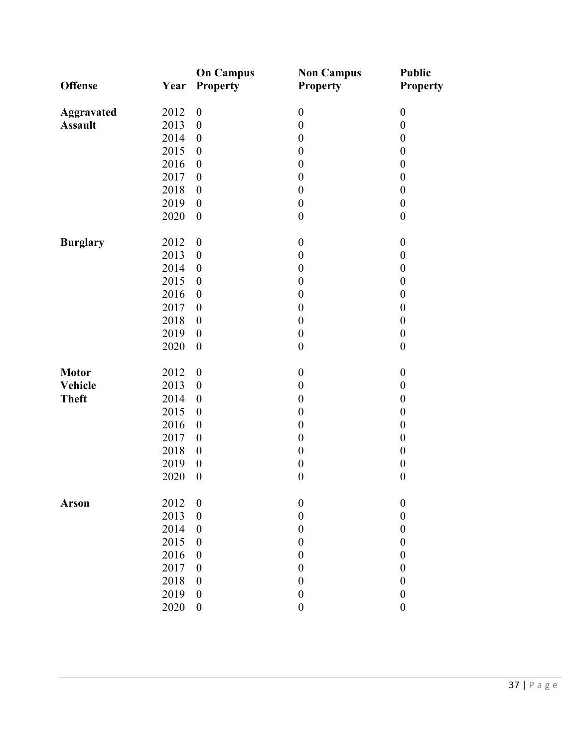| Offense | Year | On Campus Property | Non Campus Property | Public Property |
|---|---|---|---|---|
| **Aggravated Assault** | 2012 | 0 | 0 | 0 |
| | 2013 | 0 | 0 | 0 |
| | 2014 | 0 | 0 | 0 |
| | 2015 | 0 | 0 | 0 |
| | 2016 | 0 | 0 | 0 |
| | 2017 | 0 | 0 | 0 |
| | 2018 | 0 | 0 | 0 |
| | 2019 | 0 | 0 | 0 |
| | 2020 | 0 | 0 | 0 |
| **Burglary** | 2012 | 0 | 0 | 0 |
| | 2013 | 0 | 0 | 0 |
| | 2014 | 0 | 0 | 0 |
| | 2015 | 0 | 0 | 0 |
| | 2016 | 0 | 0 | 0 |
| | 2017 | 0 | 0 | 0 |
| | 2018 | 0 | 0 | 0 |
| | 2019 | 0 | 0 | 0 |
| | 2020 | 0 | 0 | 0 |
| **Motor Vehicle Theft** | 2012 | 0 | 0 | 0 |
| | 2013 | 0 | 0 | 0 |
| | 2014 | 0 | 0 | 0 |
| | 2015 | 0 | 0 | 0 |
| | 2016 | 0 | 0 | 0 |
| | 2017 | 0 | 0 | 0 |
| | 2018 | 0 | 0 | 0 |
| | 2019 | 0 | 0 | 0 |
| | 2020 | 0 | 0 | 0 |
| **Arson** | 2012 | 0 | 0 | 0 |
| | 2013 | 0 | 0 | 0 |
| | 2014 | 0 | 0 | 0 |
| | 2015 | 0 | 0 | 0 |
| | 2016 | 0 | 0 | 0 |
| | 2017 | 0 | 0 | 0 |
| | 2018 | 0 | 0 | 0 |
| | 2019 | 0 | 0 | 0 |
| | 2020 | 0 | 0 | 0 |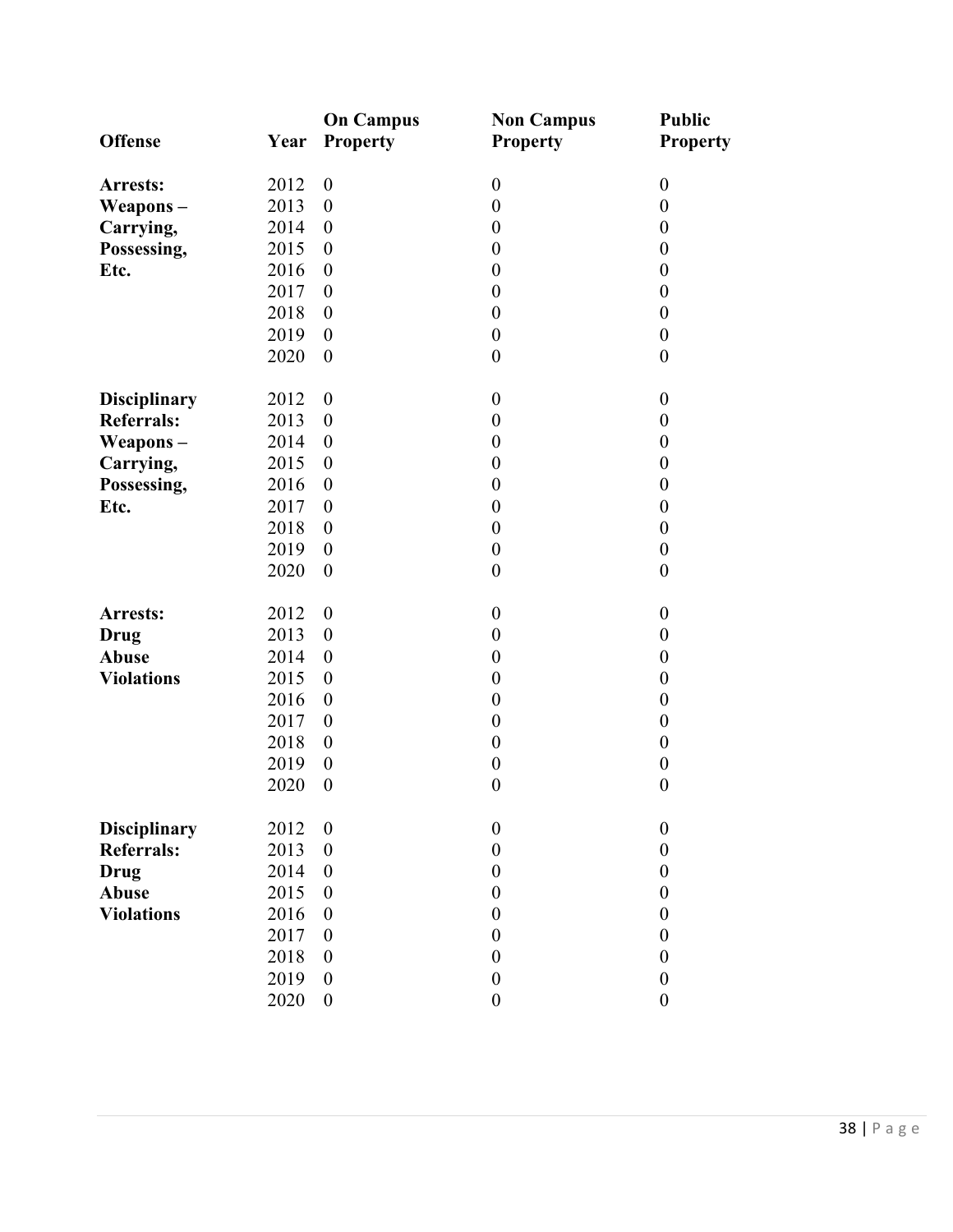| Offense | Year | On Campus Property | Non Campus Property | Public Property |
|---|---|---|---|---|
| **Arrests: Weapons – Carrying, Possessing, Etc.** | 2012 | 0 | 0 | 0 |
| | 2013 | 0 | 0 | 0 |
| | 2014 | 0 | 0 | 0 |
| | 2015 | 0 | 0 | 0 |
| | 2016 | 0 | 0 | 0 |
| | 2017 | 0 | 0 | 0 |
| | 2018 | 0 | 0 | 0 |
| | 2019 | 0 | 0 | 0 |
| | 2020 | 0 | 0 | 0 |
| **Disciplinary Referrals: Weapons – Carrying, Possessing, Etc.** | 2012 | 0 | 0 | 0 |
| | 2013 | 0 | 0 | 0 |
| | 2014 | 0 | 0 | 0 |
| | 2015 | 0 | 0 | 0 |
| | 2016 | 0 | 0 | 0 |
| | 2017 | 0 | 0 | 0 |
| | 2018 | 0 | 0 | 0 |
| | 2019 | 0 | 0 | 0 |
| | 2020 | 0 | 0 | 0 |
| **Arrests: Drug Abuse Violations** | 2012 | 0 | 0 | 0 |
| | 2013 | 0 | 0 | 0 |
| | 2014 | 0 | 0 | 0 |
| | 2015 | 0 | 0 | 0 |
| | 2016 | 0 | 0 | 0 |
| | 2017 | 0 | 0 | 0 |
| | 2018 | 0 | 0 | 0 |
| | 2019 | 0 | 0 | 0 |
| | 2020 | 0 | 0 | 0 |
| **Disciplinary Referrals: Drug Abuse Violations** | 2012 | 0 | 0 | 0 |
| | 2013 | 0 | 0 | 0 |
| | 2014 | 0 | 0 | 0 |
| | 2015 | 0 | 0 | 0 |
| | 2016 | 0 | 0 | 0 |
| | 2017 | 0 | 0 | 0 |
| | 2018 | 0 | 0 | 0 |
| | 2019 | 0 | 0 | 0 |
| | 2020 | 0 | 0 | 0 |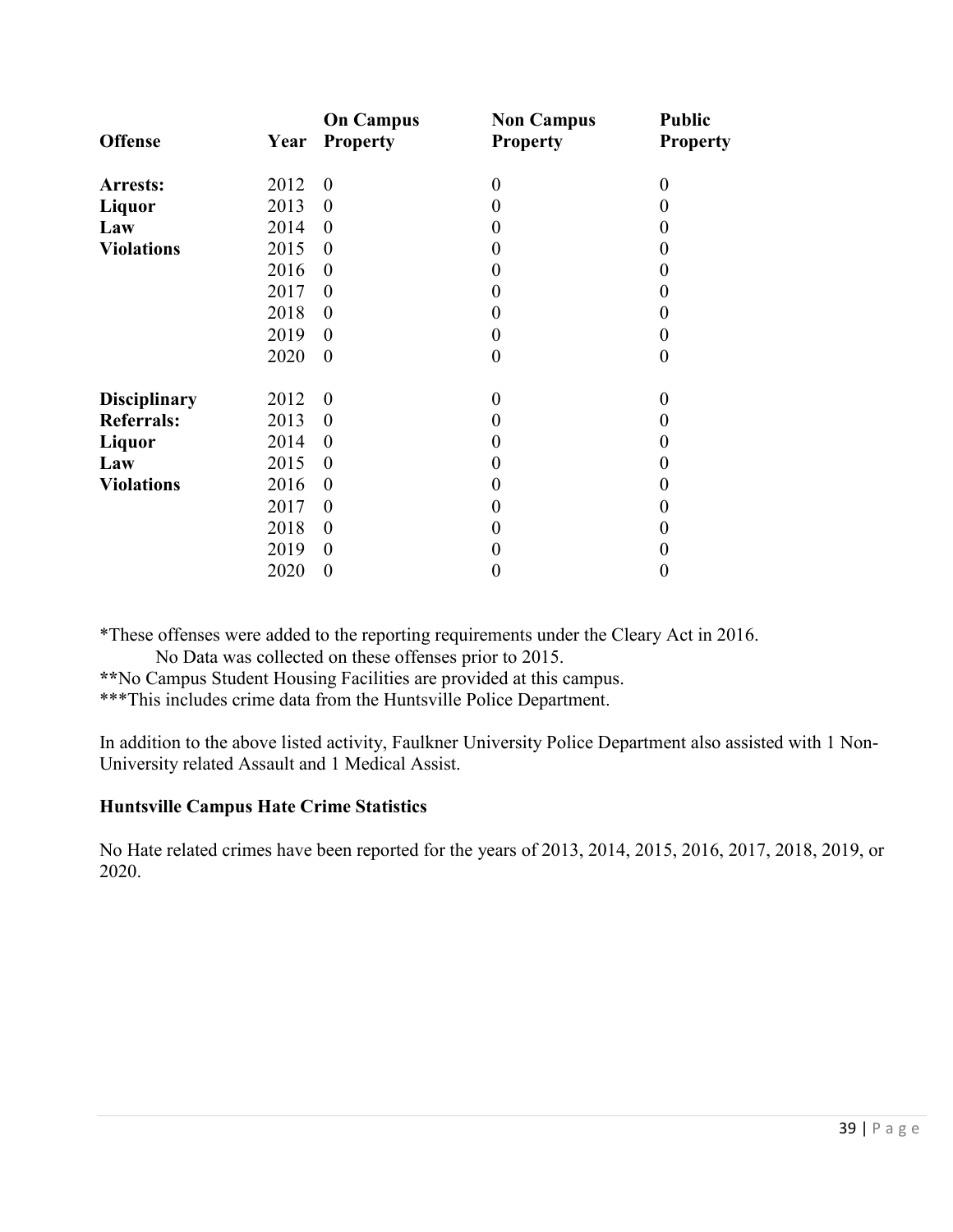| Offense | Year | On Campus Property | Non Campus Property | Public Property |
|---|---|---|---|---|
| **Arrests: Liquor Law Violations** | 2012 | 0 | 0 | 0 |
| | 2013 | 0 | 0 | 0 |
| | 2014 | 0 | 0 | 0 |
| | 2015 | 0 | 0 | 0 |
| | 2016 | 0 | 0 | 0 |
| | 2017 | 0 | 0 | 0 |
| | 2018 | 0 | 0 | 0 |
| | 2019 | 0 | 0 | 0 |
| | 2020 | 0 | 0 | 0 |
| **Disciplinary Referrals: Liquor Law Violations** | 2012 | 0 | 0 | 0 |
| | 2013 | 0 | 0 | 0 |
| | 2014 | 0 | 0 | 0 |
| | 2015 | 0 | 0 | 0 |
| | 2016 | 0 | 0 | 0 |
| | 2017 | 0 | 0 | 0 |
| | 2018 | 0 | 0 | 0 |
| | 2019 | 0 | 0 | 0 |
| | 2020 | 0 | 0 | 0 |

*These offenses were added to the reporting requirements under the Cleary Act in 2016.
No Data was collected on these offenses prior to 2015.
**No Campus Student Housing Facilities are provided at this campus.
***This includes crime data from the Huntsville Police Department.

In addition to the above listed activity, Faulkner University Police Department also assisted with 1 Non-University related Assault and 1 Medical Assist.

**Huntsville Campus Hate Crime Statistics**

No Hate related crimes have been reported for the years of 2013, 2014, 2015, 2016, 2017, 2018, 2019, or 2020.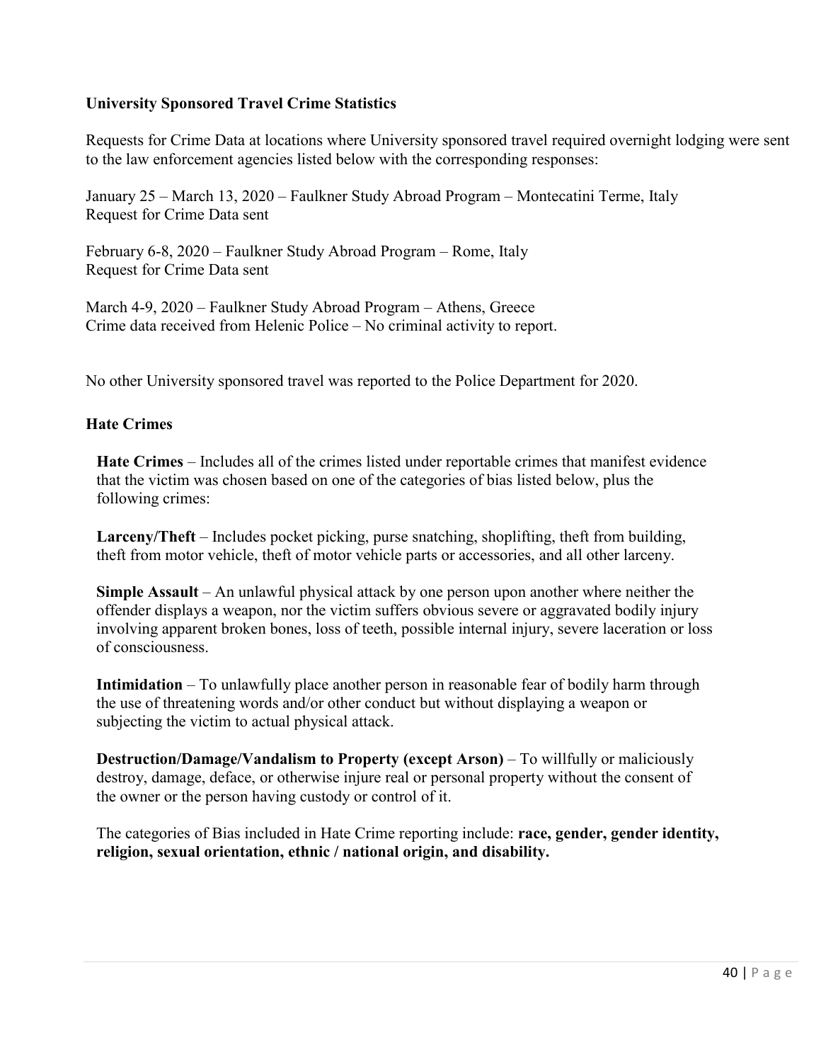**University Sponsored Travel Crime Statistics**

Requests for Crime Data at locations where University sponsored travel required overnight lodging were sent to the law enforcement agencies listed below with the corresponding responses:

January 25 – March 13, 2020 – Faulkner Study Abroad Program – Montecatini Terme, Italy
Request for Crime Data sent

February 6-8, 2020 – Faulkner Study Abroad Program – Rome, Italy
Request for Crime Data sent

March 4-9, 2020 – Faulkner Study Abroad Program – Athens, Greece
Crime data received from Helenic Police – No criminal activity to report.

No other University sponsored travel was reported to the Police Department for 2020.

**Hate Crimes**

**Hate Crimes** – Includes all of the crimes listed under reportable crimes that manifest evidence that the victim was chosen based on one of the categories of bias listed below, plus the following crimes:

**Larceny/Theft** – Includes pocket picking, purse snatching, shoplifting, theft from building, theft from motor vehicle, theft of motor vehicle parts or accessories, and all other larceny.

**Simple Assault** – An unlawful physical attack by one person upon another where neither the offender displays a weapon, nor the victim suffers obvious severe or aggravated bodily injury involving apparent broken bones, loss of teeth, possible internal injury, severe laceration or loss of consciousness.

**Intimidation** – To unlawfully place another person in reasonable fear of bodily harm through the use of threatening words and/or other conduct but without displaying a weapon or subjecting the victim to actual physical attack.

**Destruction/Damage/Vandalism to Property (except Arson)** – To willfully or maliciously destroy, damage, deface, or otherwise injure real or personal property without the consent of the owner or the person having custody or control of it.

The categories of Bias included in Hate Crime reporting include: **race, gender, gender identity, religion, sexual orientation, ethnic / national origin, and disability.**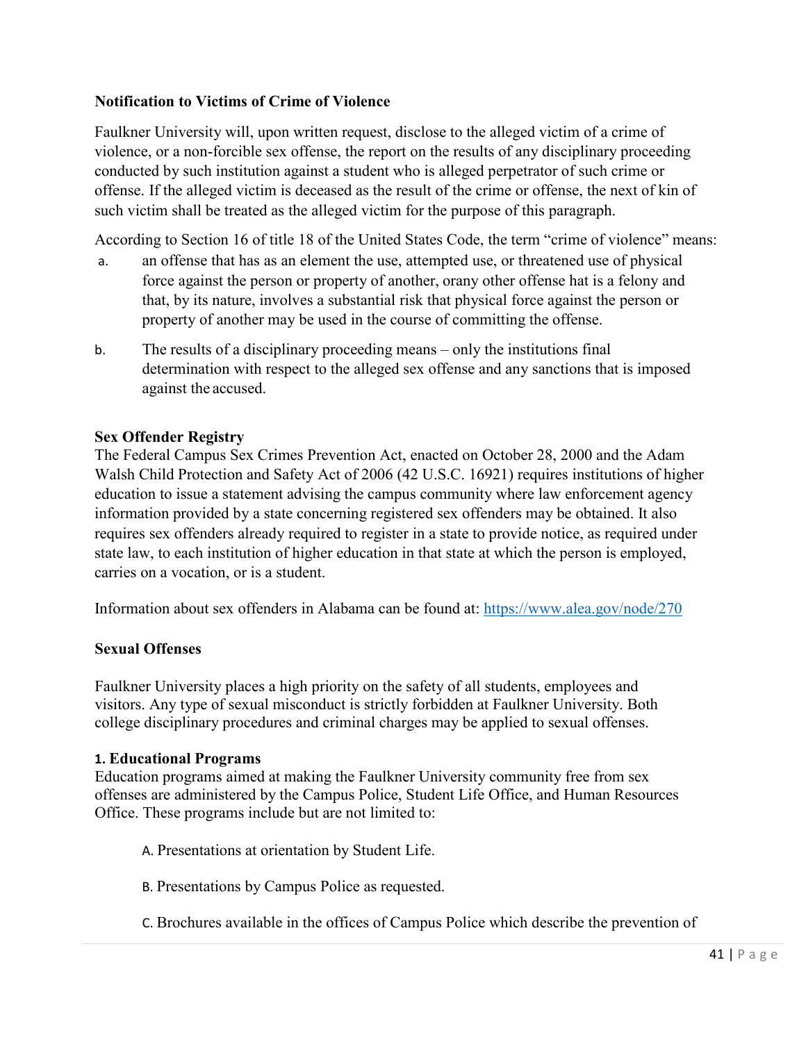**Notification to Victims of Crime of Violence**

Faulkner University will, upon written request, disclose to the alleged victim of a crime of violence, or a non-forcible sex offense, the report on the results of any disciplinary proceeding conducted by such institution against a student who is alleged perpetrator of such crime or offense. If the alleged victim is deceased as the result of the crime or offense, the next of kin of such victim shall be treated as the alleged victim for the purpose of this paragraph.

According to Section 16 of title 18 of the United States Code, the term "crime of violence" means:

a. an offense that has as an element the use, attempted use, or threatened use of physical force against the person or property of another, orany other offense hat is a felony and that, by its nature, involves a substantial risk that physical force against the person or property of another may be used in the course of committing the offense.

b. The results of a disciplinary proceeding means – only the institutions final determination with respect to the alleged sex offense and any sanctions that is imposed against the accused.

**Sex Offender Registry**

The Federal Campus Sex Crimes Prevention Act, enacted on October 28, 2000 and the Adam Walsh Child Protection and Safety Act of 2006 (42 U.S.C. 16921) requires institutions of higher education to issue a statement advising the campus community where law enforcement agency information provided by a state concerning registered sex offenders may be obtained. It also requires sex offenders already required to register in a state to provide notice, as required under state law, to each institution of higher education in that state at which the person is employed, carries on a vocation, or is a student.

Information about sex offenders in Alabama can be found at: [https://www.alea.gov/node/270](https://www.alea.gov/node/270)

**Sexual Offenses**

Faulkner University places a high priority on the safety of all students, employees and visitors. Any type of sexual misconduct is strictly forbidden at Faulkner University. Both college disciplinary procedures and criminal charges may be applied to sexual offenses.

**1. Educational Programs**

Education programs aimed at making the Faulkner University community free from sex offenses are administered by the Campus Police, Student Life Office, and Human Resources Office. These programs include but are not limited to:

A. Presentations at orientation by Student Life.

B. Presentations by Campus Police as requested.

C. Brochures available in the offices of Campus Police which describe the prevention of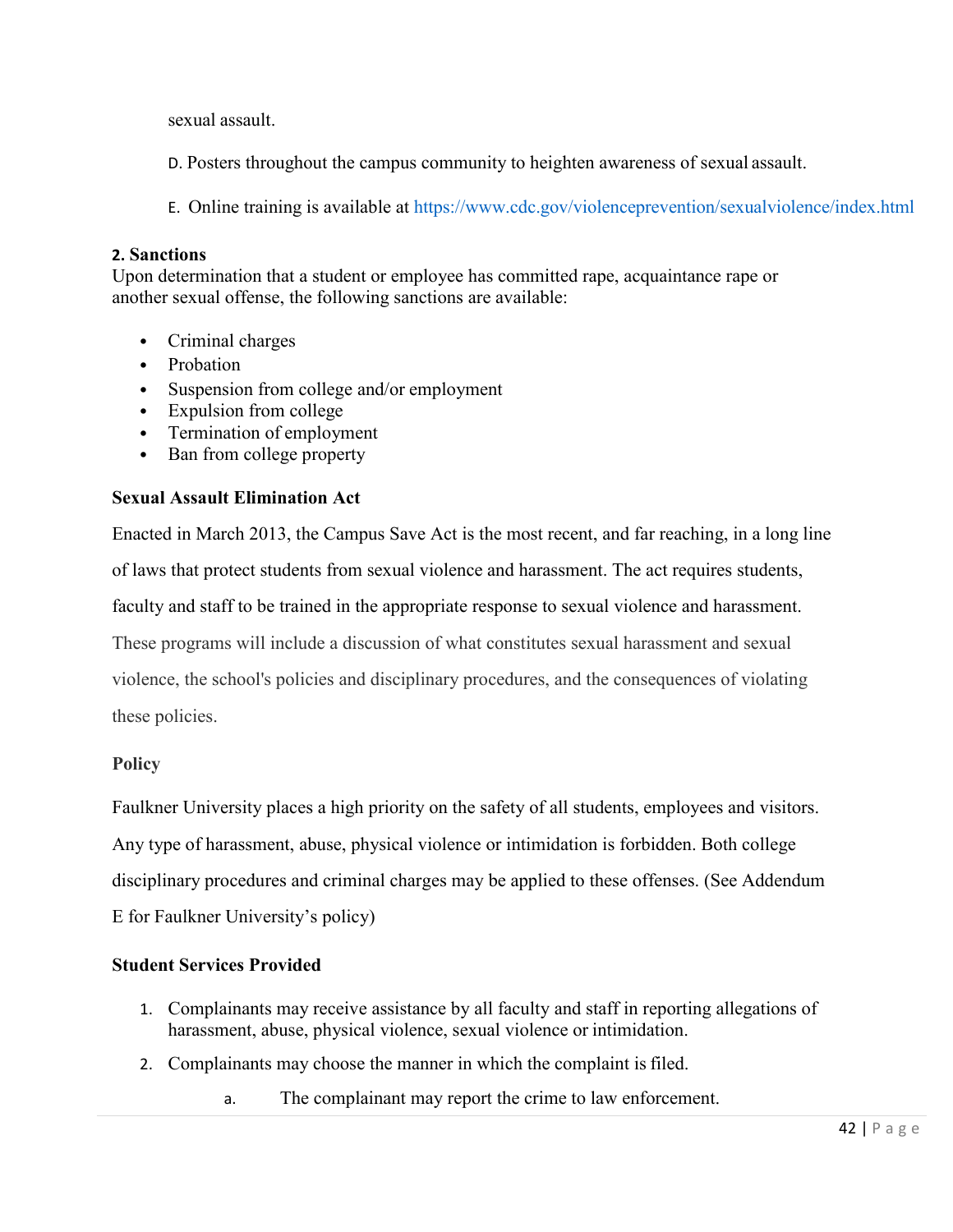sexual assault.

D. Posters throughout the campus community to heighten awareness of sexual assault.

E. Online training is available at https://www.cdc.gov/violenceprevention/sexualviolence/index.html

**2. Sanctions**

Upon determination that a student or employee has committed rape, acquaintance rape or another sexual offense, the following sanctions are available:

- Criminal charges
- Probation
- Suspension from college and/or employment
- Expulsion from college
- Termination of employment
- Ban from college property

**Sexual Assault Elimination Act**

Enacted in March 2013, the Campus Save Act is the most recent, and far reaching, in a long line of laws that protect students from sexual violence and harassment. The act requires students, faculty and staff to be trained in the appropriate response to sexual violence and harassment. These programs will include a discussion of what constitutes sexual harassment and sexual violence, the school's policies and disciplinary procedures, and the consequences of violating these policies.

**Policy**

Faulkner University places a high priority on the safety of all students, employees and visitors. Any type of harassment, abuse, physical violence or intimidation is forbidden. Both college disciplinary procedures and criminal charges may be applied to these offenses. (See Addendum E for Faulkner University's policy)

**Student Services Provided**

1. Complainants may receive assistance by all faculty and staff in reporting allegations of harassment, abuse, physical violence, sexual violence or intimidation.
2. Complainants may choose the manner in which the complaint is filed.
   a. The complainant may report the crime to law enforcement.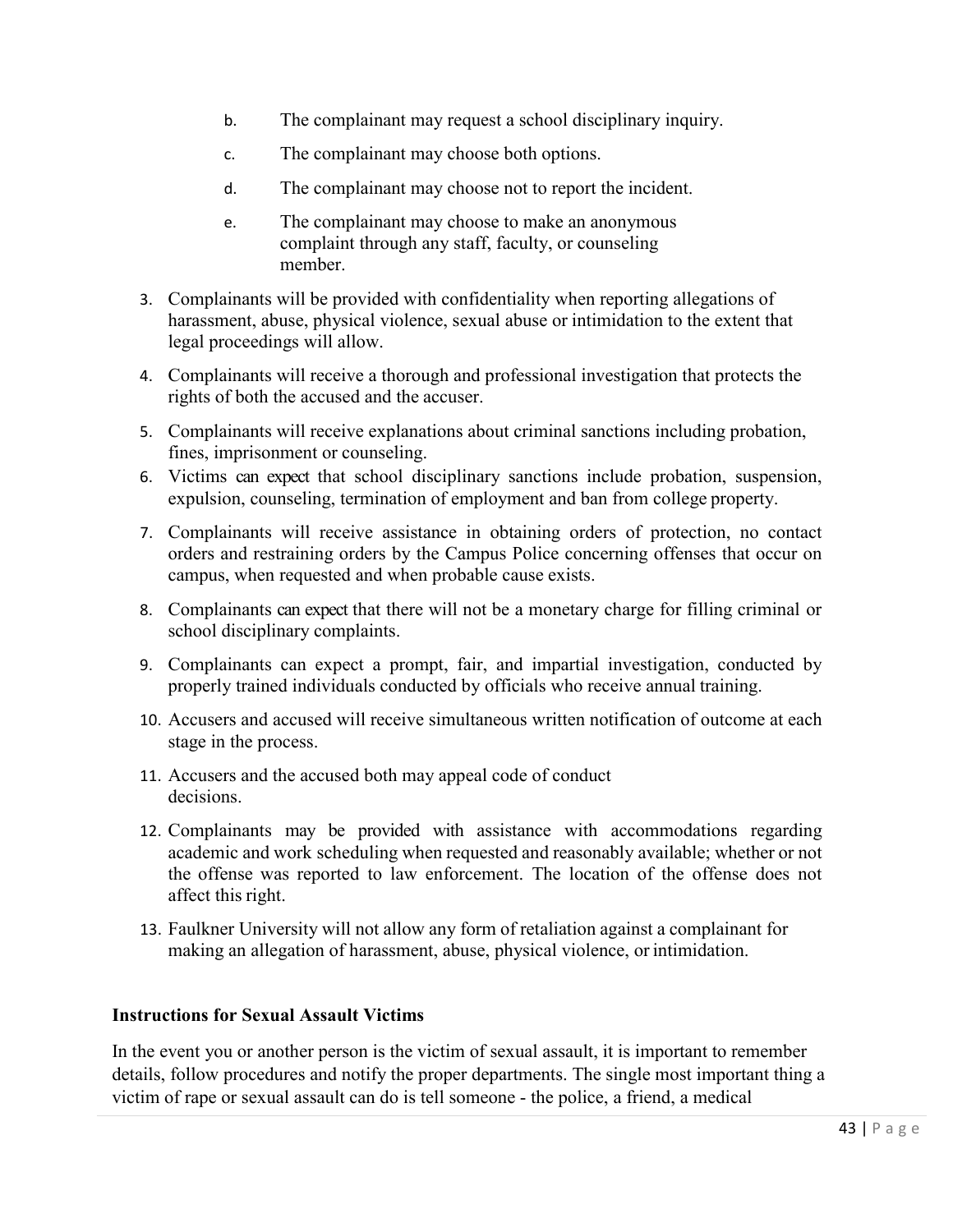b. The complainant may request a school disciplinary inquiry.

c. The complainant may choose both options.

d. The complainant may choose not to report the incident.

e. The complainant may choose to make an anonymous complaint through any staff, faculty, or counseling member.

3. Complainants will be provided with confidentiality when reporting allegations of harassment, abuse, physical violence, sexual abuse or intimidation to the extent that legal proceedings will allow.
4. Complainants will receive a thorough and professional investigation that protects the rights of both the accused and the accuser.
5. Complainants will receive explanations about criminal sanctions including probation, fines, imprisonment or counseling.
6. Victims can expect that school disciplinary sanctions include probation, suspension, expulsion, counseling, termination of employment and ban from college property.
7. Complainants will receive assistance in obtaining orders of protection, no contact orders and restraining orders by the Campus Police concerning offenses that occur on campus, when requested and when probable cause exists.
8. Complainants can expect that there will not be a monetary charge for filling criminal or school disciplinary complaints.
9. Complainants can expect a prompt, fair, and impartial investigation, conducted by properly trained individuals conducted by officials who receive annual training.
10. Accusers and accused will receive simultaneous written notification of outcome at each stage in the process.
11. Accusers and the accused both may appeal code of conduct decisions.
12. Complainants may be provided with assistance with accommodations regarding academic and work scheduling when requested and reasonably available; whether or not the offense was reported to law enforcement. The location of the offense does not affect this right.
13. Faulkner University will not allow any form of retaliation against a complainant for making an allegation of harassment, abuse, physical violence, or intimidation.

**Instructions for Sexual Assault Victims**

In the event you or another person is the victim of sexual assault, it is important to remember details, follow procedures and notify the proper departments. The single most important thing a victim of rape or sexual assault can do is tell someone - the police, a friend, a medical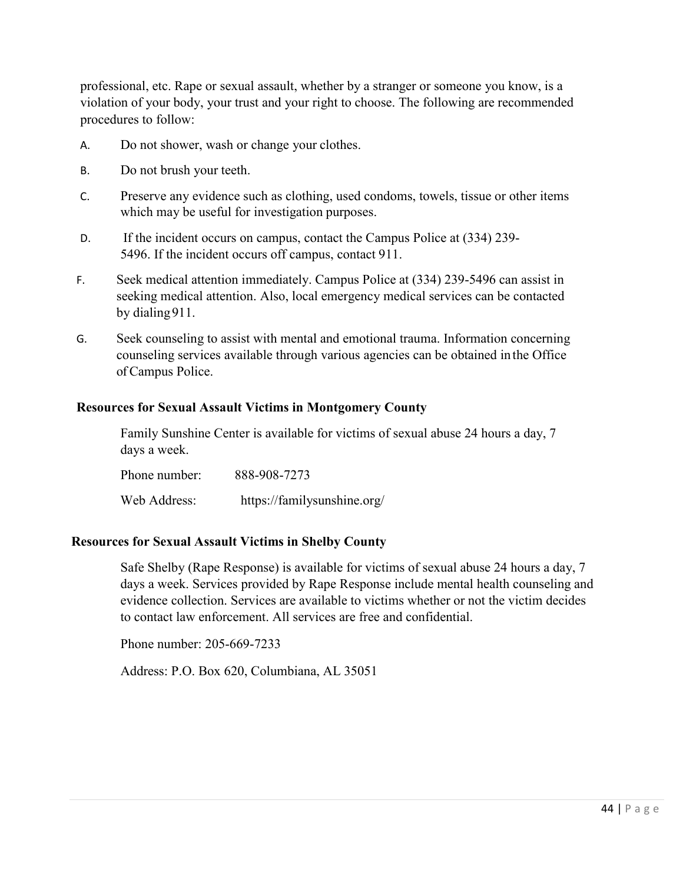professional, etc. Rape or sexual assault, whether by a stranger or someone you know, is a violation of your body, your trust and your right to choose. The following are recommended procedures to follow:

A. Do not shower, wash or change your clothes.

B. Do not brush your teeth.

C. Preserve any evidence such as clothing, used condoms, towels, tissue or other items which may be useful for investigation purposes.

D. If the incident occurs on campus, contact the Campus Police at (334) 239-5496. If the incident occurs off campus, contact 911.

F. Seek medical attention immediately. Campus Police at (334) 239-5496 can assist in seeking medical attention. Also, local emergency medical services can be contacted by dialing 911.

G. Seek counseling to assist with mental and emotional trauma. Information concerning counseling services available through various agencies can be obtained in the Office of Campus Police.

**Resources for Sexual Assault Victims in Montgomery County**

Family Sunshine Center is available for victims of sexual abuse 24 hours a day, 7 days a week.

Phone number: 888-908-7273

Web Address: https://familysunshine.org/

**Resources for Sexual Assault Victims in Shelby County**

Safe Shelby (Rape Response) is available for victims of sexual abuse 24 hours a day, 7 days a week. Services provided by Rape Response include mental health counseling and evidence collection. Services are available to victims whether or not the victim decides to contact law enforcement. All services are free and confidential.

Phone number: 205-669-7233

Address: P.O. Box 620, Columbiana, AL 35051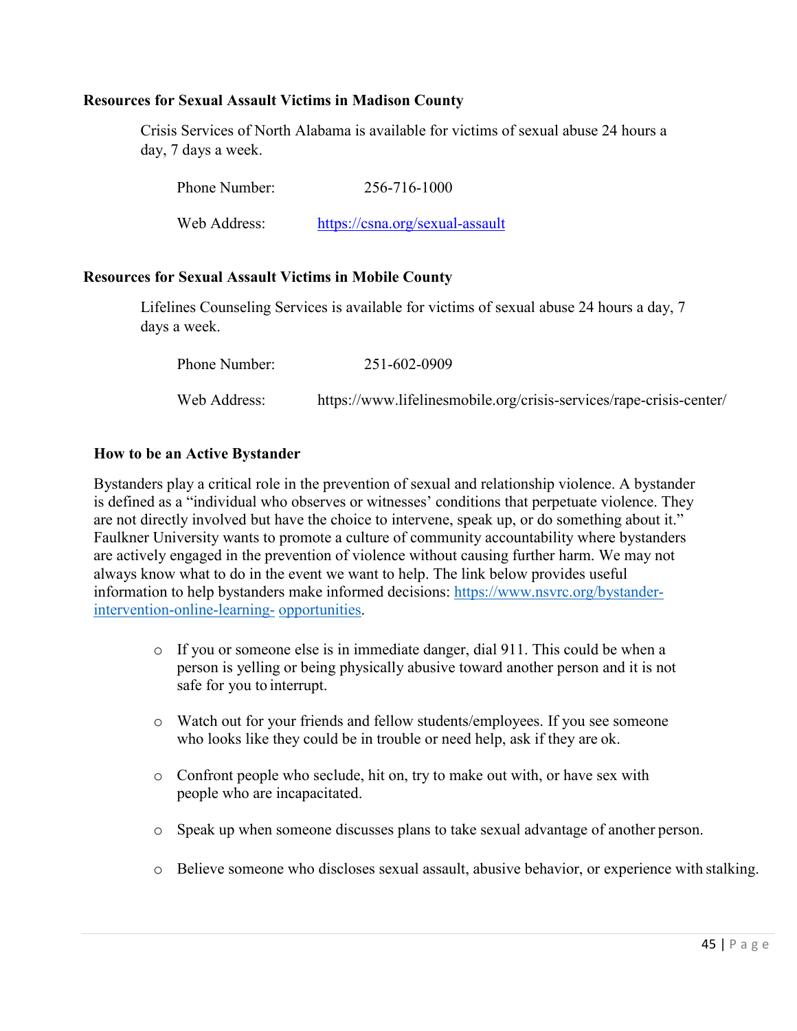### Resources for Sexual Assault Victims in Madison County

Crisis Services of North Alabama is available for victims of sexual abuse 24 hours a day, 7 days a week.

Phone Number: 256-716-1000

Web Address: https://csna.org/sexual-assault

### Resources for Sexual Assault Victims in Mobile County

Lifelines Counseling Services is available for victims of sexual abuse 24 hours a day, 7 days a week.

Phone Number: 251-602-0909

Web Address: https://www.lifelinesmobile.org/crisis-services/rape-crisis-center/

### How to be an Active Bystander

Bystanders play a critical role in the prevention of sexual and relationship violence. A bystander is defined as a "individual who observes or witnesses' conditions that perpetuate violence. They are not directly involved but have the choice to intervene, speak up, or do something about it." Faulkner University wants to promote a culture of community accountability where bystanders are actively engaged in the prevention of violence without causing further harm. We may not always know what to do in the event we want to help. The link below provides useful information to help bystanders make informed decisions: https://www.nsvrc.org/bystander-intervention-online-learning-opportunities.

- If you or someone else is in immediate danger, dial 911. This could be when a person is yelling or being physically abusive toward another person and it is not safe for you to interrupt.
- Watch out for your friends and fellow students/employees. If you see someone who looks like they could be in trouble or need help, ask if they are ok.
- Confront people who seclude, hit on, try to make out with, or have sex with people who are incapacitated.
- Speak up when someone discusses plans to take sexual advantage of another person.
- Believe someone who discloses sexual assault, abusive behavior, or experience with stalking.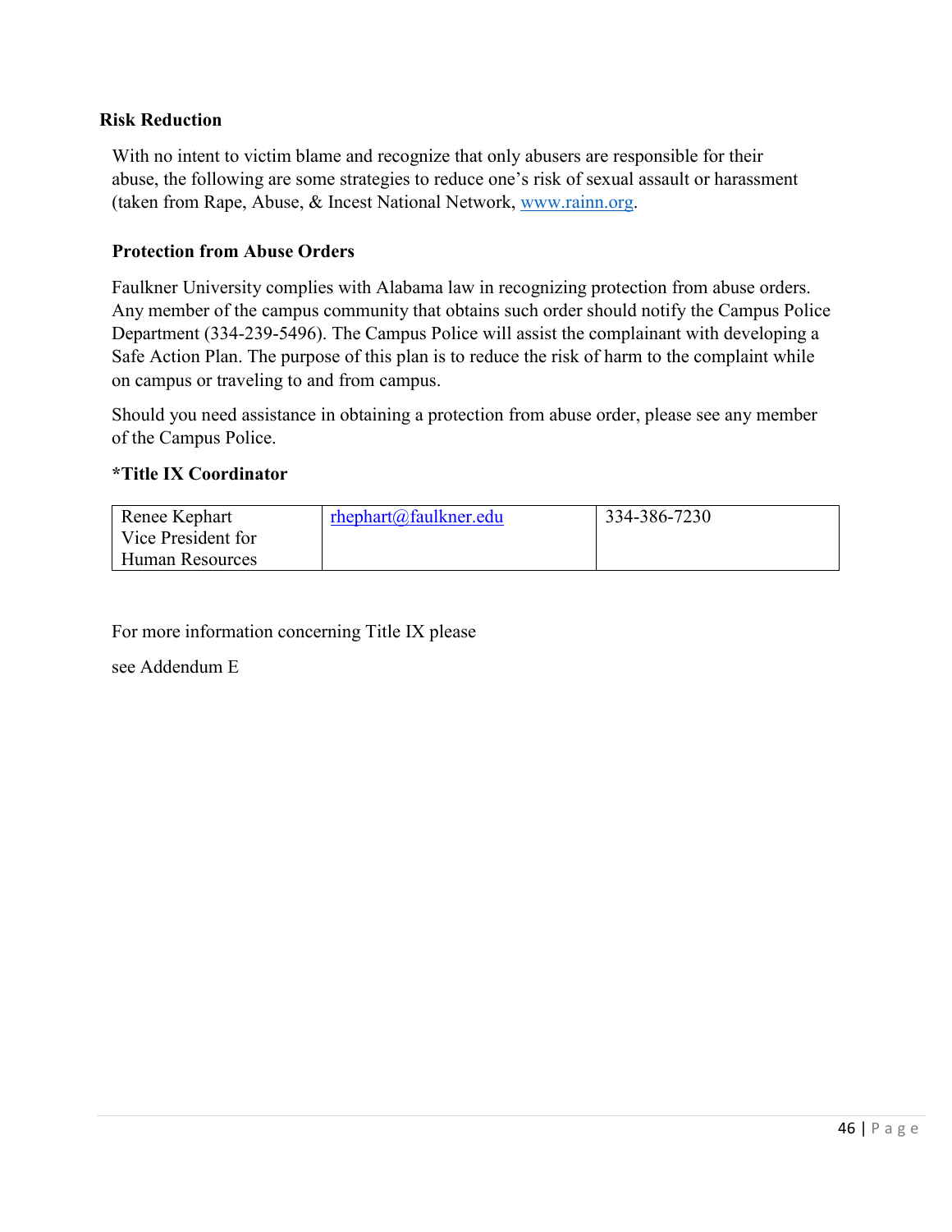**Risk Reduction**

With no intent to victim blame and recognize that only abusers are responsible for their abuse, the following are some strategies to reduce one's risk of sexual assault or harassment (taken from Rape, Abuse, & Incest National Network, www.rainn.org.

**Protection from Abuse Orders**

Faulkner University complies with Alabama law in recognizing protection from abuse orders. Any member of the campus community that obtains such order should notify the Campus Police Department (334-239-5496). The Campus Police will assist the complainant with developing a Safe Action Plan. The purpose of this plan is to reduce the risk of harm to the complaint while on campus or traveling to and from campus.

Should you need assistance in obtaining a protection from abuse order, please see any member of the Campus Police.

**\*Title IX Coordinator**

| | | |
|---|---|---|
| Renee Kephart<br>Vice President for Human Resources | rhephart@faulkner.edu | 334-386-7230 |

For more information concerning Title IX please

see Addendum E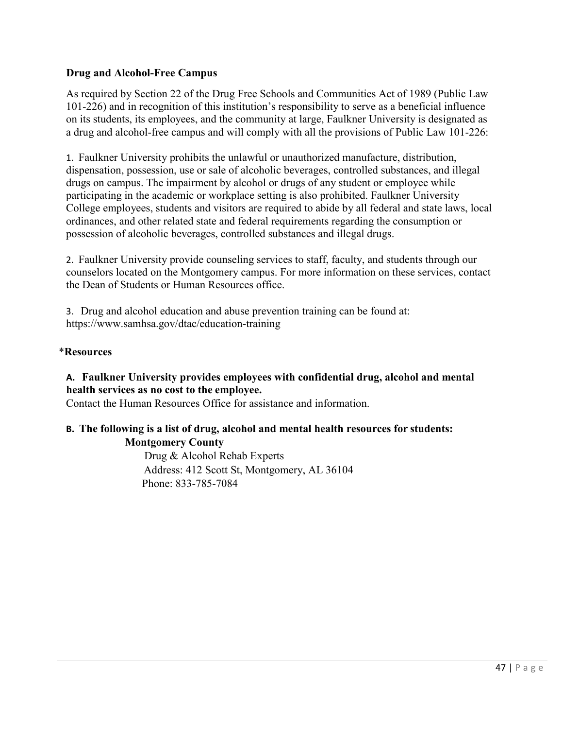**Drug and Alcohol-Free Campus**

As required by Section 22 of the Drug Free Schools and Communities Act of 1989 (Public Law 101-226) and in recognition of this institution's responsibility to serve as a beneficial influence on its students, its employees, and the community at large, Faulkner University is designated as a drug and alcohol-free campus and will comply with all the provisions of Public Law 101-226:

1. Faulkner University prohibits the unlawful or unauthorized manufacture, distribution, dispensation, possession, use or sale of alcoholic beverages, controlled substances, and illegal drugs on campus. The impairment by alcohol or drugs of any student or employee while participating in the academic or workplace setting is also prohibited. Faulkner University College employees, students and visitors are required to abide by all federal and state laws, local ordinances, and other related state and federal requirements regarding the consumption or possession of alcoholic beverages, controlled substances and illegal drugs.

2. Faulkner University provide counseling services to staff, faculty, and students through our counselors located on the Montgomery campus. For more information on these services, contact the Dean of Students or Human Resources office.

3. Drug and alcohol education and abuse prevention training can be found at: https://www.samhsa.gov/dtac/education-training

*__Resources__

**A. Faulkner University provides employees with confidential drug, alcohol and mental health services as no cost to the employee.**

Contact the Human Resources Office for assistance and information.

**B. The following is a list of drug, alcohol and mental health resources for students:**

**Montgomery County**

Drug & Alcohol Rehab Experts
Address: 412 Scott St, Montgomery, AL 36104
Phone: 833-785-7084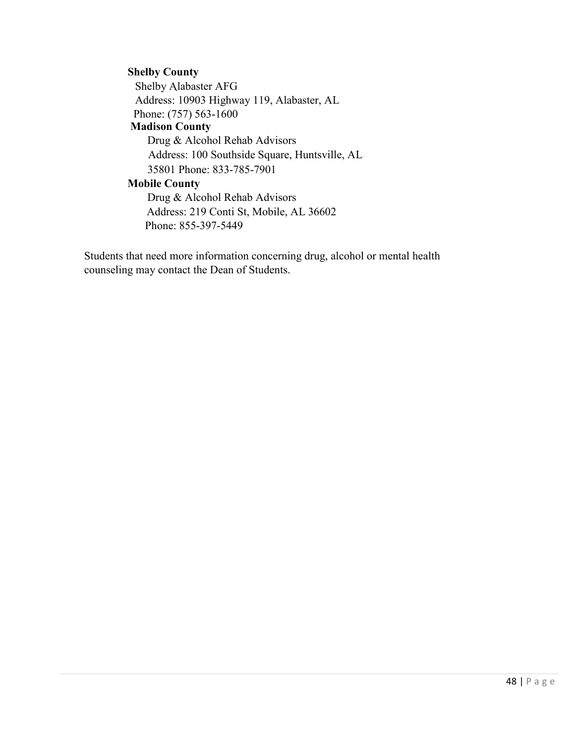**Shelby County**

Shelby Alabaster AFG
Address: 10903 Highway 119, Alabaster, AL
Phone: (757) 563-1600

**Madison County**

Drug & Alcohol Rehab Advisors
Address: 100 Southside Square, Huntsville, AL
35801 Phone: 833-785-7901

**Mobile County**

Drug & Alcohol Rehab Advisors
Address: 219 Conti St, Mobile, AL 36602
Phone: 855-397-5449

Students that need more information concerning drug, alcohol or mental health counseling may contact the Dean of Students.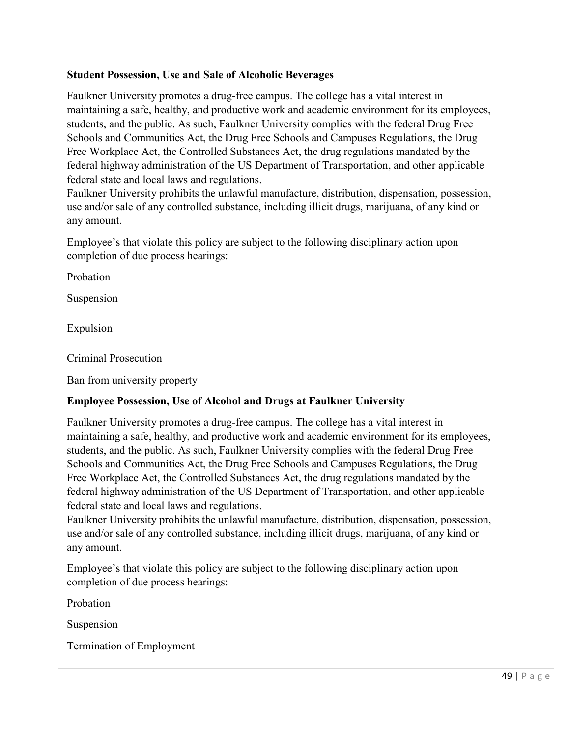**Student Possession, Use and Sale of Alcoholic Beverages**

Faulkner University promotes a drug-free campus. The college has a vital interest in maintaining a safe, healthy, and productive work and academic environment for its employees, students, and the public. As such, Faulkner University complies with the federal Drug Free Schools and Communities Act, the Drug Free Schools and Campuses Regulations, the Drug Free Workplace Act, the Controlled Substances Act, the drug regulations mandated by the federal highway administration of the US Department of Transportation, and other applicable federal state and local laws and regulations.
Faulkner University prohibits the unlawful manufacture, distribution, dispensation, possession, use and/or sale of any controlled substance, including illicit drugs, marijuana, of any kind or any amount.

Employee's that violate this policy are subject to the following disciplinary action upon completion of due process hearings:

Probation

Suspension

Expulsion

Criminal Prosecution

Ban from university property

**Employee Possession, Use of Alcohol and Drugs at Faulkner University**

Faulkner University promotes a drug-free campus. The college has a vital interest in maintaining a safe, healthy, and productive work and academic environment for its employees, students, and the public. As such, Faulkner University complies with the federal Drug Free Schools and Communities Act, the Drug Free Schools and Campuses Regulations, the Drug Free Workplace Act, the Controlled Substances Act, the drug regulations mandated by the federal highway administration of the US Department of Transportation, and other applicable federal state and local laws and regulations.
Faulkner University prohibits the unlawful manufacture, distribution, dispensation, possession, use and/or sale of any controlled substance, including illicit drugs, marijuana, of any kind or any amount.

Employee's that violate this policy are subject to the following disciplinary action upon completion of due process hearings:

Probation

Suspension

Termination of Employment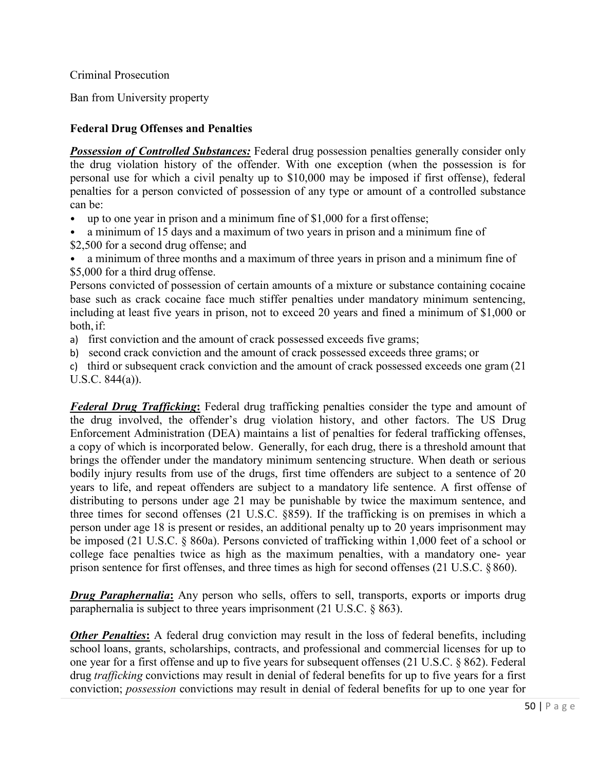Criminal Prosecution

Ban from University property

**Federal Drug Offenses and Penalties**

***Possession of Controlled Substances:*** Federal drug possession penalties generally consider only the drug violation history of the offender. With one exception (when the possession is for personal use for which a civil penalty up to $10,000 may be imposed if first offense), federal penalties for a person convicted of possession of any type or amount of a controlled substance can be:

- up to one year in prison and a minimum fine of $1,000 for a first offense;
- a minimum of 15 days and a maximum of two years in prison and a minimum fine of $2,500 for a second drug offense; and
- a minimum of three months and a maximum of three years in prison and a minimum fine of $5,000 for a third drug offense.

Persons convicted of possession of certain amounts of a mixture or substance containing cocaine base such as crack cocaine face much stiffer penalties under mandatory minimum sentencing, including at least five years in prison, not to exceed 20 years and fined a minimum of $1,000 or both, if:

a) first conviction and the amount of crack possessed exceeds five grams;
b) second crack conviction and the amount of crack possessed exceeds three grams; or
c) third or subsequent crack conviction and the amount of crack possessed exceeds one gram (21 U.S.C. 844(a)).

***Federal Drug Trafficking*:** Federal drug trafficking penalties consider the type and amount of the drug involved, the offender's drug violation history, and other factors. The US Drug Enforcement Administration (DEA) maintains a list of penalties for federal trafficking offenses, a copy of which is incorporated below. Generally, for each drug, there is a threshold amount that brings the offender under the mandatory minimum sentencing structure. When death or serious bodily injury results from use of the drugs, first time offenders are subject to a sentence of 20 years to life, and repeat offenders are subject to a mandatory life sentence. A first offense of distributing to persons under age 21 may be punishable by twice the maximum sentence, and three times for second offenses (21 U.S.C. §859). If the trafficking is on premises in which a person under age 18 is present or resides, an additional penalty up to 20 years imprisonment may be imposed (21 U.S.C. § 860a). Persons convicted of trafficking within 1,000 feet of a school or college face penalties twice as high as the maximum penalties, with a mandatory one- year prison sentence for first offenses, and three times as high for second offenses (21 U.S.C. § 860).

***Drug Paraphernalia*:** Any person who sells, offers to sell, transports, exports or imports drug paraphernalia is subject to three years imprisonment (21 U.S.C. § 863).

***Other Penalties*:** A federal drug conviction may result in the loss of federal benefits, including school loans, grants, scholarships, contracts, and professional and commercial licenses for up to one year for a first offense and up to five years for subsequent offenses (21 U.S.C. § 862). Federal drug *trafficking* convictions may result in denial of federal benefits for up to five years for a first conviction; *possession* convictions may result in denial of federal benefits for up to one year for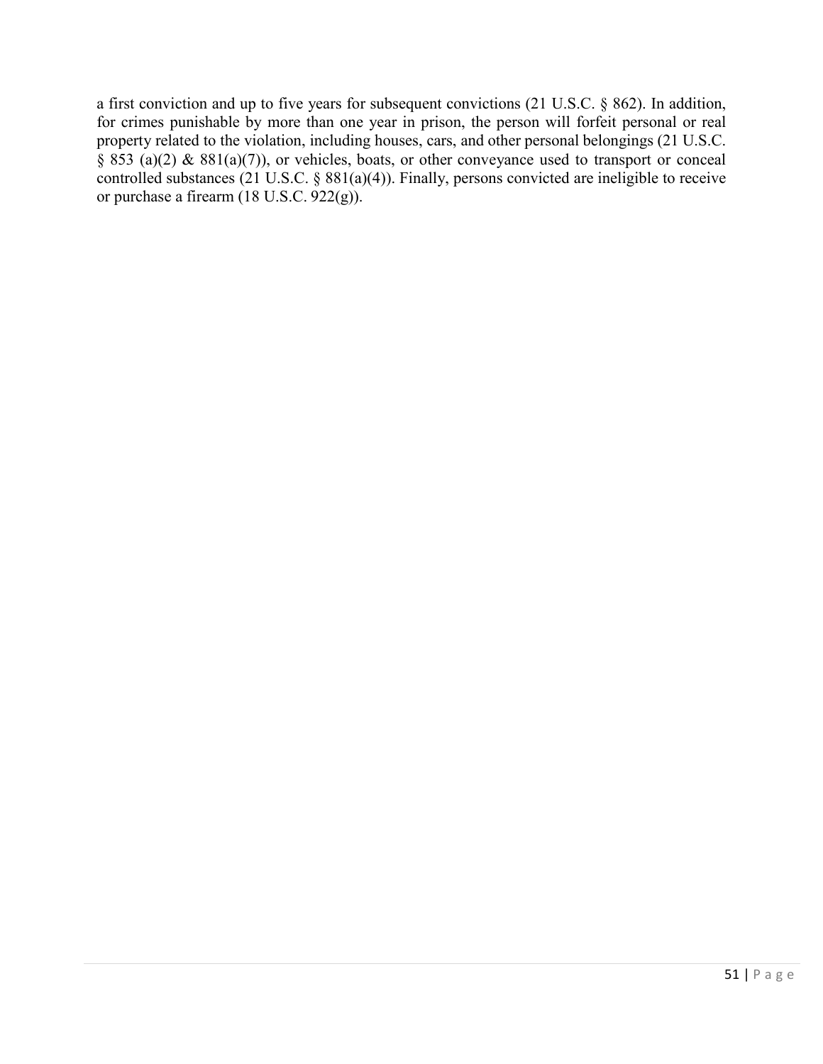a first conviction and up to five years for subsequent convictions (21 U.S.C. § 862). In addition, for crimes punishable by more than one year in prison, the person will forfeit personal or real property related to the violation, including houses, cars, and other personal belongings (21 U.S.C. § 853 (a)(2) & 881(a)(7)), or vehicles, boats, or other conveyance used to transport or conceal controlled substances (21 U.S.C. § 881(a)(4)). Finally, persons convicted are ineligible to receive or purchase a firearm (18 U.S.C. 922(g)).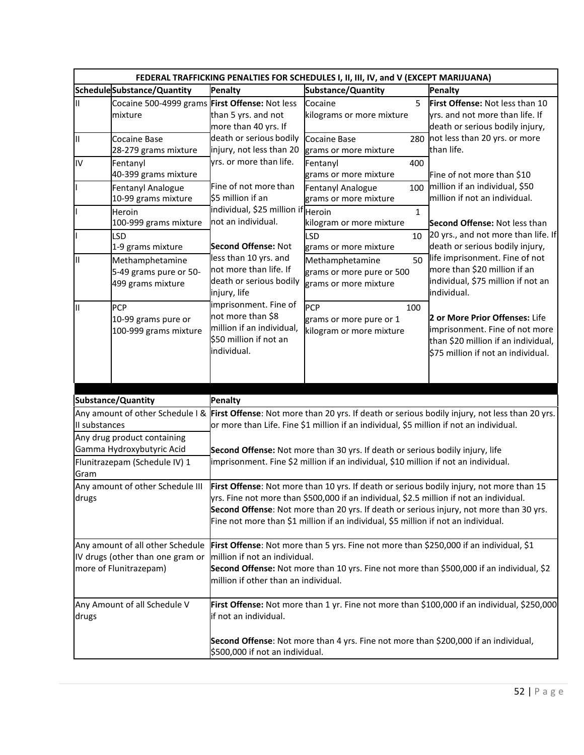| FEDERAL TRAFFICKING PENALTIES FOR SCHEDULES I, II, III, IV, and V (EXCEPT MARIJUANA) | | | | |
|---|---|---|---|---|
| **Schedule** | **Substance/Quantity** | **Penalty** | **Substance/Quantity** | **Penalty** |
| II | Cocaine 500-4999 grams mixture | **First Offense:** Not less than 5 yrs. and not more than 40 yrs. If death or serious bodily injury, not less than 20 yrs. or more than life. Fine of not more than $5 million if an individual, $25 million if not an individual. **Second Offense:** Not less than 10 yrs. and not more than life. If death or serious bodily injury, life imprisonment. Fine of not more than $8 million if an individual, $50 million if not an individual. | Cocaine 5 kilograms or more mixture | **First Offense:** Not less than 10 yrs. and not more than life. If death or serious bodily injury, not less than 20 yrs. or more than life. Fine of not more than $10 million if an individual, $50 million if not an individual. **Second Offense:** Not less than 20 yrs., and not more than life. If death or serious bodily injury, life imprisonment. Fine of not more than $20 million if an individual, $75 million if not an individual. **2 or More Prior Offenses:** Life imprisonment. Fine of not more than $20 million if an individual, $75 million if not an individual. |
| II | Cocaine Base 28-279 grams mixture | | Cocaine Base 280 grams or more mixture | |
| IV | Fentanyl 40-399 grams mixture | | Fentanyl 400 grams or more mixture | |
| I | Fentanyl Analogue 10-99 grams mixture | | Fentanyl Analogue 100 grams or more mixture | |
| I | Heroin 100-999 grams mixture | | Heroin 1 kilogram or more mixture | |
| I | LSD 1-9 grams mixture | | LSD 10 grams or more mixture | |
| II | Methamphetamine 5-49 grams pure or 50-499 grams mixture | | Methamphetamine 50 grams or more pure or 500 grams or more mixture | |
| II | PCP 10-99 grams pure or 100-999 grams mixture | | PCP 100 grams or more pure or 1 kilogram or more mixture | |

| Substance/Quantity | Penalty |
|---|---|
| Any amount of other Schedule I & II substances; Any drug product containing Gamma Hydroxybutyric Acid; Flunitrazepam (Schedule IV) 1 Gram | **First Offense**: Not more than 20 yrs. If death or serious bodily injury, not less than 20 yrs. or more than Life. Fine $1 million if an individual, $5 million if not an individual. **Second Offense:** Not more than 30 yrs. If death or serious bodily injury, life imprisonment. Fine $2 million if an individual, $10 million if not an individual. |
| Any amount of other Schedule III drugs | **First Offense**: Not more than 10 yrs. If death or serious bodily injury, not more than 15 yrs. Fine not more than $500,000 if an individual, $2.5 million if not an individual. **Second Offense**: Not more than 20 yrs. If death or serious injury, not more than 30 yrs. Fine not more than $1 million if an individual, $5 million if not an individual. |
| Any amount of all other Schedule IV drugs (other than one gram or more of Flunitrazepam) | **First Offense**: Not more than 5 yrs. Fine not more than $250,000 if an individual, $1 million if not an individual. **Second Offense:** Not more than 10 yrs. Fine not more than $500,000 if an individual, $2 million if other than an individual. |
| Any Amount of all Schedule V drugs | **First Offense:** Not more than 1 yr. Fine not more than $100,000 if an individual, $250,000 if not an individual. **Second Offense**: Not more than 4 yrs. Fine not more than $200,000 if an individual, $500,000 if not an individual. |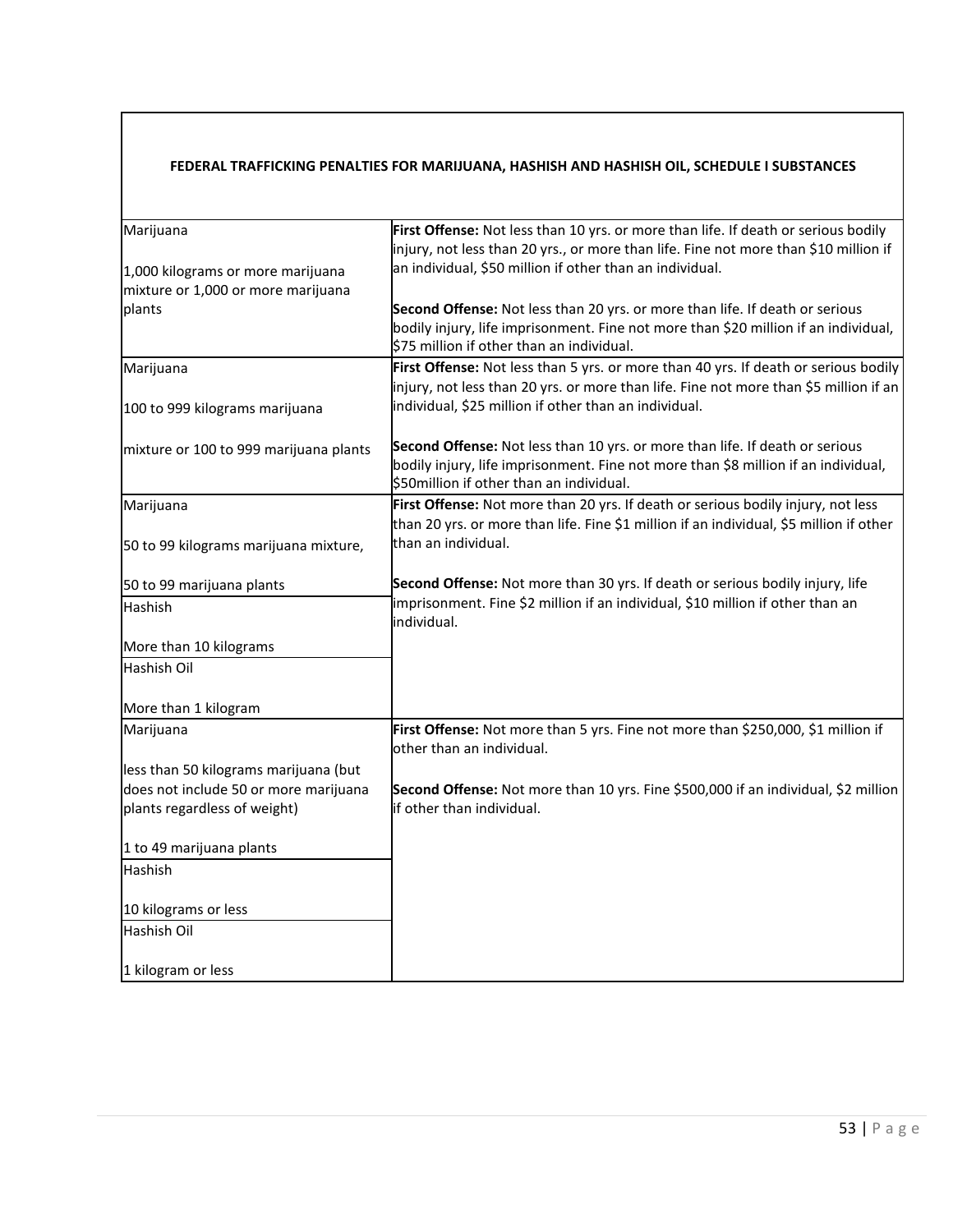| FEDERAL TRAFFICKING PENALTIES FOR MARIJUANA, HASHISH AND HASHISH OIL, SCHEDULE I SUBSTANCES | |
|---|---|
| Marijuana<br><br>1,000 kilograms or more marijuana mixture or 1,000 or more marijuana plants | **First Offense:** Not less than 10 yrs. or more than life. If death or serious bodily injury, not less than 20 yrs., or more than life. Fine not more than $10 million if an individual, $50 million if other than an individual.<br><br>**Second Offense:** Not less than 20 yrs. or more than life. If death or serious bodily injury, life imprisonment. Fine not more than $20 million if an individual, $75 million if other than an individual. |
| Marijuana<br><br>100 to 999 kilograms marijuana<br><br>mixture or 100 to 999 marijuana plants | **First Offense:** Not less than 5 yrs. or more than 40 yrs. If death or serious bodily injury, not less than 20 yrs. or more than life. Fine not more than $5 million if an individual, $25 million if other than an individual.<br><br>**Second Offense:** Not less than 10 yrs. or more than life. If death or serious bodily injury, life imprisonment. Fine not more than $8 million if an individual, $50million if other than an individual. |
| Marijuana<br><br>50 to 99 kilograms marijuana mixture,<br><br>50 to 99 marijuana plants<br><br>Hashish<br><br>More than 10 kilograms<br><br>Hashish Oil<br><br>More than 1 kilogram | **First Offense:** Not more than 20 yrs. If death or serious bodily injury, not less than 20 yrs. or more than life. Fine $1 million if an individual, $5 million if other than an individual.<br><br>**Second Offense:** Not more than 30 yrs. If death or serious bodily injury, life imprisonment. Fine $2 million if an individual, $10 million if other than an individual. |
| Marijuana<br><br>less than 50 kilograms marijuana (but does not include 50 or more marijuana plants regardless of weight)<br><br>1 to 49 marijuana plants<br><br>Hashish<br><br>10 kilograms or less<br><br>Hashish Oil<br><br>1 kilogram or less | **First Offense:** Not more than 5 yrs. Fine not more than $250,000, $1 million if other than an individual.<br><br>**Second Offense:** Not more than 10 yrs. Fine $500,000 if an individual, $2 million if other than individual. |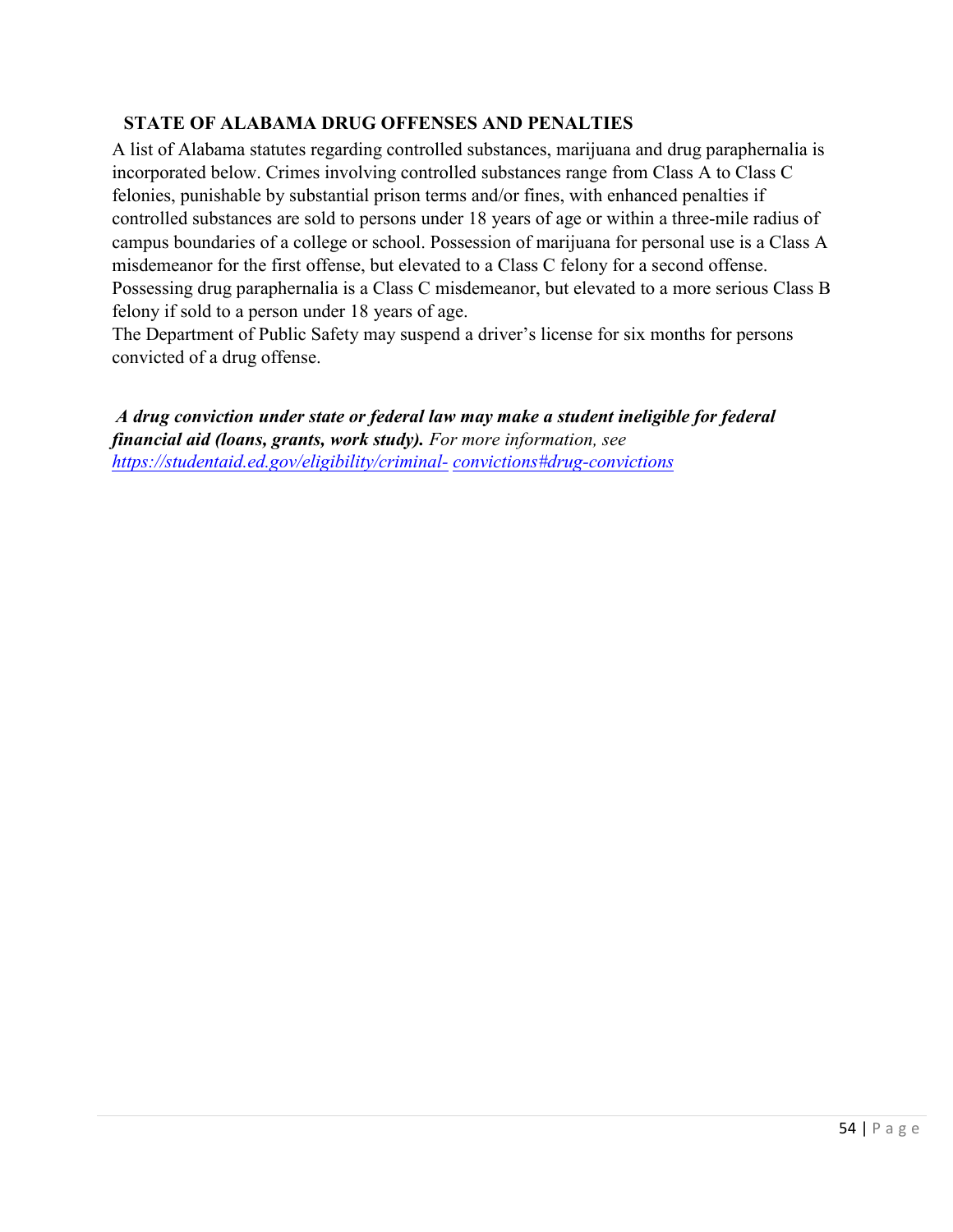## STATE OF ALABAMA DRUG OFFENSES AND PENALTIES

A list of Alabama statutes regarding controlled substances, marijuana and drug paraphernalia is incorporated below. Crimes involving controlled substances range from Class A to Class C felonies, punishable by substantial prison terms and/or fines, with enhanced penalties if controlled substances are sold to persons under 18 years of age or within a three-mile radius of campus boundaries of a college or school. Possession of marijuana for personal use is a Class A misdemeanor for the first offense, but elevated to a Class C felony for a second offense. Possessing drug paraphernalia is a Class C misdemeanor, but elevated to a more serious Class B felony if sold to a person under 18 years of age.

The Department of Public Safety may suspend a driver's license for six months for persons convicted of a drug offense.

***A drug conviction under state or federal law may make a student ineligible for federal financial aid (loans, grants, work study).*** *For more information, see [https://studentaid.ed.gov/eligibility/criminal-convictions#drug-convictions](https://studentaid.ed.gov/eligibility/criminal-convictions#drug-convictions)*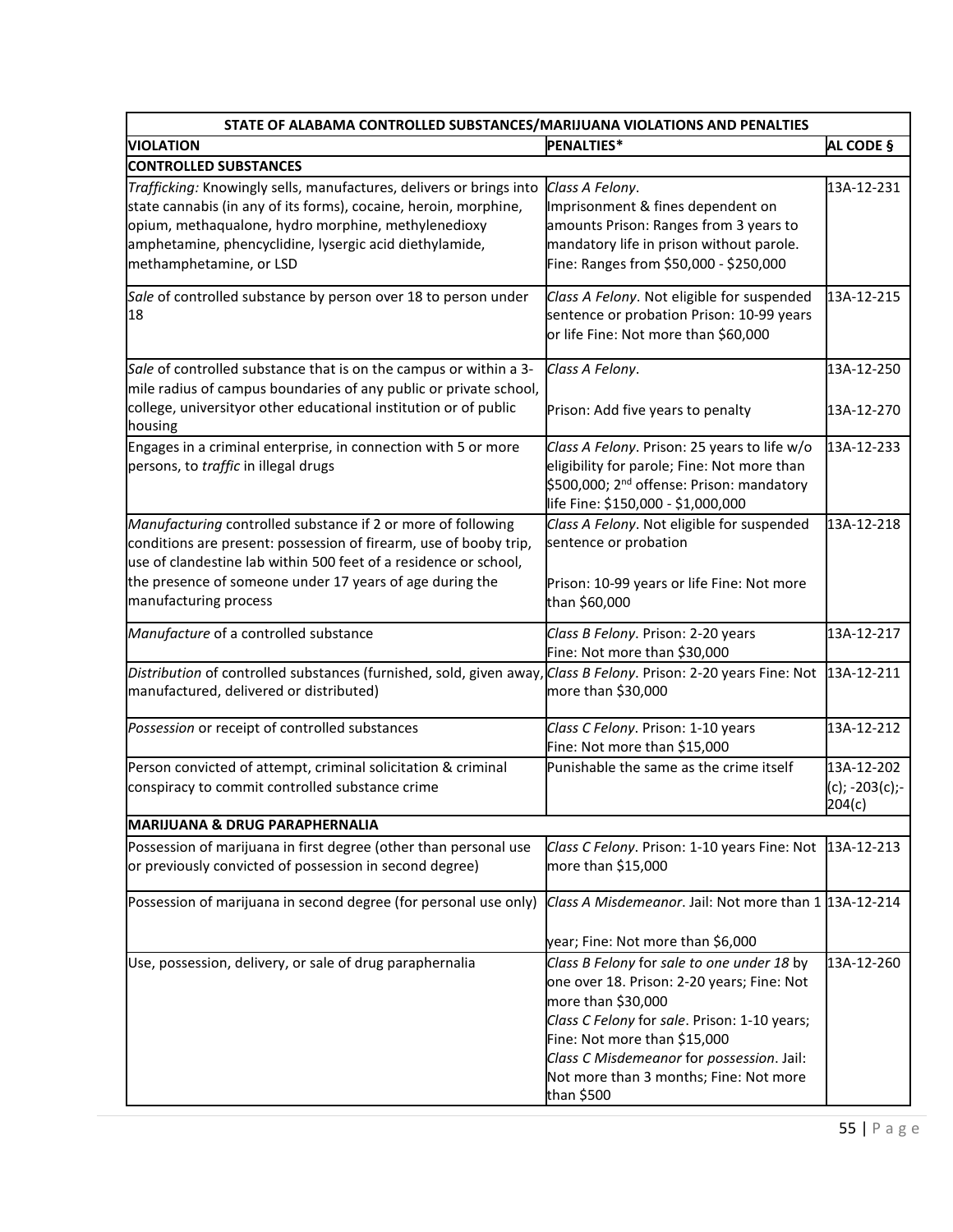| STATE OF ALABAMA CONTROLLED SUBSTANCES/MARIJUANA VIOLATIONS AND PENALTIES | | |
|---|---|---|
| **VIOLATION** | **PENALTIES*** | **AL CODE §** |
| **CONTROLLED SUBSTANCES** | | |
| *Trafficking:* Knowingly sells, manufactures, delivers or brings into state cannabis (in any of its forms), cocaine, heroin, morphine, opium, methaqualone, hydro morphine, methylenedioxy amphetamine, phencyclidine, lysergic acid diethylamide, methamphetamine, or LSD | *Class A Felony*. Imprisonment & fines dependent on amounts Prison: Ranges from 3 years to mandatory life in prison without parole. Fine: Ranges from $50,000 - $250,000 | 13A-12-231 |
| *Sale* of controlled substance by person over 18 to person under 18 | *Class A Felony*. Not eligible for suspended sentence or probation Prison: 10-99 years or life Fine: Not more than $60,000 | 13A-12-215 |
| *Sale* of controlled substance that is on the campus or within a 3-mile radius of campus boundaries of any public or private school, college, universityor other educational institution or of public housing | *Class A Felony*.<br><br>Prison: Add five years to penalty | 13A-12-250<br><br>13A-12-270 |
| Engages in a criminal enterprise, in connection with 5 or more persons, to *traffic* in illegal drugs | *Class A Felony*. Prison: 25 years to life w/o eligibility for parole; Fine: Not more than $500,000; 2nd offense: Prison: mandatory life Fine: $150,000 - $1,000,000 | 13A-12-233 |
| *Manufacturing* controlled substance if 2 or more of following conditions are present: possession of firearm, use of booby trip, use of clandestine lab within 500 feet of a residence or school, the presence of someone under 17 years of age during the manufacturing process | *Class A Felony*. Not eligible for suspended sentence or probation<br><br>Prison: 10-99 years or life Fine: Not more than $60,000 | 13A-12-218 |
| *Manufacture* of a controlled substance | *Class B Felony*. Prison: 2-20 years Fine: Not more than $30,000 | 13A-12-217 |
| *Distribution* of controlled substances (furnished, sold, given away, manufactured, delivered or distributed) | *Class B Felony*. Prison: 2-20 years Fine: Not more than $30,000 | 13A-12-211 |
| *Possession* or receipt of controlled substances | *Class C Felony*. Prison: 1-10 years Fine: Not more than $15,000 | 13A-12-212 |
| Person convicted of attempt, criminal solicitation & criminal conspiracy to commit controlled substance crime | Punishable the same as the crime itself | 13A-12-202 (c); -203(c);-204(c) |
| **MARIJUANA & DRUG PARAPHERNALIA** | | |
| Possession of marijuana in first degree (other than personal use or previously convicted of possession in second degree) | *Class C Felony*. Prison: 1-10 years Fine: Not more than $15,000 | 13A-12-213 |
| Possession of marijuana in second degree (for personal use only) | *Class A Misdemeanor*. Jail: Not more than 1 year; Fine: Not more than $6,000 | 13A-12-214 |
| Use, possession, delivery, or sale of drug paraphernalia | *Class B Felony* for *sale to one under 18* by one over 18. Prison: 2-20 years; Fine: Not more than $30,000<br>*Class C Felony* for *sale*. Prison: 1-10 years; Fine: Not more than $15,000<br>*Class C Misdemeanor* for *possession*. Jail: Not more than 3 months; Fine: Not more than $500 | 13A-12-260 |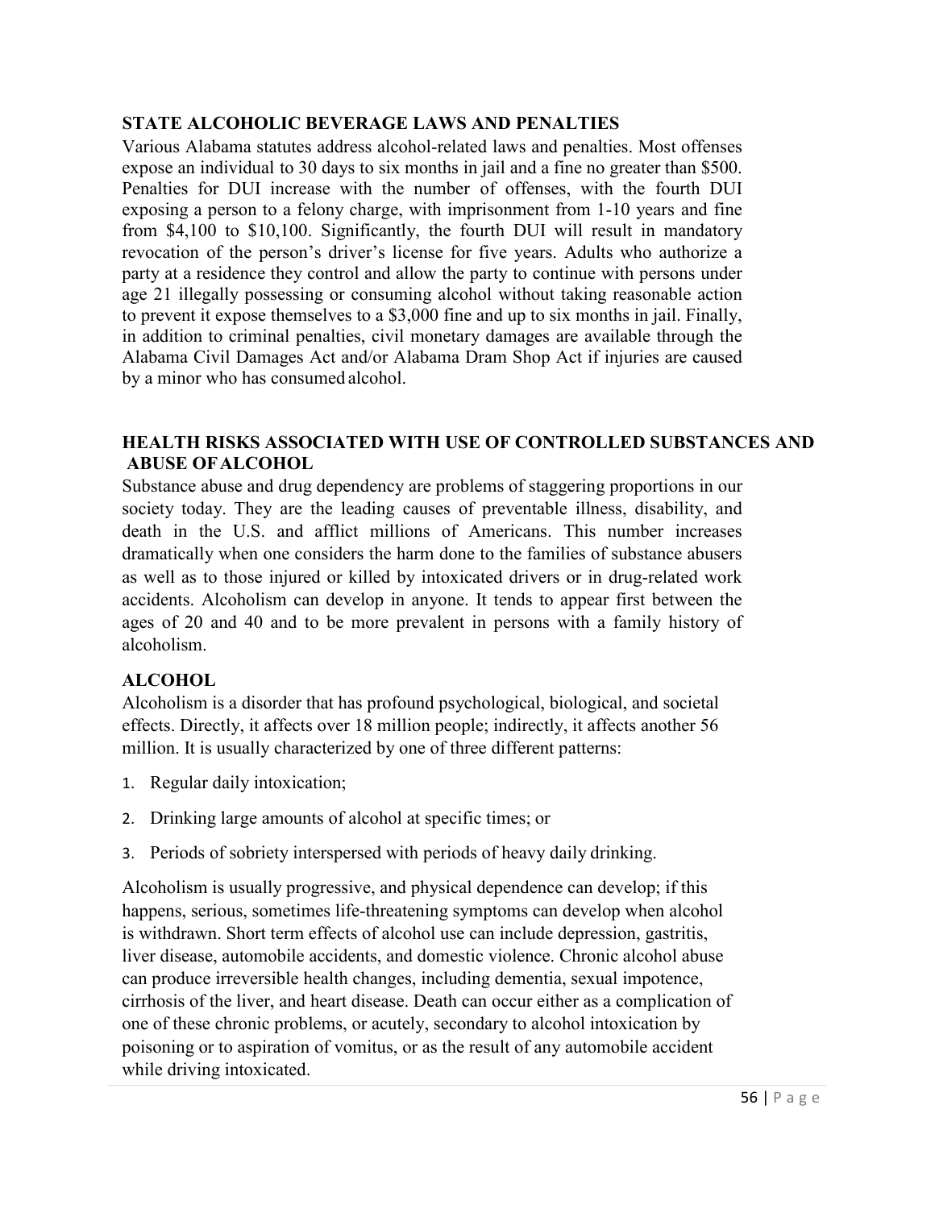## STATE ALCOHOLIC BEVERAGE LAWS AND PENALTIES

Various Alabama statutes address alcohol-related laws and penalties. Most offenses expose an individual to 30 days to six months in jail and a fine no greater than $500. Penalties for DUI increase with the number of offenses, with the fourth DUI exposing a person to a felony charge, with imprisonment from 1-10 years and fine from $4,100 to $10,100. Significantly, the fourth DUI will result in mandatory revocation of the person's driver's license for five years. Adults who authorize a party at a residence they control and allow the party to continue with persons under age 21 illegally possessing or consuming alcohol without taking reasonable action to prevent it expose themselves to a $3,000 fine and up to six months in jail. Finally, in addition to criminal penalties, civil monetary damages are available through the Alabama Civil Damages Act and/or Alabama Dram Shop Act if injuries are caused by a minor who has consumed alcohol.

## HEALTH RISKS ASSOCIATED WITH USE OF CONTROLLED SUBSTANCES AND ABUSE OF ALCOHOL

Substance abuse and drug dependency are problems of staggering proportions in our society today. They are the leading causes of preventable illness, disability, and death in the U.S. and afflict millions of Americans. This number increases dramatically when one considers the harm done to the families of substance abusers as well as to those injured or killed by intoxicated drivers or in drug-related work accidents. Alcoholism can develop in anyone. It tends to appear first between the ages of 20 and 40 and to be more prevalent in persons with a family history of alcoholism.

### ALCOHOL

Alcoholism is a disorder that has profound psychological, biological, and societal effects. Directly, it affects over 18 million people; indirectly, it affects another 56 million. It is usually characterized by one of three different patterns:

1. Regular daily intoxication;
2. Drinking large amounts of alcohol at specific times; or
3. Periods of sobriety interspersed with periods of heavy daily drinking.

Alcoholism is usually progressive, and physical dependence can develop; if this happens, serious, sometimes life-threatening symptoms can develop when alcohol is withdrawn. Short term effects of alcohol use can include depression, gastritis, liver disease, automobile accidents, and domestic violence. Chronic alcohol abuse can produce irreversible health changes, including dementia, sexual impotence, cirrhosis of the liver, and heart disease. Death can occur either as a complication of one of these chronic problems, or acutely, secondary to alcohol intoxication by poisoning or to aspiration of vomitus, or as the result of any automobile accident while driving intoxicated.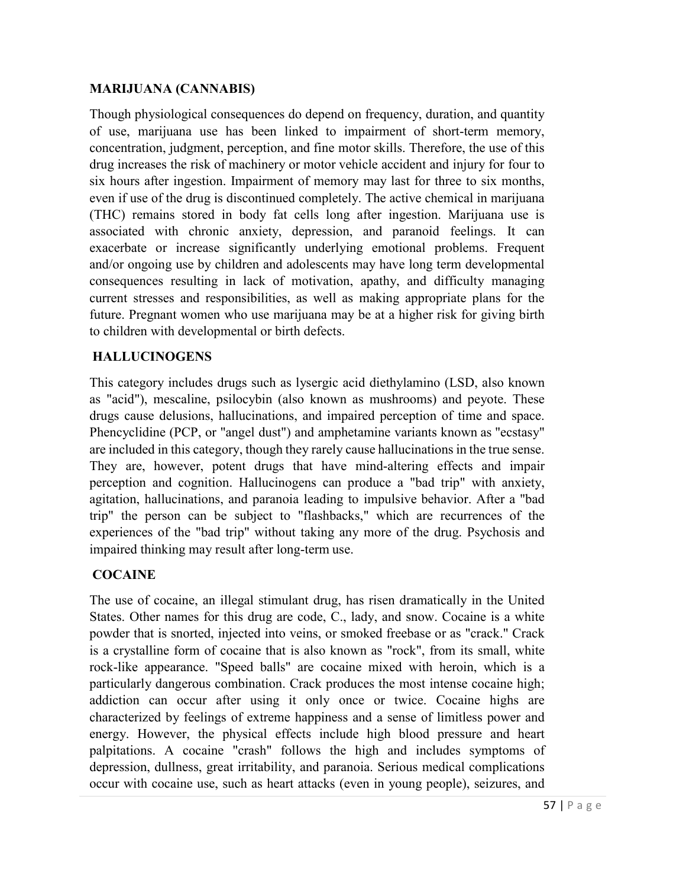## MARIJUANA (CANNABIS)

Though physiological consequences do depend on frequency, duration, and quantity of use, marijuana use has been linked to impairment of short-term memory, concentration, judgment, perception, and fine motor skills. Therefore, the use of this drug increases the risk of machinery or motor vehicle accident and injury for four to six hours after ingestion. Impairment of memory may last for three to six months, even if use of the drug is discontinued completely. The active chemical in marijuana (THC) remains stored in body fat cells long after ingestion. Marijuana use is associated with chronic anxiety, depression, and paranoid feelings. It can exacerbate or increase significantly underlying emotional problems. Frequent and/or ongoing use by children and adolescents may have long term developmental consequences resulting in lack of motivation, apathy, and difficulty managing current stresses and responsibilities, as well as making appropriate plans for the future. Pregnant women who use marijuana may be at a higher risk for giving birth to children with developmental or birth defects.

## HALLUCINOGENS

This category includes drugs such as lysergic acid diethylamino (LSD, also known as "acid"), mescaline, psilocybin (also known as mushrooms) and peyote. These drugs cause delusions, hallucinations, and impaired perception of time and space. Phencyclidine (PCP, or "angel dust") and amphetamine variants known as "ecstasy" are included in this category, though they rarely cause hallucinations in the true sense. They are, however, potent drugs that have mind-altering effects and impair perception and cognition. Hallucinogens can produce a "bad trip" with anxiety, agitation, hallucinations, and paranoia leading to impulsive behavior. After a "bad trip" the person can be subject to "flashbacks," which are recurrences of the experiences of the "bad trip" without taking any more of the drug. Psychosis and impaired thinking may result after long-term use.

## COCAINE

The use of cocaine, an illegal stimulant drug, has risen dramatically in the United States. Other names for this drug are code, C., lady, and snow. Cocaine is a white powder that is snorted, injected into veins, or smoked freebase or as "crack." Crack is a crystalline form of cocaine that is also known as "rock", from its small, white rock-like appearance. "Speed balls" are cocaine mixed with heroin, which is a particularly dangerous combination. Crack produces the most intense cocaine high; addiction can occur after using it only once or twice. Cocaine highs are characterized by feelings of extreme happiness and a sense of limitless power and energy. However, the physical effects include high blood pressure and heart palpitations. A cocaine "crash" follows the high and includes symptoms of depression, dullness, great irritability, and paranoia. Serious medical complications occur with cocaine use, such as heart attacks (even in young people), seizures, and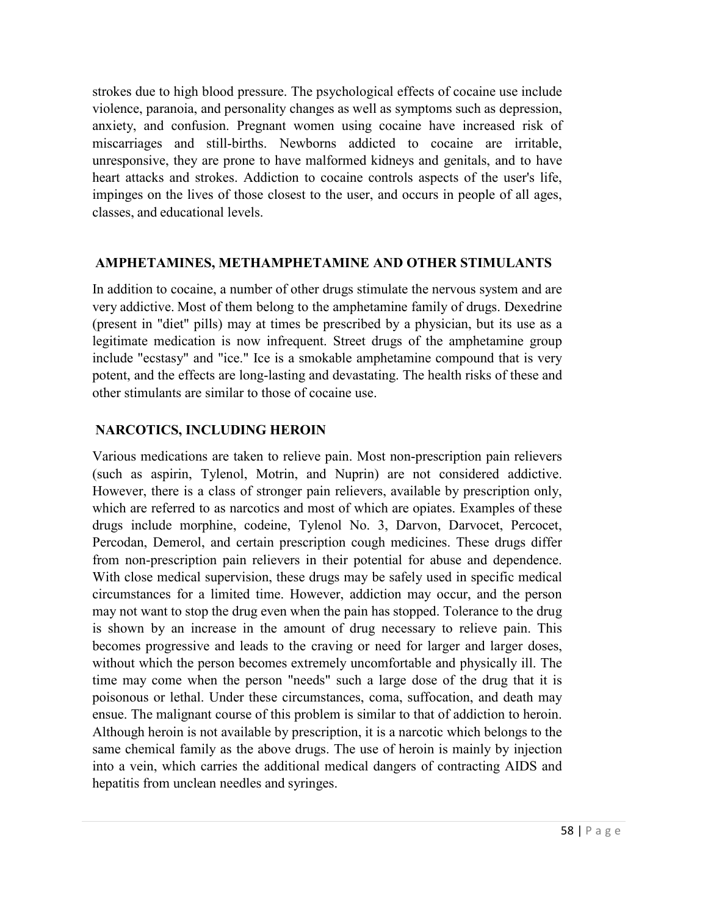strokes due to high blood pressure. The psychological effects of cocaine use include violence, paranoia, and personality changes as well as symptoms such as depression, anxiety, and confusion. Pregnant women using cocaine have increased risk of miscarriages and still-births. Newborns addicted to cocaine are irritable, unresponsive, they are prone to have malformed kidneys and genitals, and to have heart attacks and strokes. Addiction to cocaine controls aspects of the user's life, impinges on the lives of those closest to the user, and occurs in people of all ages, classes, and educational levels.

## AMPHETAMINES, METHAMPHETAMINE AND OTHER STIMULANTS

In addition to cocaine, a number of other drugs stimulate the nervous system and are very addictive. Most of them belong to the amphetamine family of drugs. Dexedrine (present in "diet" pills) may at times be prescribed by a physician, but its use as a legitimate medication is now infrequent. Street drugs of the amphetamine group include "ecstasy" and "ice." Ice is a smokable amphetamine compound that is very potent, and the effects are long-lasting and devastating. The health risks of these and other stimulants are similar to those of cocaine use.

## NARCOTICS, INCLUDING HEROIN

Various medications are taken to relieve pain. Most non-prescription pain relievers (such as aspirin, Tylenol, Motrin, and Nuprin) are not considered addictive. However, there is a class of stronger pain relievers, available by prescription only, which are referred to as narcotics and most of which are opiates. Examples of these drugs include morphine, codeine, Tylenol No. 3, Darvon, Darvocet, Percocet, Percodan, Demerol, and certain prescription cough medicines. These drugs differ from non-prescription pain relievers in their potential for abuse and dependence. With close medical supervision, these drugs may be safely used in specific medical circumstances for a limited time. However, addiction may occur, and the person may not want to stop the drug even when the pain has stopped. Tolerance to the drug is shown by an increase in the amount of drug necessary to relieve pain. This becomes progressive and leads to the craving or need for larger and larger doses, without which the person becomes extremely uncomfortable and physically ill. The time may come when the person "needs" such a large dose of the drug that it is poisonous or lethal. Under these circumstances, coma, suffocation, and death may ensue. The malignant course of this problem is similar to that of addiction to heroin. Although heroin is not available by prescription, it is a narcotic which belongs to the same chemical family as the above drugs. The use of heroin is mainly by injection into a vein, which carries the additional medical dangers of contracting AIDS and hepatitis from unclean needles and syringes.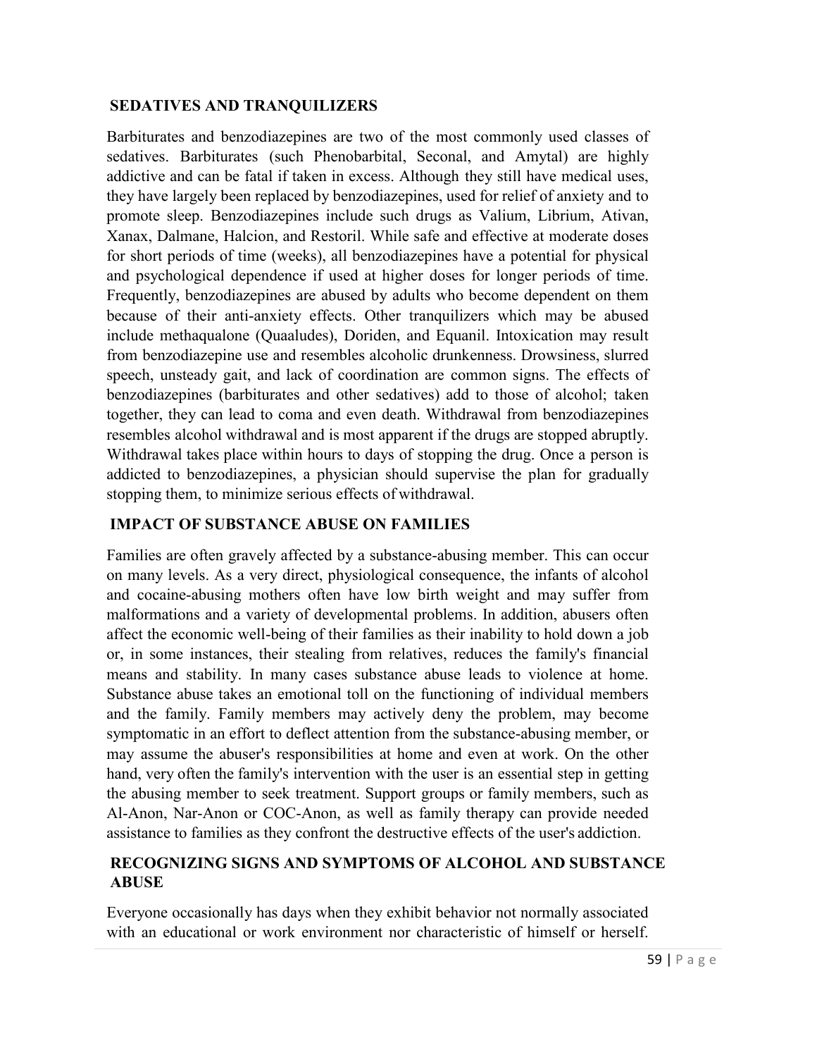## SEDATIVES AND TRANQUILIZERS

Barbiturates and benzodiazepines are two of the most commonly used classes of sedatives. Barbiturates (such Phenobarbital, Seconal, and Amytal) are highly addictive and can be fatal if taken in excess. Although they still have medical uses, they have largely been replaced by benzodiazepines, used for relief of anxiety and to promote sleep. Benzodiazepines include such drugs as Valium, Librium, Ativan, Xanax, Dalmane, Halcion, and Restoril. While safe and effective at moderate doses for short periods of time (weeks), all benzodiazepines have a potential for physical and psychological dependence if used at higher doses for longer periods of time. Frequently, benzodiazepines are abused by adults who become dependent on them because of their anti-anxiety effects. Other tranquilizers which may be abused include methaqualone (Quaaludes), Doriden, and Equanil. Intoxication may result from benzodiazepine use and resembles alcoholic drunkenness. Drowsiness, slurred speech, unsteady gait, and lack of coordination are common signs. The effects of benzodiazepines (barbiturates and other sedatives) add to those of alcohol; taken together, they can lead to coma and even death. Withdrawal from benzodiazepines resembles alcohol withdrawal and is most apparent if the drugs are stopped abruptly. Withdrawal takes place within hours to days of stopping the drug. Once a person is addicted to benzodiazepines, a physician should supervise the plan for gradually stopping them, to minimize serious effects of withdrawal.

## IMPACT OF SUBSTANCE ABUSE ON FAMILIES

Families are often gravely affected by a substance-abusing member. This can occur on many levels. As a very direct, physiological consequence, the infants of alcohol and cocaine-abusing mothers often have low birth weight and may suffer from malformations and a variety of developmental problems. In addition, abusers often affect the economic well-being of their families as their inability to hold down a job or, in some instances, their stealing from relatives, reduces the family's financial means and stability. In many cases substance abuse leads to violence at home. Substance abuse takes an emotional toll on the functioning of individual members and the family. Family members may actively deny the problem, may become symptomatic in an effort to deflect attention from the substance-abusing member, or may assume the abuser's responsibilities at home and even at work. On the other hand, very often the family's intervention with the user is an essential step in getting the abusing member to seek treatment. Support groups or family members, such as Al-Anon, Nar-Anon or COC-Anon, as well as family therapy can provide needed assistance to families as they confront the destructive effects of the user's addiction.

## RECOGNIZING SIGNS AND SYMPTOMS OF ALCOHOL AND SUBSTANCE ABUSE

Everyone occasionally has days when they exhibit behavior not normally associated with an educational or work environment nor characteristic of himself or herself.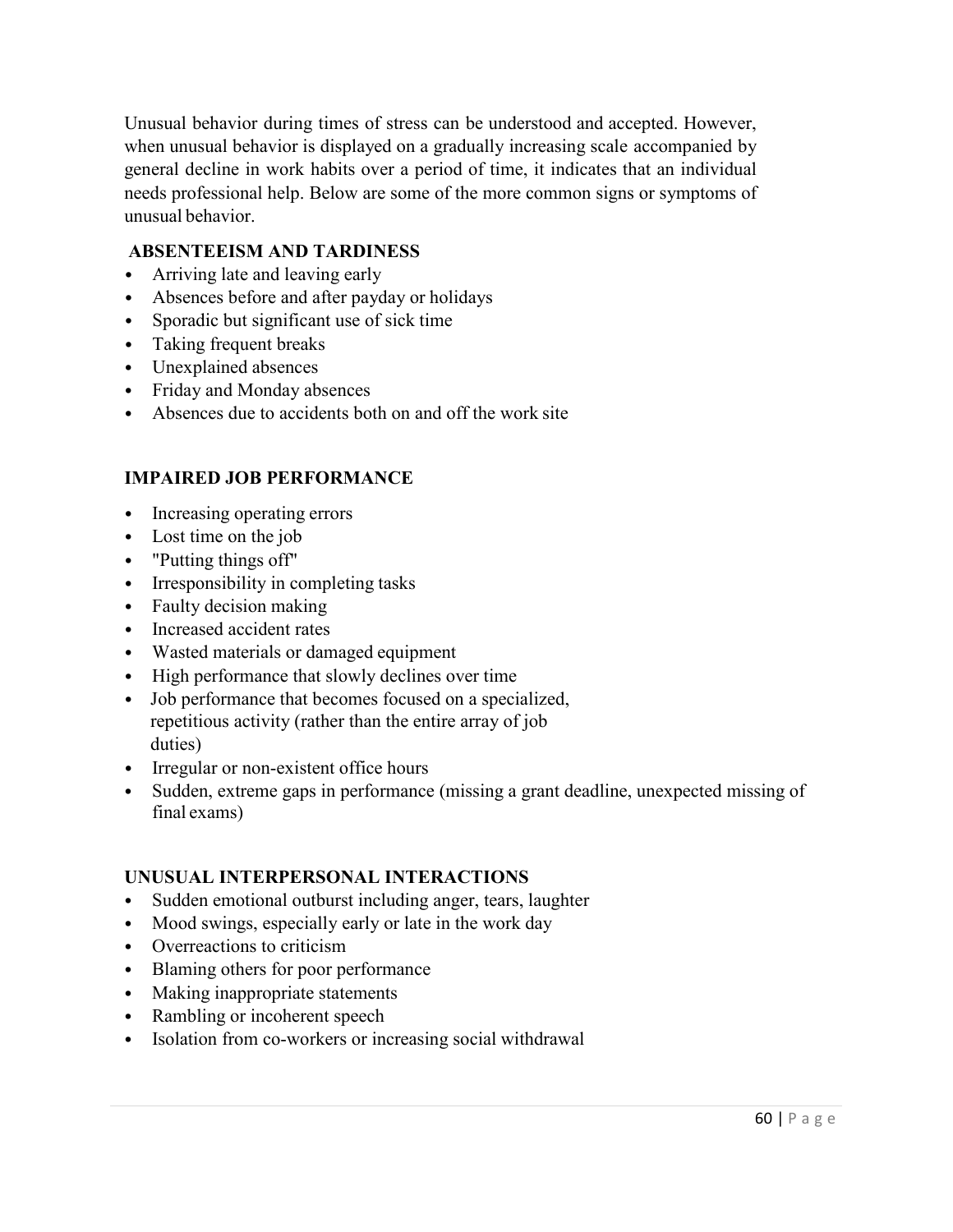Unusual behavior during times of stress can be understood and accepted. However, when unusual behavior is displayed on a gradually increasing scale accompanied by general decline in work habits over a period of time, it indicates that an individual needs professional help. Below are some of the more common signs or symptoms of unusual behavior.

**ABSENTEEISM AND TARDINESS**

- Arriving late and leaving early
- Absences before and after payday or holidays
- Sporadic but significant use of sick time
- Taking frequent breaks
- Unexplained absences
- Friday and Monday absences
- Absences due to accidents both on and off the work site

**IMPAIRED JOB PERFORMANCE**

- Increasing operating errors
- Lost time on the job
- "Putting things off"
- Irresponsibility in completing tasks
- Faulty decision making
- Increased accident rates
- Wasted materials or damaged equipment
- High performance that slowly declines over time
- Job performance that becomes focused on a specialized, repetitious activity (rather than the entire array of job duties)
- Irregular or non-existent office hours
- Sudden, extreme gaps in performance (missing a grant deadline, unexpected missing of final exams)

**UNUSUAL INTERPERSONAL INTERACTIONS**

- Sudden emotional outburst including anger, tears, laughter
- Mood swings, especially early or late in the work day
- Overreactions to criticism
- Blaming others for poor performance
- Making inappropriate statements
- Rambling or incoherent speech
- Isolation from co-workers or increasing social withdrawal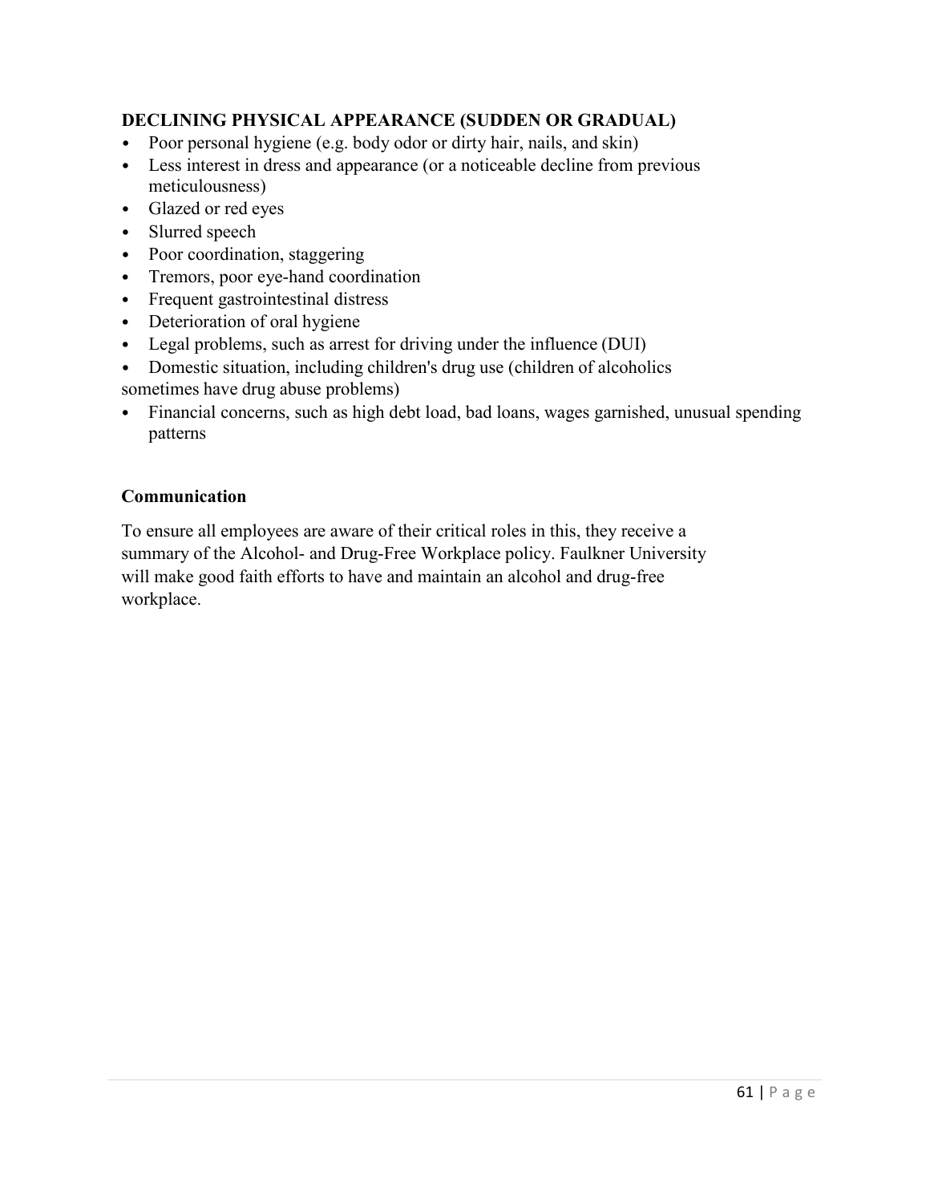**DECLINING PHYSICAL APPEARANCE (SUDDEN OR GRADUAL)**

- Poor personal hygiene (e.g. body odor or dirty hair, nails, and skin)
- Less interest in dress and appearance (or a noticeable decline from previous meticulousness)
- Glazed or red eyes
- Slurred speech
- Poor coordination, staggering
- Tremors, poor eye-hand coordination
- Frequent gastrointestinal distress
- Deterioration of oral hygiene
- Legal problems, such as arrest for driving under the influence (DUI)
- Domestic situation, including children's drug use (children of alcoholics sometimes have drug abuse problems)
- Financial concerns, such as high debt load, bad loans, wages garnished, unusual spending patterns

**Communication**

To ensure all employees are aware of their critical roles in this, they receive a summary of the Alcohol- and Drug-Free Workplace policy. Faulkner University will make good faith efforts to have and maintain an alcohol and drug-free workplace.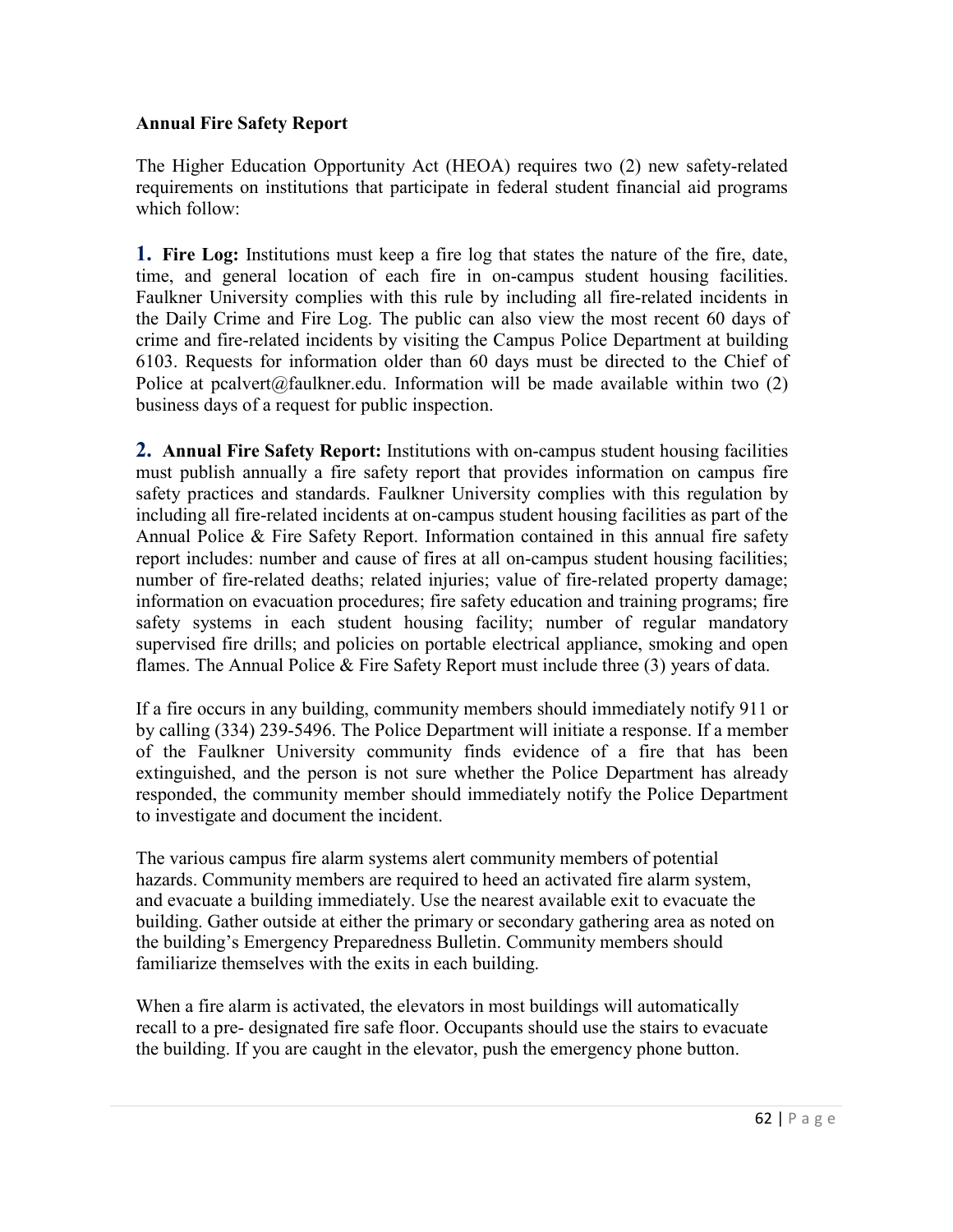**Annual Fire Safety Report**

The Higher Education Opportunity Act (HEOA) requires two (2) new safety-related requirements on institutions that participate in federal student financial aid programs which follow:

**1. Fire Log:** Institutions must keep a fire log that states the nature of the fire, date, time, and general location of each fire in on-campus student housing facilities. Faulkner University complies with this rule by including all fire-related incidents in the Daily Crime and Fire Log. The public can also view the most recent 60 days of crime and fire-related incidents by visiting the Campus Police Department at building 6103. Requests for information older than 60 days must be directed to the Chief of Police at pcalvert@faulkner.edu. Information will be made available within two (2) business days of a request for public inspection.

**2. Annual Fire Safety Report:** Institutions with on-campus student housing facilities must publish annually a fire safety report that provides information on campus fire safety practices and standards. Faulkner University complies with this regulation by including all fire-related incidents at on-campus student housing facilities as part of the Annual Police & Fire Safety Report. Information contained in this annual fire safety report includes: number and cause of fires at all on-campus student housing facilities; number of fire-related deaths; related injuries; value of fire-related property damage; information on evacuation procedures; fire safety education and training programs; fire safety systems in each student housing facility; number of regular mandatory supervised fire drills; and policies on portable electrical appliance, smoking and open flames. The Annual Police & Fire Safety Report must include three (3) years of data.

If a fire occurs in any building, community members should immediately notify 911 or by calling (334) 239-5496. The Police Department will initiate a response. If a member of the Faulkner University community finds evidence of a fire that has been extinguished, and the person is not sure whether the Police Department has already responded, the community member should immediately notify the Police Department to investigate and document the incident.

The various campus fire alarm systems alert community members of potential hazards. Community members are required to heed an activated fire alarm system, and evacuate a building immediately. Use the nearest available exit to evacuate the building. Gather outside at either the primary or secondary gathering area as noted on the building's Emergency Preparedness Bulletin. Community members should familiarize themselves with the exits in each building.

When a fire alarm is activated, the elevators in most buildings will automatically recall to a pre- designated fire safe floor. Occupants should use the stairs to evacuate the building. If you are caught in the elevator, push the emergency phone button.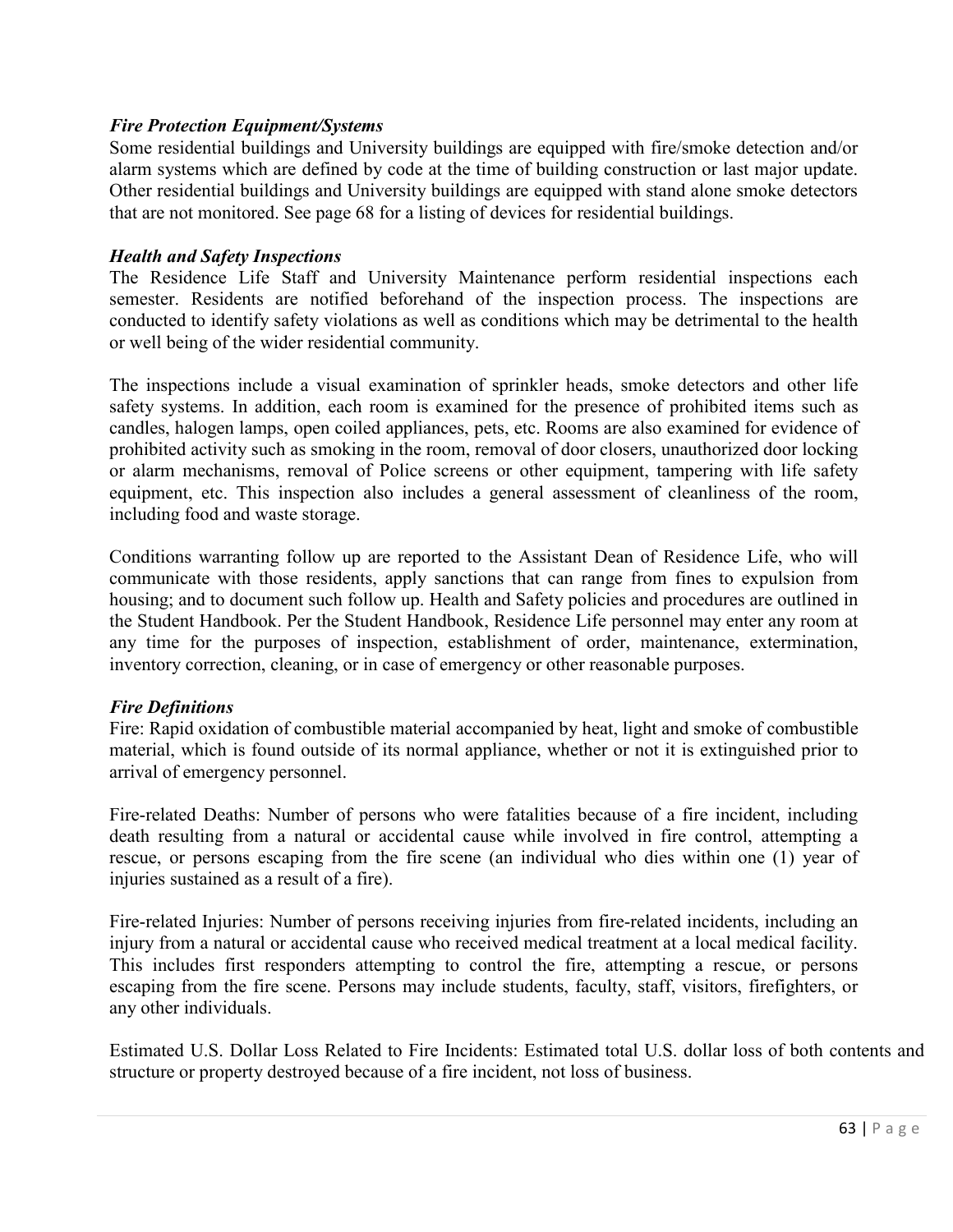### *Fire Protection Equipment/Systems*

Some residential buildings and University buildings are equipped with fire/smoke detection and/or alarm systems which are defined by code at the time of building construction or last major update. Other residential buildings and University buildings are equipped with stand alone smoke detectors that are not monitored. See page 68 for a listing of devices for residential buildings.

### *Health and Safety Inspections*

The Residence Life Staff and University Maintenance perform residential inspections each semester. Residents are notified beforehand of the inspection process. The inspections are conducted to identify safety violations as well as conditions which may be detrimental to the health or well being of the wider residential community.

The inspections include a visual examination of sprinkler heads, smoke detectors and other life safety systems. In addition, each room is examined for the presence of prohibited items such as candles, halogen lamps, open coiled appliances, pets, etc. Rooms are also examined for evidence of prohibited activity such as smoking in the room, removal of door closers, unauthorized door locking or alarm mechanisms, removal of Police screens or other equipment, tampering with life safety equipment, etc. This inspection also includes a general assessment of cleanliness of the room, including food and waste storage.

Conditions warranting follow up are reported to the Assistant Dean of Residence Life, who will communicate with those residents, apply sanctions that can range from fines to expulsion from housing; and to document such follow up. Health and Safety policies and procedures are outlined in the Student Handbook. Per the Student Handbook, Residence Life personnel may enter any room at any time for the purposes of inspection, establishment of order, maintenance, extermination, inventory correction, cleaning, or in case of emergency or other reasonable purposes.

### *Fire Definitions*

Fire: Rapid oxidation of combustible material accompanied by heat, light and smoke of combustible material, which is found outside of its normal appliance, whether or not it is extinguished prior to arrival of emergency personnel.

Fire-related Deaths: Number of persons who were fatalities because of a fire incident, including death resulting from a natural or accidental cause while involved in fire control, attempting a rescue, or persons escaping from the fire scene (an individual who dies within one (1) year of injuries sustained as a result of a fire).

Fire-related Injuries: Number of persons receiving injuries from fire-related incidents, including an injury from a natural or accidental cause who received medical treatment at a local medical facility. This includes first responders attempting to control the fire, attempting a rescue, or persons escaping from the fire scene. Persons may include students, faculty, staff, visitors, firefighters, or any other individuals.

Estimated U.S. Dollar Loss Related to Fire Incidents: Estimated total U.S. dollar loss of both contents and structure or property destroyed because of a fire incident, not loss of business.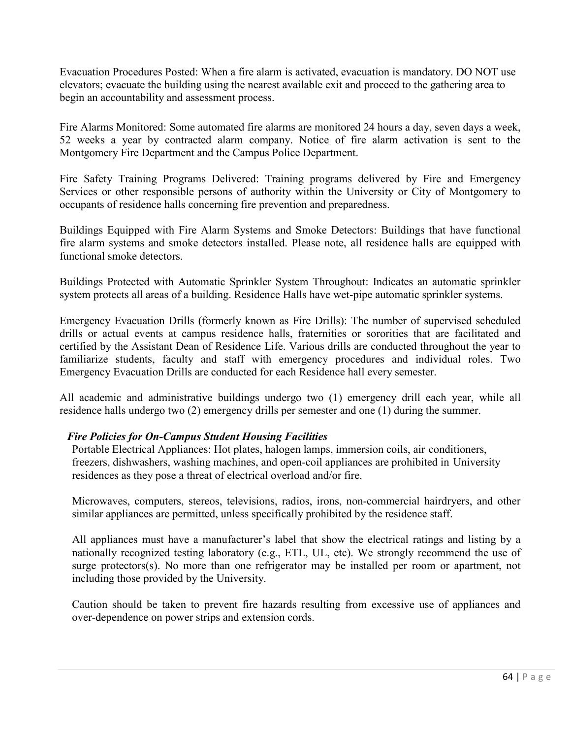Evacuation Procedures Posted: When a fire alarm is activated, evacuation is mandatory. DO NOT use elevators; evacuate the building using the nearest available exit and proceed to the gathering area to begin an accountability and assessment process.

Fire Alarms Monitored: Some automated fire alarms are monitored 24 hours a day, seven days a week, 52 weeks a year by contracted alarm company. Notice of fire alarm activation is sent to the Montgomery Fire Department and the Campus Police Department.

Fire Safety Training Programs Delivered: Training programs delivered by Fire and Emergency Services or other responsible persons of authority within the University or City of Montgomery to occupants of residence halls concerning fire prevention and preparedness.

Buildings Equipped with Fire Alarm Systems and Smoke Detectors: Buildings that have functional fire alarm systems and smoke detectors installed. Please note, all residence halls are equipped with functional smoke detectors.

Buildings Protected with Automatic Sprinkler System Throughout: Indicates an automatic sprinkler system protects all areas of a building. Residence Halls have wet-pipe automatic sprinkler systems.

Emergency Evacuation Drills (formerly known as Fire Drills): The number of supervised scheduled drills or actual events at campus residence halls, fraternities or sororities that are facilitated and certified by the Assistant Dean of Residence Life. Various drills are conducted throughout the year to familiarize students, faculty and staff with emergency procedures and individual roles. Two Emergency Evacuation Drills are conducted for each Residence hall every semester.

All academic and administrative buildings undergo two (1) emergency drill each year, while all residence halls undergo two (2) emergency drills per semester and one (1) during the summer.

### *Fire Policies for On-Campus Student Housing Facilities*

Portable Electrical Appliances: Hot plates, halogen lamps, immersion coils, air conditioners, freezers, dishwashers, washing machines, and open-coil appliances are prohibited in University residences as they pose a threat of electrical overload and/or fire.

Microwaves, computers, stereos, televisions, radios, irons, non-commercial hairdryers, and other similar appliances are permitted, unless specifically prohibited by the residence staff.

All appliances must have a manufacturer's label that show the electrical ratings and listing by a nationally recognized testing laboratory (e.g., ETL, UL, etc). We strongly recommend the use of surge protectors(s). No more than one refrigerator may be installed per room or apartment, not including those provided by the University.

Caution should be taken to prevent fire hazards resulting from excessive use of appliances and over-dependence on power strips and extension cords.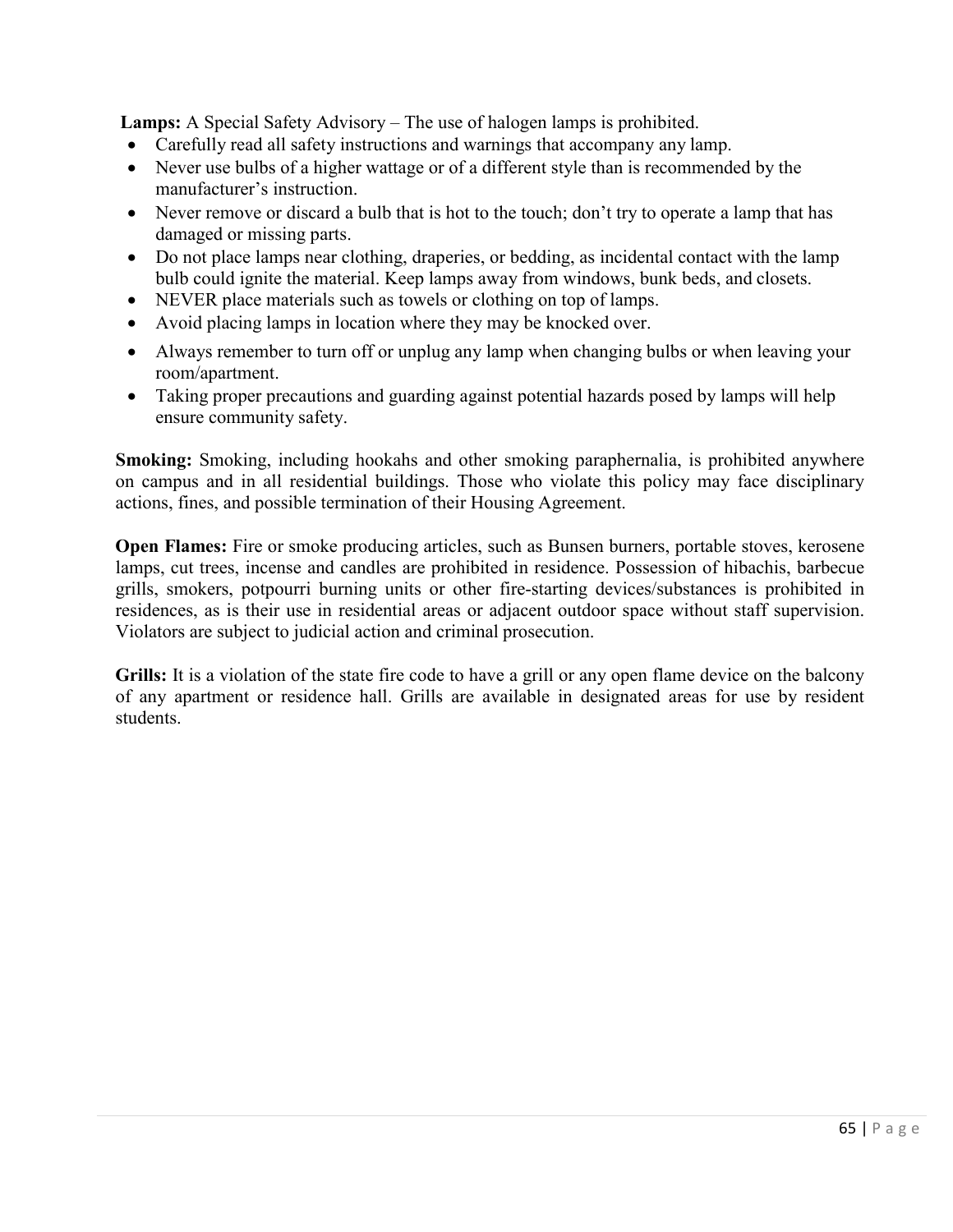**Lamps:** A Special Safety Advisory – The use of halogen lamps is prohibited.

- Carefully read all safety instructions and warnings that accompany any lamp.
- Never use bulbs of a higher wattage or of a different style than is recommended by the manufacturer's instruction.
- Never remove or discard a bulb that is hot to the touch; don't try to operate a lamp that has damaged or missing parts.
- Do not place lamps near clothing, draperies, or bedding, as incidental contact with the lamp bulb could ignite the material. Keep lamps away from windows, bunk beds, and closets.
- NEVER place materials such as towels or clothing on top of lamps.
- Avoid placing lamps in location where they may be knocked over.
- Always remember to turn off or unplug any lamp when changing bulbs or when leaving your room/apartment.
- Taking proper precautions and guarding against potential hazards posed by lamps will help ensure community safety.

**Smoking:** Smoking, including hookahs and other smoking paraphernalia, is prohibited anywhere on campus and in all residential buildings. Those who violate this policy may face disciplinary actions, fines, and possible termination of their Housing Agreement.

**Open Flames:** Fire or smoke producing articles, such as Bunsen burners, portable stoves, kerosene lamps, cut trees, incense and candles are prohibited in residence. Possession of hibachis, barbecue grills, smokers, potpourri burning units or other fire-starting devices/substances is prohibited in residences, as is their use in residential areas or adjacent outdoor space without staff supervision. Violators are subject to judicial action and criminal prosecution.

**Grills:** It is a violation of the state fire code to have a grill or any open flame device on the balcony of any apartment or residence hall. Grills are available in designated areas for use by resident students.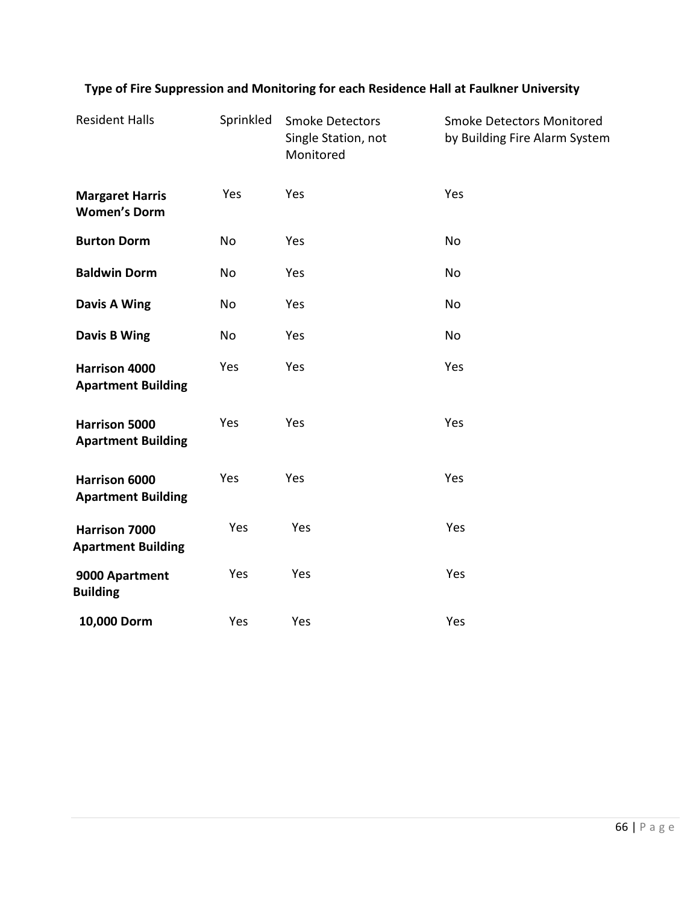**Type of Fire Suppression and Monitoring for each Residence Hall at Faulkner University**

| Resident Halls | Sprinkled | Smoke Detectors Single Station, not Monitored | Smoke Detectors Monitored by Building Fire Alarm System |
|---|---|---|---|
| **Margaret Harris Women's Dorm** | Yes | Yes | Yes |
| **Burton Dorm** | No | Yes | No |
| **Baldwin Dorm** | No | Yes | No |
| **Davis A Wing** | No | Yes | No |
| **Davis B Wing** | No | Yes | No |
| **Harrison 4000 Apartment Building** | Yes | Yes | Yes |
| **Harrison 5000 Apartment Building** | Yes | Yes | Yes |
| **Harrison 6000 Apartment Building** | Yes | Yes | Yes |
| **Harrison 7000 Apartment Building** | Yes | Yes | Yes |
| **9000 Apartment Building** | Yes | Yes | Yes |
| **10,000 Dorm** | Yes | Yes | Yes |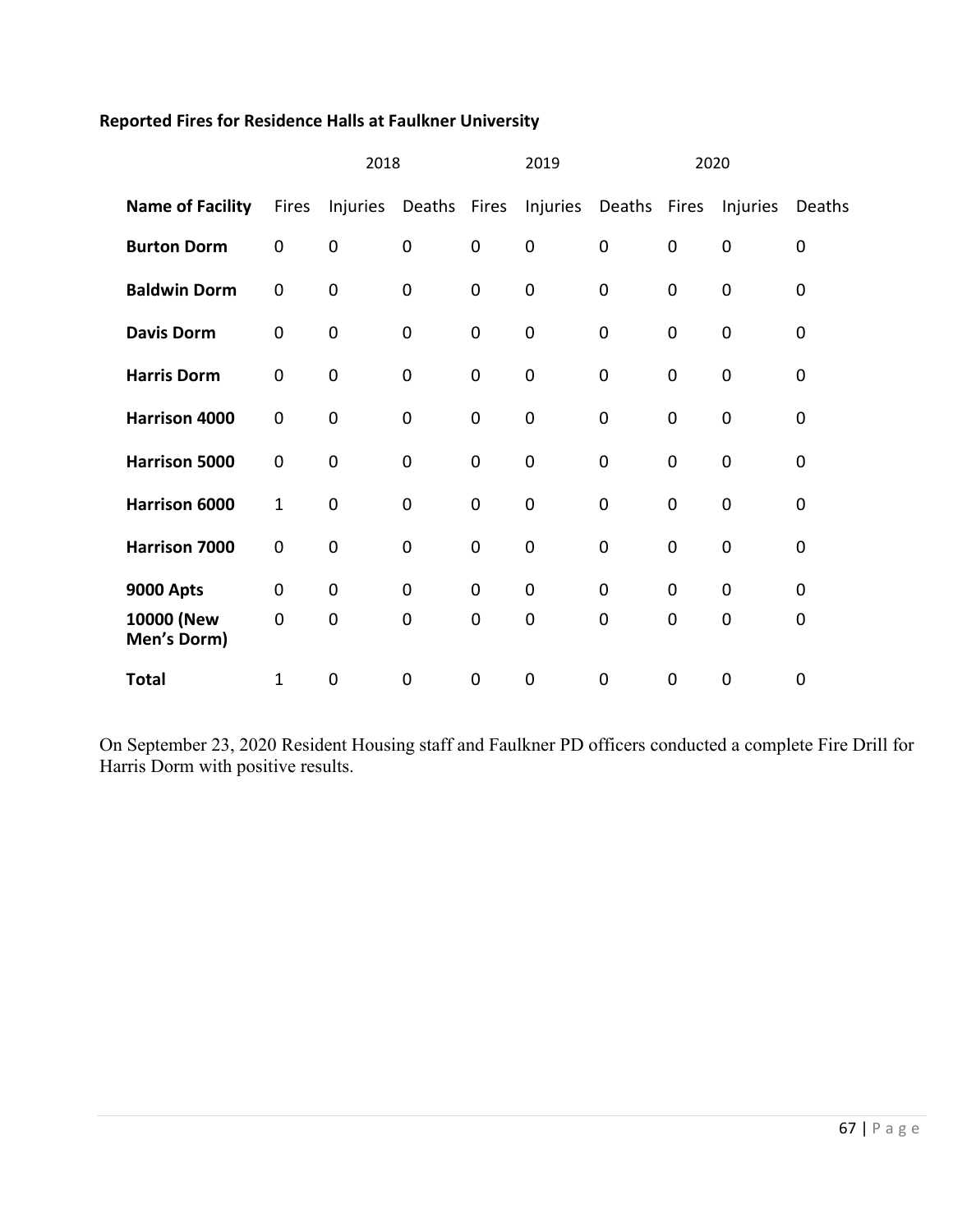**Reported Fires for Residence Halls at Faulkner University**

| | 2018 | | | 2019 | | | 2020 | | |
|---|---|---|---|---|---|---|---|---|---|
| **Name of Facility** | Fires | Injuries | Deaths | Fires | Injuries | Deaths | Fires | Injuries | Deaths |
| **Burton Dorm** | 0 | 0 | 0 | 0 | 0 | 0 | 0 | 0 | 0 |
| **Baldwin Dorm** | 0 | 0 | 0 | 0 | 0 | 0 | 0 | 0 | 0 |
| **Davis Dorm** | 0 | 0 | 0 | 0 | 0 | 0 | 0 | 0 | 0 |
| **Harris Dorm** | 0 | 0 | 0 | 0 | 0 | 0 | 0 | 0 | 0 |
| **Harrison 4000** | 0 | 0 | 0 | 0 | 0 | 0 | 0 | 0 | 0 |
| **Harrison 5000** | 0 | 0 | 0 | 0 | 0 | 0 | 0 | 0 | 0 |
| **Harrison 6000** | 1 | 0 | 0 | 0 | 0 | 0 | 0 | 0 | 0 |
| **Harrison 7000** | 0 | 0 | 0 | 0 | 0 | 0 | 0 | 0 | 0 |
| **9000 Apts** | 0 | 0 | 0 | 0 | 0 | 0 | 0 | 0 | 0 |
| **10000 (New Men's Dorm)** | 0 | 0 | 0 | 0 | 0 | 0 | 0 | 0 | 0 |
| **Total** | 1 | 0 | 0 | 0 | 0 | 0 | 0 | 0 | 0 |

On September 23, 2020 Resident Housing staff and Faulkner PD officers conducted a complete Fire Drill for Harris Dorm with positive results.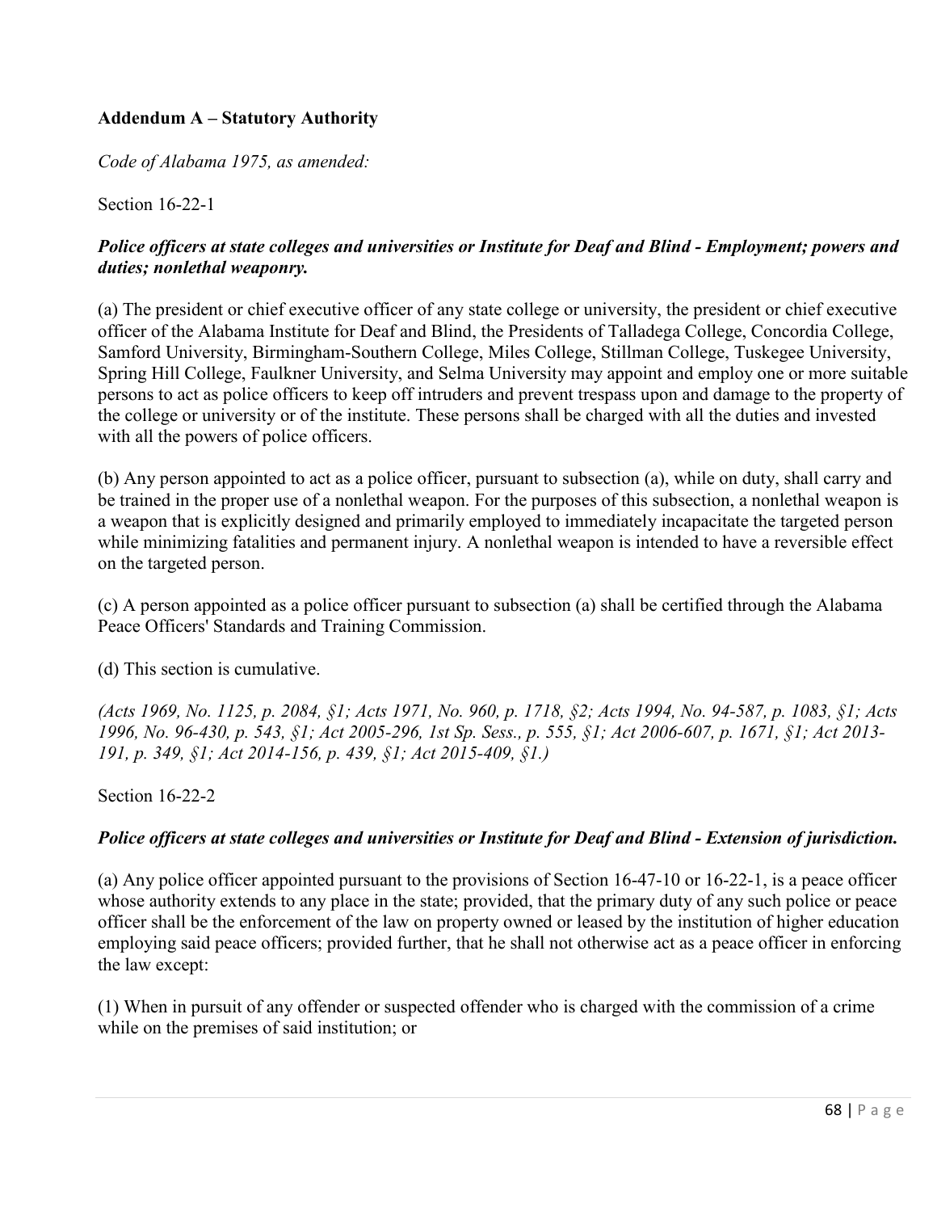**Addendum A – Statutory Authority**

*Code of Alabama 1975, as amended:*

Section 16-22-1

***Police officers at state colleges and universities or Institute for Deaf and Blind - Employment; powers and duties; nonlethal weaponry.***

(a) The president or chief executive officer of any state college or university, the president or chief executive officer of the Alabama Institute for Deaf and Blind, the Presidents of Talladega College, Concordia College, Samford University, Birmingham-Southern College, Miles College, Stillman College, Tuskegee University, Spring Hill College, Faulkner University, and Selma University may appoint and employ one or more suitable persons to act as police officers to keep off intruders and prevent trespass upon and damage to the property of the college or university or of the institute. These persons shall be charged with all the duties and invested with all the powers of police officers.

(b) Any person appointed to act as a police officer, pursuant to subsection (a), while on duty, shall carry and be trained in the proper use of a nonlethal weapon. For the purposes of this subsection, a nonlethal weapon is a weapon that is explicitly designed and primarily employed to immediately incapacitate the targeted person while minimizing fatalities and permanent injury. A nonlethal weapon is intended to have a reversible effect on the targeted person.

(c) A person appointed as a police officer pursuant to subsection (a) shall be certified through the Alabama Peace Officers' Standards and Training Commission.

(d) This section is cumulative.

*(Acts 1969, No. 1125, p. 2084, §1; Acts 1971, No. 960, p. 1718, §2; Acts 1994, No. 94-587, p. 1083, §1; Acts 1996, No. 96-430, p. 543, §1; Act 2005-296, 1st Sp. Sess., p. 555, §1; Act 2006-607, p. 1671, §1; Act 2013-191, p. 349, §1; Act 2014-156, p. 439, §1; Act 2015-409, §1.)*

Section 16-22-2

***Police officers at state colleges and universities or Institute for Deaf and Blind - Extension of jurisdiction.***

(a) Any police officer appointed pursuant to the provisions of Section 16-47-10 or 16-22-1, is a peace officer whose authority extends to any place in the state; provided, that the primary duty of any such police or peace officer shall be the enforcement of the law on property owned or leased by the institution of higher education employing said peace officers; provided further, that he shall not otherwise act as a peace officer in enforcing the law except:

(1) When in pursuit of any offender or suspected offender who is charged with the commission of a crime while on the premises of said institution; or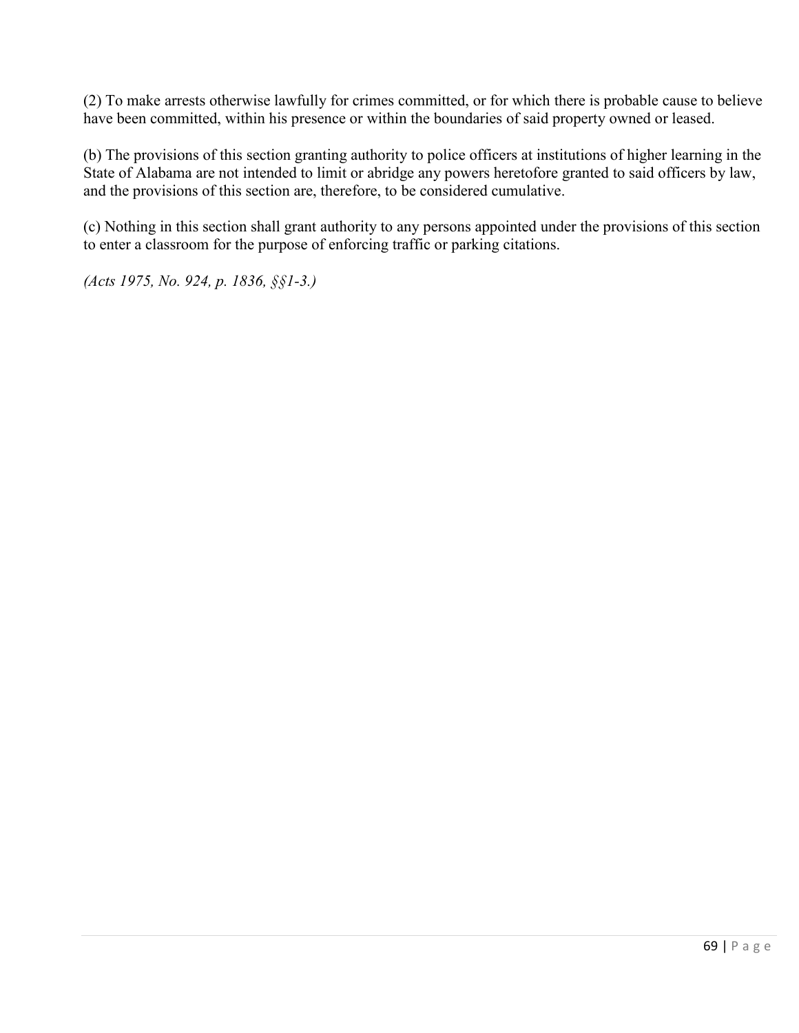(2) To make arrests otherwise lawfully for crimes committed, or for which there is probable cause to believe have been committed, within his presence or within the boundaries of said property owned or leased.

(b) The provisions of this section granting authority to police officers at institutions of higher learning in the State of Alabama are not intended to limit or abridge any powers heretofore granted to said officers by law, and the provisions of this section are, therefore, to be considered cumulative.

(c) Nothing in this section shall grant authority to any persons appointed under the provisions of this section to enter a classroom for the purpose of enforcing traffic or parking citations.

*(Acts 1975, No. 924, p. 1836, §§1-3.)*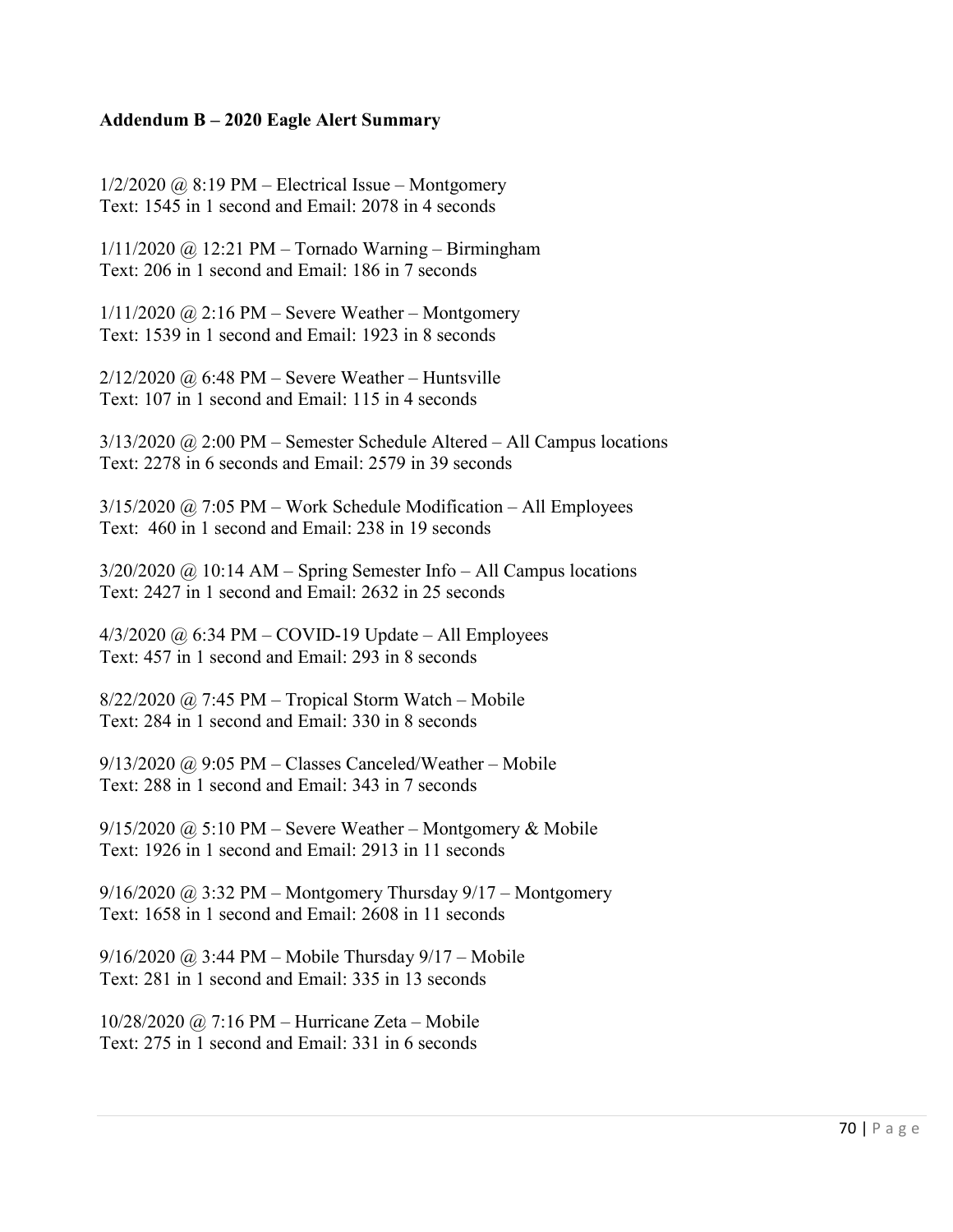**Addendum B – 2020 Eagle Alert Summary**

1/2/2020 @ 8:19 PM – Electrical Issue – Montgomery
Text: 1545 in 1 second and Email: 2078 in 4 seconds

1/11/2020 @ 12:21 PM – Tornado Warning – Birmingham
Text: 206 in 1 second and Email: 186 in 7 seconds

1/11/2020 @ 2:16 PM – Severe Weather – Montgomery
Text: 1539 in 1 second and Email: 1923 in 8 seconds

2/12/2020 @ 6:48 PM – Severe Weather – Huntsville
Text: 107 in 1 second and Email: 115 in 4 seconds

3/13/2020 @ 2:00 PM – Semester Schedule Altered – All Campus locations
Text: 2278 in 6 seconds and Email: 2579 in 39 seconds

3/15/2020 @ 7:05 PM – Work Schedule Modification – All Employees
Text: 460 in 1 second and Email: 238 in 19 seconds

3/20/2020 @ 10:14 AM – Spring Semester Info – All Campus locations
Text: 2427 in 1 second and Email: 2632 in 25 seconds

4/3/2020 @ 6:34 PM – COVID-19 Update – All Employees
Text: 457 in 1 second and Email: 293 in 8 seconds

8/22/2020 @ 7:45 PM – Tropical Storm Watch – Mobile
Text: 284 in 1 second and Email: 330 in 8 seconds

9/13/2020 @ 9:05 PM – Classes Canceled/Weather – Mobile
Text: 288 in 1 second and Email: 343 in 7 seconds

9/15/2020 @ 5:10 PM – Severe Weather – Montgomery & Mobile
Text: 1926 in 1 second and Email: 2913 in 11 seconds

9/16/2020 @ 3:32 PM – Montgomery Thursday 9/17 – Montgomery
Text: 1658 in 1 second and Email: 2608 in 11 seconds

9/16/2020 @ 3:44 PM – Mobile Thursday 9/17 – Mobile
Text: 281 in 1 second and Email: 335 in 13 seconds

10/28/2020 @ 7:16 PM – Hurricane Zeta – Mobile
Text: 275 in 1 second and Email: 331 in 6 seconds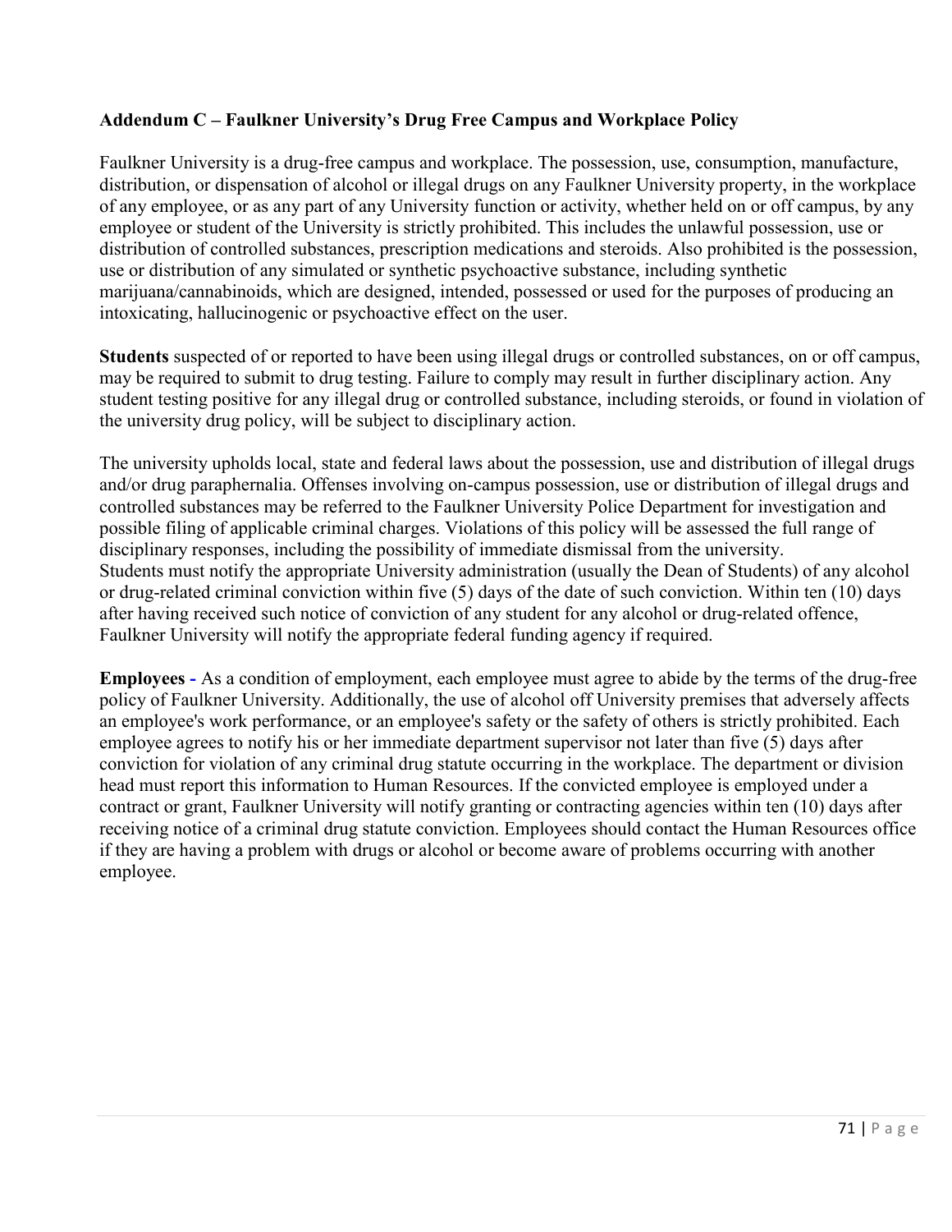## Addendum C – Faulkner University's Drug Free Campus and Workplace Policy

Faulkner University is a drug-free campus and workplace. The possession, use, consumption, manufacture, distribution, or dispensation of alcohol or illegal drugs on any Faulkner University property, in the workplace of any employee, or as any part of any University function or activity, whether held on or off campus, by any employee or student of the University is strictly prohibited. This includes the unlawful possession, use or distribution of controlled substances, prescription medications and steroids. Also prohibited is the possession, use or distribution of any simulated or synthetic psychoactive substance, including synthetic marijuana/cannabinoids, which are designed, intended, possessed or used for the purposes of producing an intoxicating, hallucinogenic or psychoactive effect on the user.

**Students** suspected of or reported to have been using illegal drugs or controlled substances, on or off campus, may be required to submit to drug testing. Failure to comply may result in further disciplinary action. Any student testing positive for any illegal drug or controlled substance, including steroids, or found in violation of the university drug policy, will be subject to disciplinary action.

The university upholds local, state and federal laws about the possession, use and distribution of illegal drugs and/or drug paraphernalia. Offenses involving on-campus possession, use or distribution of illegal drugs and controlled substances may be referred to the Faulkner University Police Department for investigation and possible filing of applicable criminal charges. Violations of this policy will be assessed the full range of disciplinary responses, including the possibility of immediate dismissal from the university.
Students must notify the appropriate University administration (usually the Dean of Students) of any alcohol or drug-related criminal conviction within five (5) days of the date of such conviction. Within ten (10) days after having received such notice of conviction of any student for any alcohol or drug-related offence, Faulkner University will notify the appropriate federal funding agency if required.

**Employees -** As a condition of employment, each employee must agree to abide by the terms of the drug-free policy of Faulkner University. Additionally, the use of alcohol off University premises that adversely affects an employee's work performance, or an employee's safety or the safety of others is strictly prohibited. Each employee agrees to notify his or her immediate department supervisor not later than five (5) days after conviction for violation of any criminal drug statute occurring in the workplace. The department or division head must report this information to Human Resources. If the convicted employee is employed under a contract or grant, Faulkner University will notify granting or contracting agencies within ten (10) days after receiving notice of a criminal drug statute conviction. Employees should contact the Human Resources office if they are having a problem with drugs or alcohol or become aware of problems occurring with another employee.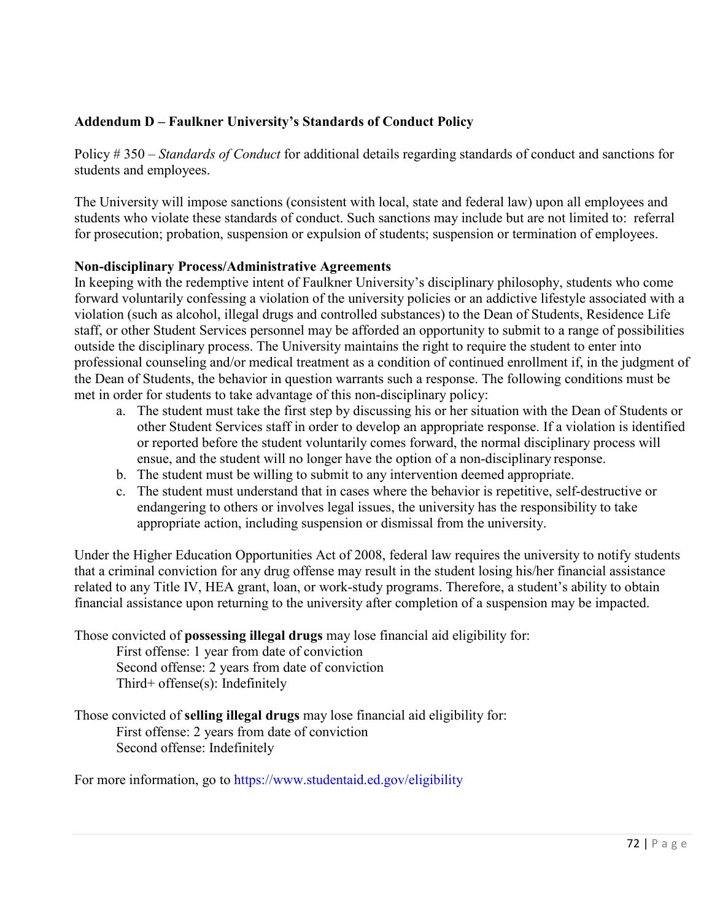## Addendum D – Faulkner University's Standards of Conduct Policy

Policy # 350 – *Standards of Conduct* for additional details regarding standards of conduct and sanctions for students and employees.

The University will impose sanctions (consistent with local, state and federal law) upon all employees and students who violate these standards of conduct. Such sanctions may include but are not limited to: referral for prosecution; probation, suspension or expulsion of students; suspension or termination of employees.

### Non-disciplinary Process/Administrative Agreements

In keeping with the redemptive intent of Faulkner University's disciplinary philosophy, students who come forward voluntarily confessing a violation of the university policies or an addictive lifestyle associated with a violation (such as alcohol, illegal drugs and controlled substances) to the Dean of Students, Residence Life staff, or other Student Services personnel may be afforded an opportunity to submit to a range of possibilities outside the disciplinary process. The University maintains the right to require the student to enter into professional counseling and/or medical treatment as a condition of continued enrollment if, in the judgment of the Dean of Students, the behavior in question warrants such a response. The following conditions must be met in order for students to take advantage of this non-disciplinary policy:

a. The student must take the first step by discussing his or her situation with the Dean of Students or other Student Services staff in order to develop an appropriate response. If a violation is identified or reported before the student voluntarily comes forward, the normal disciplinary process will ensue, and the student will no longer have the option of a non-disciplinary response.
b. The student must be willing to submit to any intervention deemed appropriate.
c. The student must understand that in cases where the behavior is repetitive, self-destructive or endangering to others or involves legal issues, the university has the responsibility to take appropriate action, including suspension or dismissal from the university.

Under the Higher Education Opportunities Act of 2008, federal law requires the university to notify students that a criminal conviction for any drug offense may result in the student losing his/her financial assistance related to any Title IV, HEA grant, loan, or work-study programs. Therefore, a student's ability to obtain financial assistance upon returning to the university after completion of a suspension may be impacted.

Those convicted of **possessing illegal drugs** may lose financial aid eligibility for:

First offense: 1 year from date of conviction
Second offense: 2 years from date of conviction
Third+ offense(s): Indefinitely

Those convicted of **selling illegal drugs** may lose financial aid eligibility for:

First offense: 2 years from date of conviction
Second offense: Indefinitely

For more information, go to https://www.studentaid.ed.gov/eligibility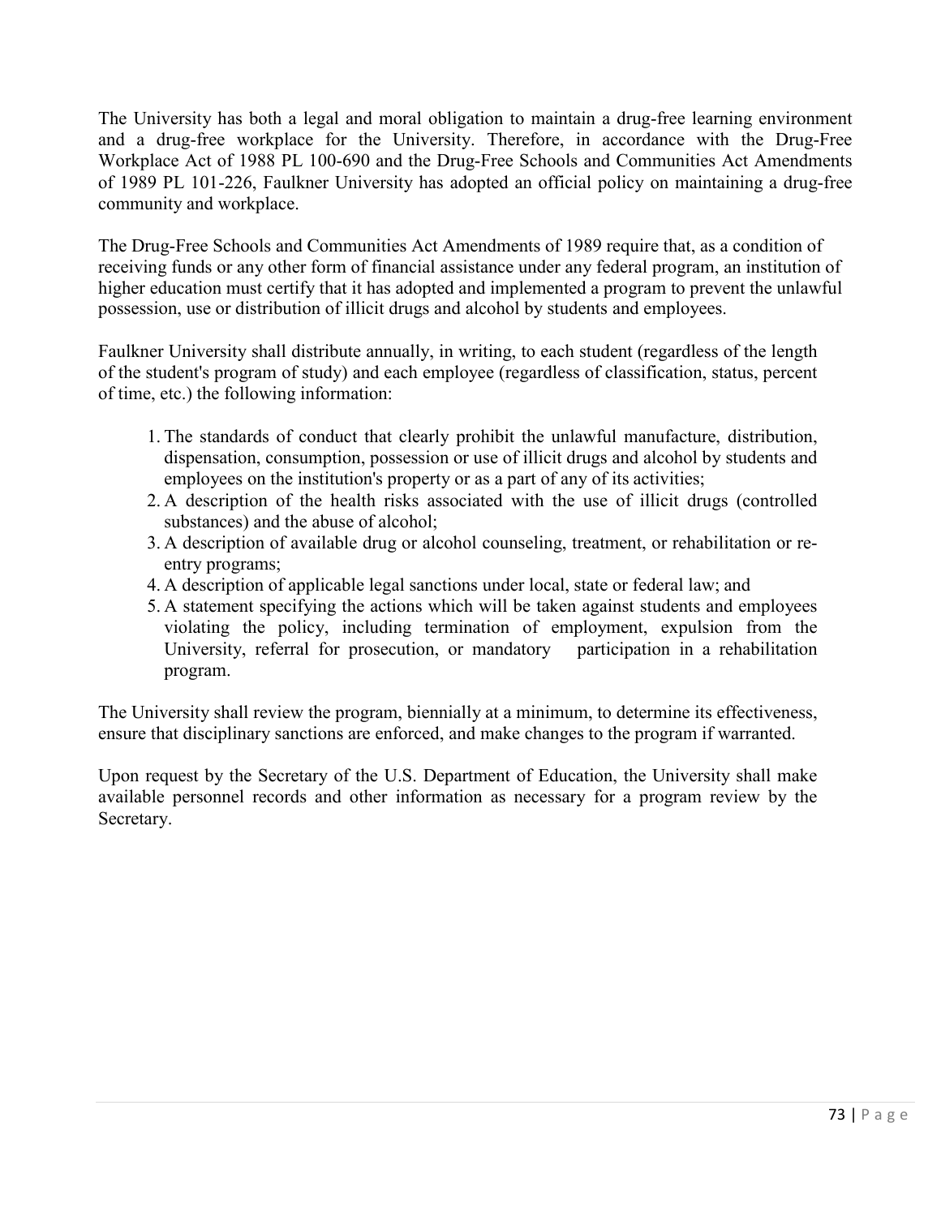The University has both a legal and moral obligation to maintain a drug-free learning environment and a drug-free workplace for the University. Therefore, in accordance with the Drug-Free Workplace Act of 1988 PL 100-690 and the Drug-Free Schools and Communities Act Amendments of 1989 PL 101-226, Faulkner University has adopted an official policy on maintaining a drug-free community and workplace.

The Drug-Free Schools and Communities Act Amendments of 1989 require that, as a condition of receiving funds or any other form of financial assistance under any federal program, an institution of higher education must certify that it has adopted and implemented a program to prevent the unlawful possession, use or distribution of illicit drugs and alcohol by students and employees.

Faulkner University shall distribute annually, in writing, to each student (regardless of the length of the student's program of study) and each employee (regardless of classification, status, percent of time, etc.) the following information:

1. The standards of conduct that clearly prohibit the unlawful manufacture, distribution, dispensation, consumption, possession or use of illicit drugs and alcohol by students and employees on the institution's property or as a part of any of its activities;
2. A description of the health risks associated with the use of illicit drugs (controlled substances) and the abuse of alcohol;
3. A description of available drug or alcohol counseling, treatment, or rehabilitation or re-entry programs;
4. A description of applicable legal sanctions under local, state or federal law; and
5. A statement specifying the actions which will be taken against students and employees violating the policy, including termination of employment, expulsion from the University, referral for prosecution, or mandatory participation in a rehabilitation program.

The University shall review the program, biennially at a minimum, to determine its effectiveness, ensure that disciplinary sanctions are enforced, and make changes to the program if warranted.

Upon request by the Secretary of the U.S. Department of Education, the University shall make available personnel records and other information as necessary for a program review by the Secretary.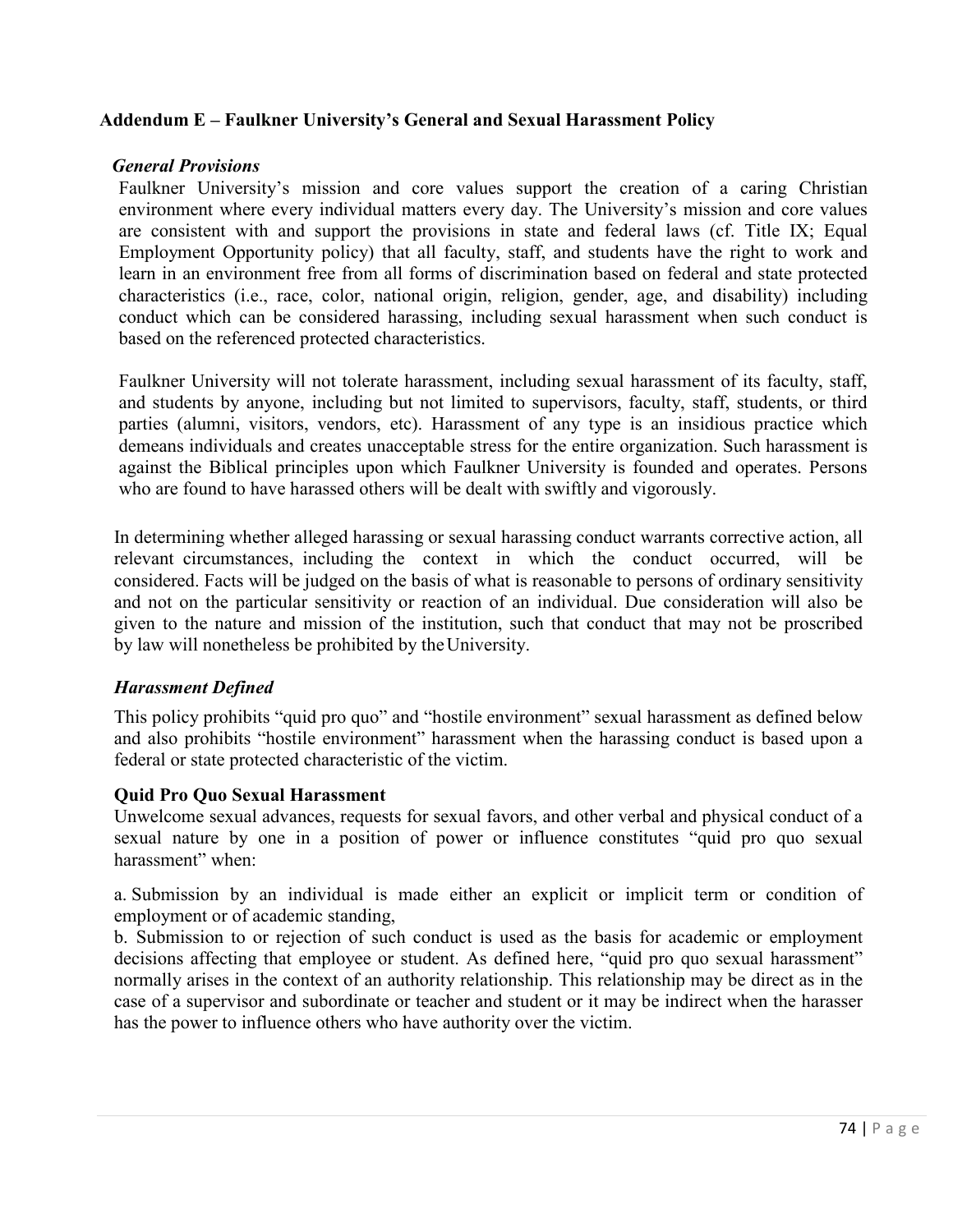## Addendum E – Faulkner University's General and Sexual Harassment Policy

### *General Provisions*

Faulkner University's mission and core values support the creation of a caring Christian environment where every individual matters every day. The University's mission and core values are consistent with and support the provisions in state and federal laws (cf. Title IX; Equal Employment Opportunity policy) that all faculty, staff, and students have the right to work and learn in an environment free from all forms of discrimination based on federal and state protected characteristics (i.e., race, color, national origin, religion, gender, age, and disability) including conduct which can be considered harassing, including sexual harassment when such conduct is based on the referenced protected characteristics.

Faulkner University will not tolerate harassment, including sexual harassment of its faculty, staff, and students by anyone, including but not limited to supervisors, faculty, staff, students, or third parties (alumni, visitors, vendors, etc). Harassment of any type is an insidious practice which demeans individuals and creates unacceptable stress for the entire organization. Such harassment is against the Biblical principles upon which Faulkner University is founded and operates. Persons who are found to have harassed others will be dealt with swiftly and vigorously.

In determining whether alleged harassing or sexual harassing conduct warrants corrective action, all relevant circumstances, including the context in which the conduct occurred, will be considered. Facts will be judged on the basis of what is reasonable to persons of ordinary sensitivity and not on the particular sensitivity or reaction of an individual. Due consideration will also be given to the nature and mission of the institution, such that conduct that may not be proscribed by law will nonetheless be prohibited by the University.

### *Harassment Defined*

This policy prohibits "quid pro quo" and "hostile environment" sexual harassment as defined below and also prohibits "hostile environment" harassment when the harassing conduct is based upon a federal or state protected characteristic of the victim.

#### Quid Pro Quo Sexual Harassment

Unwelcome sexual advances, requests for sexual favors, and other verbal and physical conduct of a sexual nature by one in a position of power or influence constitutes "quid pro quo sexual harassment" when:

a. Submission by an individual is made either an explicit or implicit term or condition of employment or of academic standing,

b. Submission to or rejection of such conduct is used as the basis for academic or employment decisions affecting that employee or student. As defined here, "quid pro quo sexual harassment" normally arises in the context of an authority relationship. This relationship may be direct as in the case of a supervisor and subordinate or teacher and student or it may be indirect when the harasser has the power to influence others who have authority over the victim.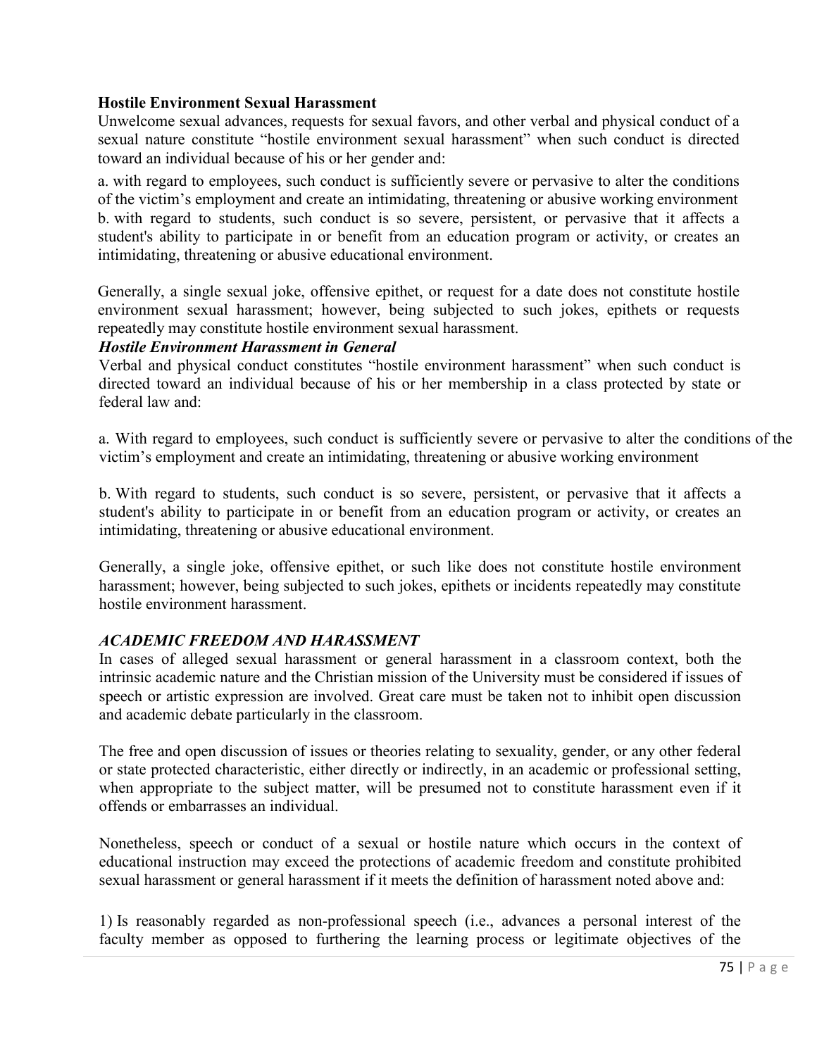**Hostile Environment Sexual Harassment**

Unwelcome sexual advances, requests for sexual favors, and other verbal and physical conduct of a sexual nature constitute "hostile environment sexual harassment" when such conduct is directed toward an individual because of his or her gender and:

a. with regard to employees, such conduct is sufficiently severe or pervasive to alter the conditions of the victim's employment and create an intimidating, threatening or abusive working environment

b. with regard to students, such conduct is so severe, persistent, or pervasive that it affects a student's ability to participate in or benefit from an education program or activity, or creates an intimidating, threatening or abusive educational environment.

Generally, a single sexual joke, offensive epithet, or request for a date does not constitute hostile environment sexual harassment; however, being subjected to such jokes, epithets or requests repeatedly may constitute hostile environment sexual harassment.

***Hostile Environment Harassment in General***

Verbal and physical conduct constitutes "hostile environment harassment" when such conduct is directed toward an individual because of his or her membership in a class protected by state or federal law and:

a. With regard to employees, such conduct is sufficiently severe or pervasive to alter the conditions of the victim's employment and create an intimidating, threatening or abusive working environment

b. With regard to students, such conduct is so severe, persistent, or pervasive that it affects a student's ability to participate in or benefit from an education program or activity, or creates an intimidating, threatening or abusive educational environment.

Generally, a single joke, offensive epithet, or such like does not constitute hostile environment harassment; however, being subjected to such jokes, epithets or incidents repeatedly may constitute hostile environment harassment.

***ACADEMIC FREEDOM AND HARASSMENT***

In cases of alleged sexual harassment or general harassment in a classroom context, both the intrinsic academic nature and the Christian mission of the University must be considered if issues of speech or artistic expression are involved. Great care must be taken not to inhibit open discussion and academic debate particularly in the classroom.

The free and open discussion of issues or theories relating to sexuality, gender, or any other federal or state protected characteristic, either directly or indirectly, in an academic or professional setting, when appropriate to the subject matter, will be presumed not to constitute harassment even if it offends or embarrasses an individual.

Nonetheless, speech or conduct of a sexual or hostile nature which occurs in the context of educational instruction may exceed the protections of academic freedom and constitute prohibited sexual harassment or general harassment if it meets the definition of harassment noted above and:

1) Is reasonably regarded as non-professional speech (i.e., advances a personal interest of the faculty member as opposed to furthering the learning process or legitimate objectives of the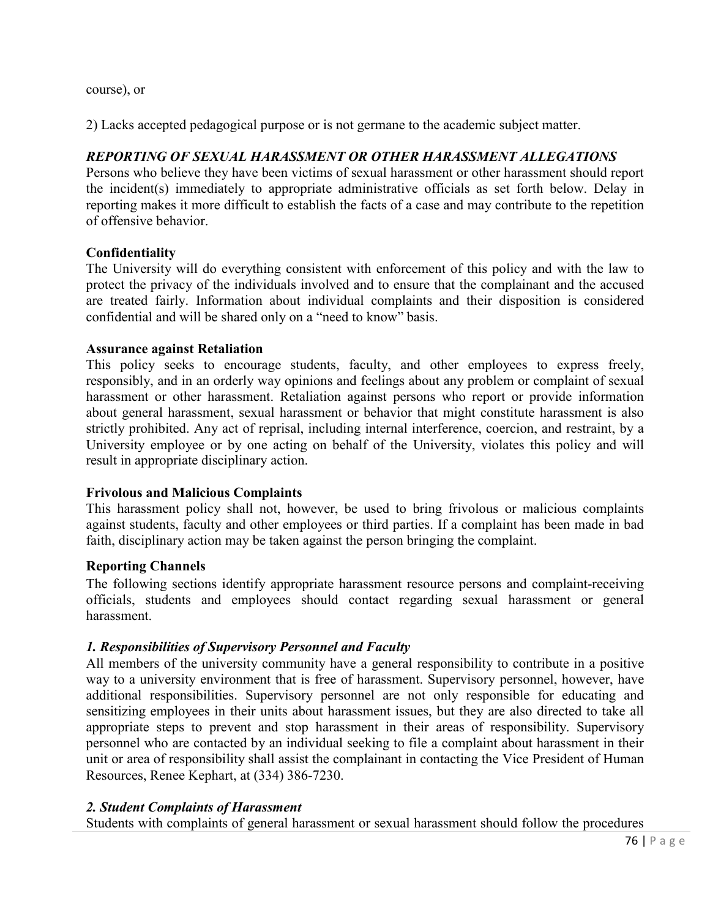course), or

2) Lacks accepted pedagogical purpose or is not germane to the academic subject matter.

### *REPORTING OF SEXUAL HARASSMENT OR OTHER HARASSMENT ALLEGATIONS*

Persons who believe they have been victims of sexual harassment or other harassment should report the incident(s) immediately to appropriate administrative officials as set forth below. Delay in reporting makes it more difficult to establish the facts of a case and may contribute to the repetition of offensive behavior.

**Confidentiality**

The University will do everything consistent with enforcement of this policy and with the law to protect the privacy of the individuals involved and to ensure that the complainant and the accused are treated fairly. Information about individual complaints and their disposition is considered confidential and will be shared only on a "need to know" basis.

**Assurance against Retaliation**

This policy seeks to encourage students, faculty, and other employees to express freely, responsibly, and in an orderly way opinions and feelings about any problem or complaint of sexual harassment or other harassment. Retaliation against persons who report or provide information about general harassment, sexual harassment or behavior that might constitute harassment is also strictly prohibited. Any act of reprisal, including internal interference, coercion, and restraint, by a University employee or by one acting on behalf of the University, violates this policy and will result in appropriate disciplinary action.

**Frivolous and Malicious Complaints**

This harassment policy shall not, however, be used to bring frivolous or malicious complaints against students, faculty and other employees or third parties. If a complaint has been made in bad faith, disciplinary action may be taken against the person bringing the complaint.

**Reporting Channels**

The following sections identify appropriate harassment resource persons and complaint-receiving officials, students and employees should contact regarding sexual harassment or general harassment.

#### *1. Responsibilities of Supervisory Personnel and Faculty*

All members of the university community have a general responsibility to contribute in a positive way to a university environment that is free of harassment. Supervisory personnel, however, have additional responsibilities. Supervisory personnel are not only responsible for educating and sensitizing employees in their units about harassment issues, but they are also directed to take all appropriate steps to prevent and stop harassment in their areas of responsibility. Supervisory personnel who are contacted by an individual seeking to file a complaint about harassment in their unit or area of responsibility shall assist the complainant in contacting the Vice President of Human Resources, Renee Kephart, at (334) 386-7230.

#### *2. Student Complaints of Harassment*

Students with complaints of general harassment or sexual harassment should follow the procedures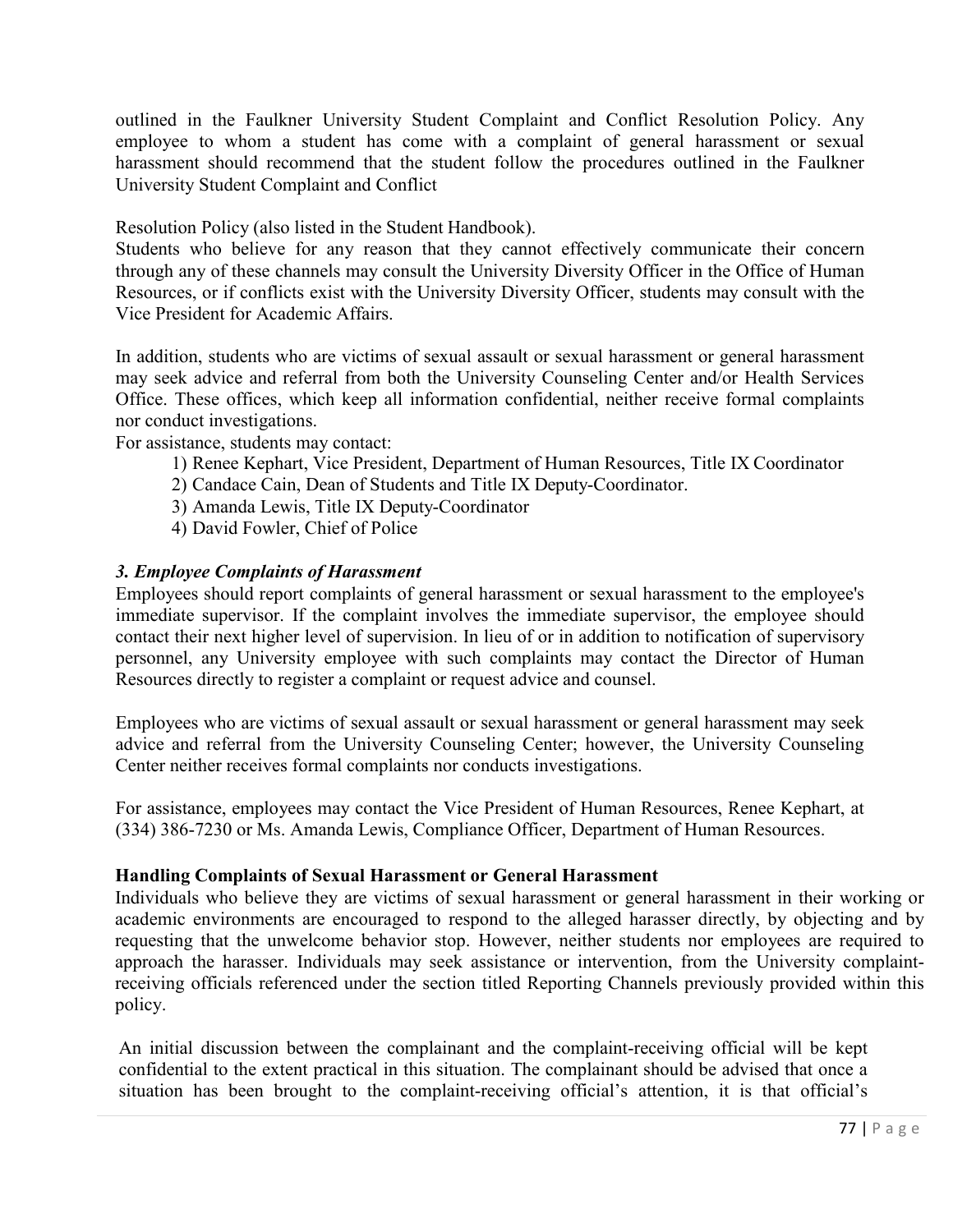outlined in the Faulkner University Student Complaint and Conflict Resolution Policy. Any employee to whom a student has come with a complaint of general harassment or sexual harassment should recommend that the student follow the procedures outlined in the Faulkner University Student Complaint and Conflict

Resolution Policy (also listed in the Student Handbook).

Students who believe for any reason that they cannot effectively communicate their concern through any of these channels may consult the University Diversity Officer in the Office of Human Resources, or if conflicts exist with the University Diversity Officer, students may consult with the Vice President for Academic Affairs.

In addition, students who are victims of sexual assault or sexual harassment or general harassment may seek advice and referral from both the University Counseling Center and/or Health Services Office. These offices, which keep all information confidential, neither receive formal complaints nor conduct investigations.

For assistance, students may contact:

1) Renee Kephart, Vice President, Department of Human Resources, Title IX Coordinator
2) Candace Cain, Dean of Students and Title IX Deputy-Coordinator.
3) Amanda Lewis, Title IX Deputy-Coordinator
4) David Fowler, Chief of Police

### *3. Employee Complaints of Harassment*

Employees should report complaints of general harassment or sexual harassment to the employee's immediate supervisor. If the complaint involves the immediate supervisor, the employee should contact their next higher level of supervision. In lieu of or in addition to notification of supervisory personnel, any University employee with such complaints may contact the Director of Human Resources directly to register a complaint or request advice and counsel.

Employees who are victims of sexual assault or sexual harassment or general harassment may seek advice and referral from the University Counseling Center; however, the University Counseling Center neither receives formal complaints nor conducts investigations.

For assistance, employees may contact the Vice President of Human Resources, Renee Kephart, at (334) 386-7230 or Ms. Amanda Lewis, Compliance Officer, Department of Human Resources.

### **Handling Complaints of Sexual Harassment or General Harassment**

Individuals who believe they are victims of sexual harassment or general harassment in their working or academic environments are encouraged to respond to the alleged harasser directly, by objecting and by requesting that the unwelcome behavior stop. However, neither students nor employees are required to approach the harasser. Individuals may seek assistance or intervention, from the University complaint-receiving officials referenced under the section titled Reporting Channels previously provided within this policy.

An initial discussion between the complainant and the complaint-receiving official will be kept confidential to the extent practical in this situation. The complainant should be advised that once a situation has been brought to the complaint-receiving official's attention, it is that official's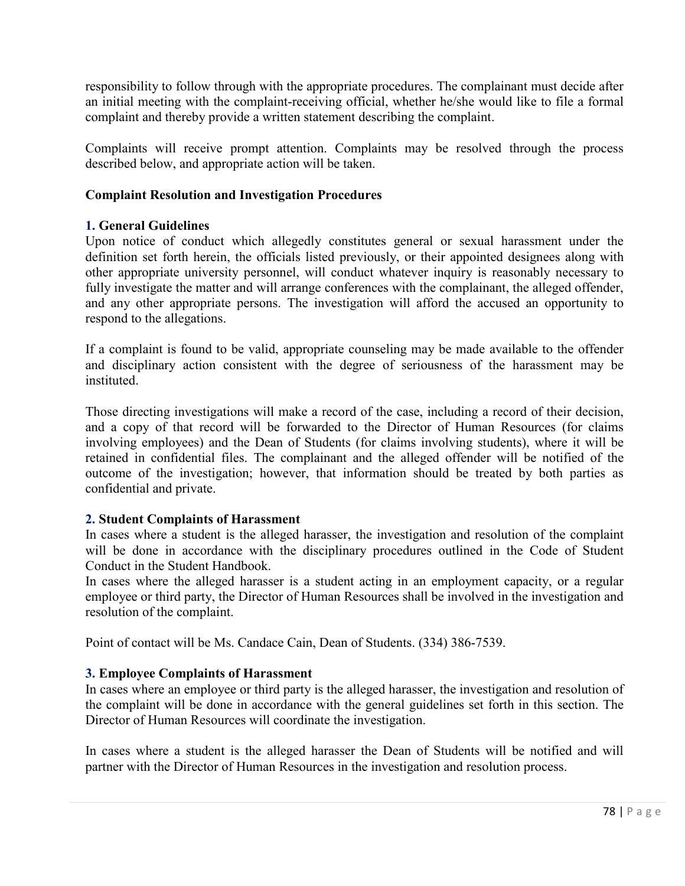responsibility to follow through with the appropriate procedures. The complainant must decide after an initial meeting with the complaint-receiving official, whether he/she would like to file a formal complaint and thereby provide a written statement describing the complaint.

Complaints will receive prompt attention. Complaints may be resolved through the process described below, and appropriate action will be taken.

**Complaint Resolution and Investigation Procedures**

**1. General Guidelines**

Upon notice of conduct which allegedly constitutes general or sexual harassment under the definition set forth herein, the officials listed previously, or their appointed designees along with other appropriate university personnel, will conduct whatever inquiry is reasonably necessary to fully investigate the matter and will arrange conferences with the complainant, the alleged offender, and any other appropriate persons. The investigation will afford the accused an opportunity to respond to the allegations.

If a complaint is found to be valid, appropriate counseling may be made available to the offender and disciplinary action consistent with the degree of seriousness of the harassment may be instituted.

Those directing investigations will make a record of the case, including a record of their decision, and a copy of that record will be forwarded to the Director of Human Resources (for claims involving employees) and the Dean of Students (for claims involving students), where it will be retained in confidential files. The complainant and the alleged offender will be notified of the outcome of the investigation; however, that information should be treated by both parties as confidential and private.

**2. Student Complaints of Harassment**

In cases where a student is the alleged harasser, the investigation and resolution of the complaint will be done in accordance with the disciplinary procedures outlined in the Code of Student Conduct in the Student Handbook.

In cases where the alleged harasser is a student acting in an employment capacity, or a regular employee or third party, the Director of Human Resources shall be involved in the investigation and resolution of the complaint.

Point of contact will be Ms. Candace Cain, Dean of Students. (334) 386-7539.

**3. Employee Complaints of Harassment**

In cases where an employee or third party is the alleged harasser, the investigation and resolution of the complaint will be done in accordance with the general guidelines set forth in this section. The Director of Human Resources will coordinate the investigation.

In cases where a student is the alleged harasser the Dean of Students will be notified and will partner with the Director of Human Resources in the investigation and resolution process.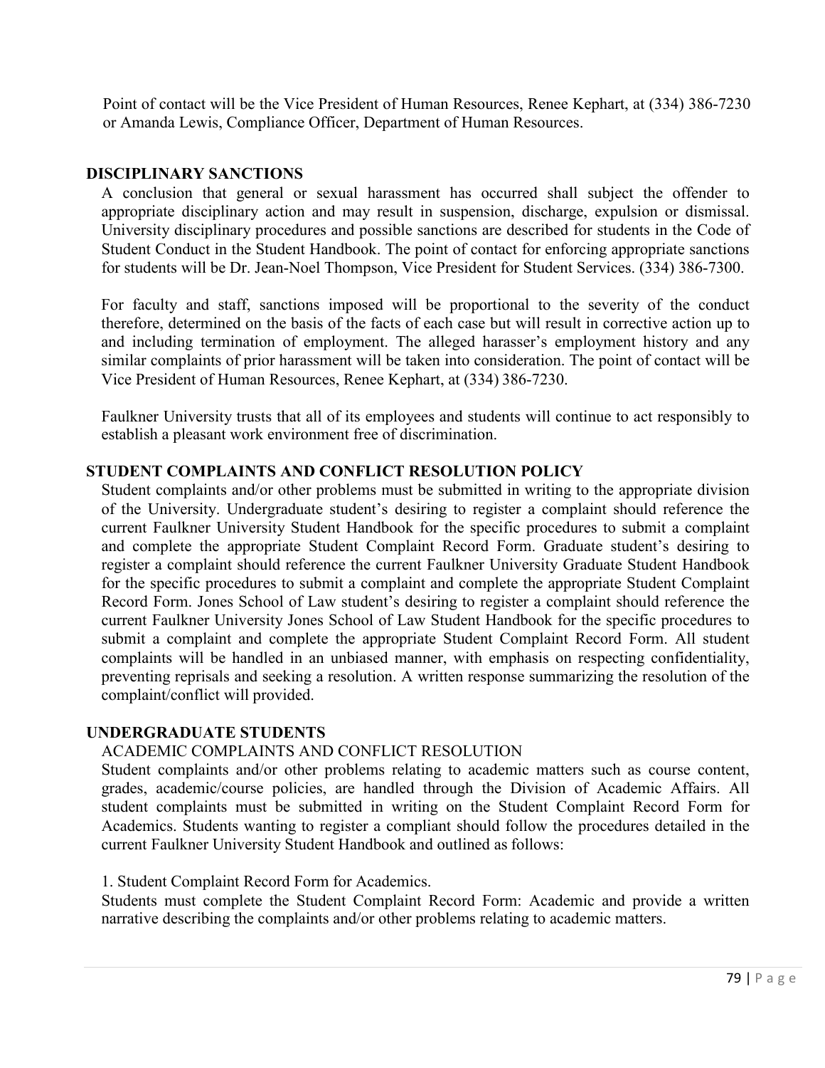Point of contact will be the Vice President of Human Resources, Renee Kephart, at (334) 386-7230 or Amanda Lewis, Compliance Officer, Department of Human Resources.

## DISCIPLINARY SANCTIONS

A conclusion that general or sexual harassment has occurred shall subject the offender to appropriate disciplinary action and may result in suspension, discharge, expulsion or dismissal. University disciplinary procedures and possible sanctions are described for students in the Code of Student Conduct in the Student Handbook. The point of contact for enforcing appropriate sanctions for students will be Dr. Jean-Noel Thompson, Vice President for Student Services. (334) 386-7300.

For faculty and staff, sanctions imposed will be proportional to the severity of the conduct therefore, determined on the basis of the facts of each case but will result in corrective action up to and including termination of employment. The alleged harasser's employment history and any similar complaints of prior harassment will be taken into consideration. The point of contact will be Vice President of Human Resources, Renee Kephart, at (334) 386-7230.

Faulkner University trusts that all of its employees and students will continue to act responsibly to establish a pleasant work environment free of discrimination.

## STUDENT COMPLAINTS AND CONFLICT RESOLUTION POLICY

Student complaints and/or other problems must be submitted in writing to the appropriate division of the University. Undergraduate student's desiring to register a complaint should reference the current Faulkner University Student Handbook for the specific procedures to submit a complaint and complete the appropriate Student Complaint Record Form. Graduate student's desiring to register a complaint should reference the current Faulkner University Graduate Student Handbook for the specific procedures to submit a complaint and complete the appropriate Student Complaint Record Form. Jones School of Law student's desiring to register a complaint should reference the current Faulkner University Jones School of Law Student Handbook for the specific procedures to submit a complaint and complete the appropriate Student Complaint Record Form. All student complaints will be handled in an unbiased manner, with emphasis on respecting confidentiality, preventing reprisals and seeking a resolution. A written response summarizing the resolution of the complaint/conflict will provided.

## UNDERGRADUATE STUDENTS

### ACADEMIC COMPLAINTS AND CONFLICT RESOLUTION

Student complaints and/or other problems relating to academic matters such as course content, grades, academic/course policies, are handled through the Division of Academic Affairs. All student complaints must be submitted in writing on the Student Complaint Record Form for Academics. Students wanting to register a compliant should follow the procedures detailed in the current Faulkner University Student Handbook and outlined as follows:

1. Student Complaint Record Form for Academics.

Students must complete the Student Complaint Record Form: Academic and provide a written narrative describing the complaints and/or other problems relating to academic matters.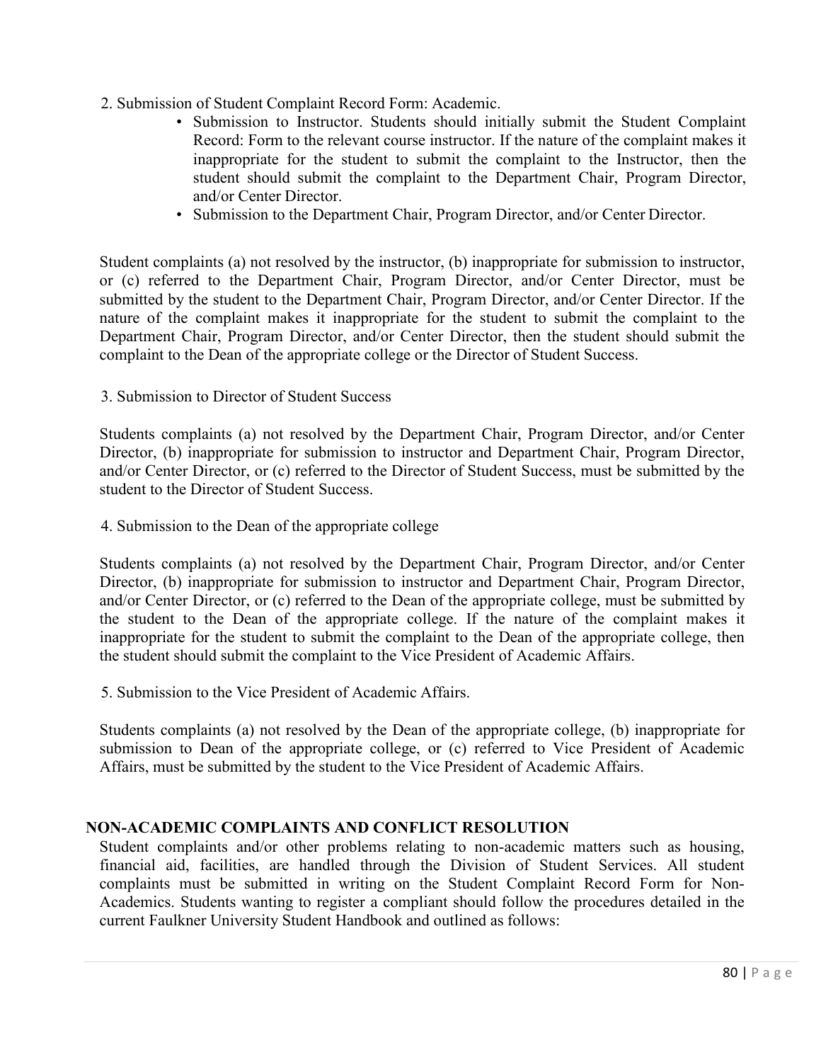2. Submission of Student Complaint Record Form: Academic.

- Submission to Instructor. Students should initially submit the Student Complaint Record: Form to the relevant course instructor. If the nature of the complaint makes it inappropriate for the student to submit the complaint to the Instructor, then the student should submit the complaint to the Department Chair, Program Director, and/or Center Director.
- Submission to the Department Chair, Program Director, and/or Center Director.

Student complaints (a) not resolved by the instructor, (b) inappropriate for submission to instructor, or (c) referred to the Department Chair, Program Director, and/or Center Director, must be submitted by the student to the Department Chair, Program Director, and/or Center Director. If the nature of the complaint makes it inappropriate for the student to submit the complaint to the Department Chair, Program Director, and/or Center Director, then the student should submit the complaint to the Dean of the appropriate college or the Director of Student Success.

3. Submission to Director of Student Success

Students complaints (a) not resolved by the Department Chair, Program Director, and/or Center Director, (b) inappropriate for submission to instructor and Department Chair, Program Director, and/or Center Director, or (c) referred to the Director of Student Success, must be submitted by the student to the Director of Student Success.

4. Submission to the Dean of the appropriate college

Students complaints (a) not resolved by the Department Chair, Program Director, and/or Center Director, (b) inappropriate for submission to instructor and Department Chair, Program Director, and/or Center Director, or (c) referred to the Dean of the appropriate college, must be submitted by the student to the Dean of the appropriate college. If the nature of the complaint makes it inappropriate for the student to submit the complaint to the Dean of the appropriate college, then the student should submit the complaint to the Vice President of Academic Affairs.

5. Submission to the Vice President of Academic Affairs.

Students complaints (a) not resolved by the Dean of the appropriate college, (b) inappropriate for submission to Dean of the appropriate college, or (c) referred to Vice President of Academic Affairs, must be submitted by the student to the Vice President of Academic Affairs.

## NON-ACADEMIC COMPLAINTS AND CONFLICT RESOLUTION

Student complaints and/or other problems relating to non-academic matters such as housing, financial aid, facilities, are handled through the Division of Student Services. All student complaints must be submitted in writing on the Student Complaint Record Form for Non-Academics. Students wanting to register a compliant should follow the procedures detailed in the current Faulkner University Student Handbook and outlined as follows: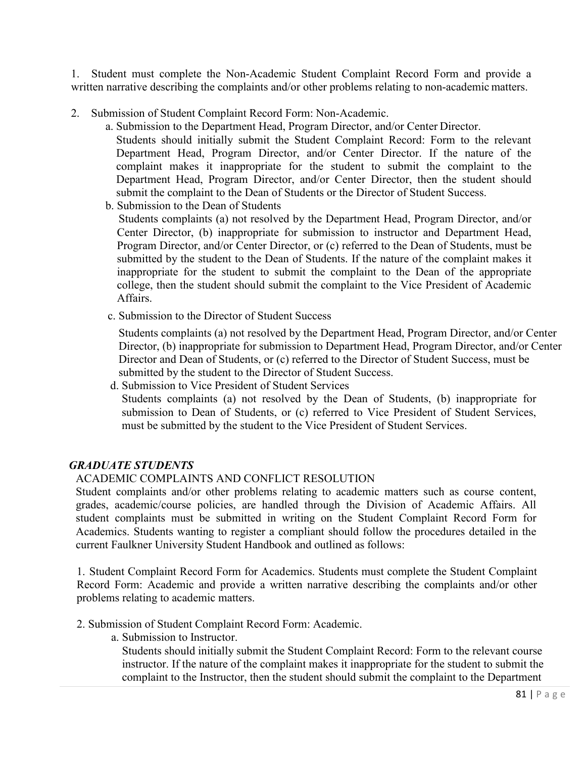1. Student must complete the Non-Academic Student Complaint Record Form and provide a written narrative describing the complaints and/or other problems relating to non-academic matters.

2. Submission of Student Complaint Record Form: Non-Academic.

   a. Submission to the Department Head, Program Director, and/or Center Director.
   Students should initially submit the Student Complaint Record: Form to the relevant Department Head, Program Director, and/or Center Director. If the nature of the complaint makes it inappropriate for the student to submit the complaint to the Department Head, Program Director, and/or Center Director, then the student should submit the complaint to the Dean of Students or the Director of Student Success.

   b. Submission to the Dean of Students
   Students complaints (a) not resolved by the Department Head, Program Director, and/or Center Director, (b) inappropriate for submission to instructor and Department Head, Program Director, and/or Center Director, or (c) referred to the Dean of Students, must be submitted by the student to the Dean of Students. If the nature of the complaint makes it inappropriate for the student to submit the complaint to the Dean of the appropriate college, then the student should submit the complaint to the Vice President of Academic Affairs.

   c. Submission to the Director of Student Success
   Students complaints (a) not resolved by the Department Head, Program Director, and/or Center Director, (b) inappropriate for submission to Department Head, Program Director, and/or Center Director and Dean of Students, or (c) referred to the Director of Student Success, must be submitted by the student to the Director of Student Success.

   d. Submission to Vice President of Student Services
   Students complaints (a) not resolved by the Dean of Students, (b) inappropriate for submission to Dean of Students, or (c) referred to Vice President of Student Services, must be submitted by the student to the Vice President of Student Services.

### *GRADUATE STUDENTS*

ACADEMIC COMPLAINTS AND CONFLICT RESOLUTION

Student complaints and/or other problems relating to academic matters such as course content, grades, academic/course policies, are handled through the Division of Academic Affairs. All student complaints must be submitted in writing on the Student Complaint Record Form for Academics. Students wanting to register a compliant should follow the procedures detailed in the current Faulkner University Student Handbook and outlined as follows:

1. Student Complaint Record Form for Academics. Students must complete the Student Complaint Record Form: Academic and provide a written narrative describing the complaints and/or other problems relating to academic matters.

2. Submission of Student Complaint Record Form: Academic.

   a. Submission to Instructor.
   Students should initially submit the Student Complaint Record: Form to the relevant course instructor. If the nature of the complaint makes it inappropriate for the student to submit the complaint to the Instructor, then the student should submit the complaint to the Department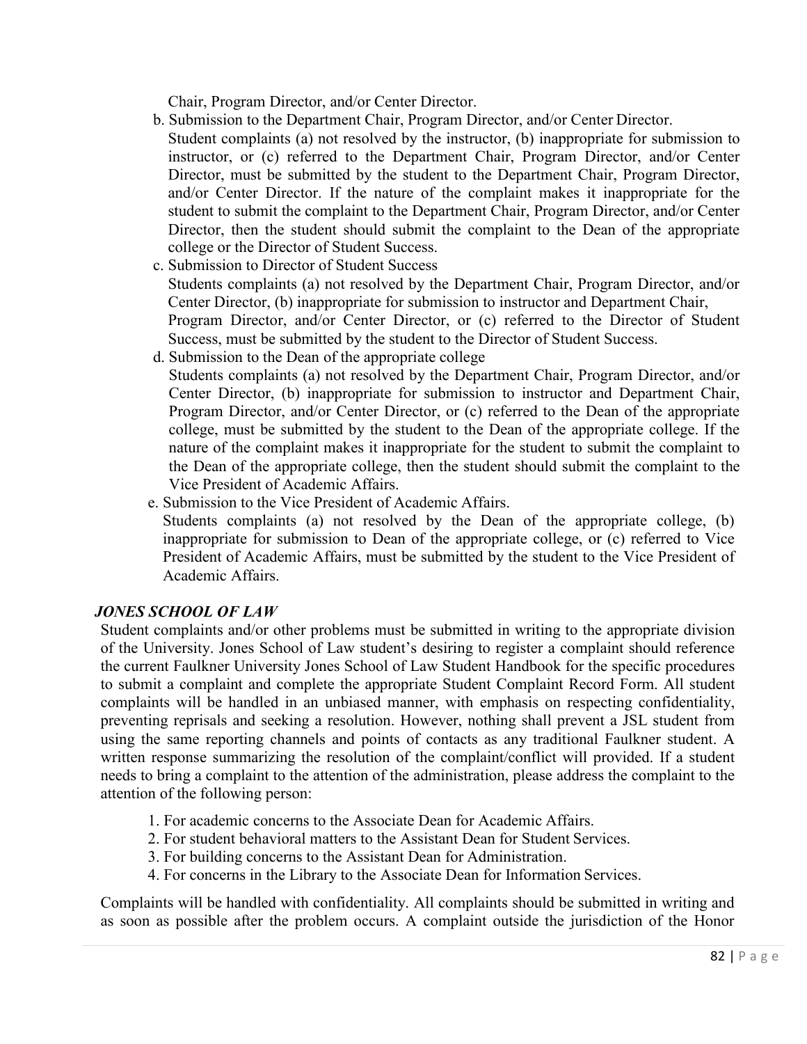Chair, Program Director, and/or Center Director.

b. Submission to the Department Chair, Program Director, and/or Center Director.
   Student complaints (a) not resolved by the instructor, (b) inappropriate for submission to instructor, or (c) referred to the Department Chair, Program Director, and/or Center Director, must be submitted by the student to the Department Chair, Program Director, and/or Center Director. If the nature of the complaint makes it inappropriate for the student to submit the complaint to the Department Chair, Program Director, and/or Center Director, then the student should submit the complaint to the Dean of the appropriate college or the Director of Student Success.

c. Submission to Director of Student Success
   Students complaints (a) not resolved by the Department Chair, Program Director, and/or Center Director, (b) inappropriate for submission to instructor and Department Chair, Program Director, and/or Center Director, or (c) referred to the Director of Student Success, must be submitted by the student to the Director of Student Success.

d. Submission to the Dean of the appropriate college
   Students complaints (a) not resolved by the Department Chair, Program Director, and/or Center Director, (b) inappropriate for submission to instructor and Department Chair, Program Director, and/or Center Director, or (c) referred to the Dean of the appropriate college, must be submitted by the student to the Dean of the appropriate college. If the nature of the complaint makes it inappropriate for the student to submit the complaint to the Dean of the appropriate college, then the student should submit the complaint to the Vice President of Academic Affairs.

e. Submission to the Vice President of Academic Affairs.
   Students complaints (a) not resolved by the Dean of the appropriate college, (b) inappropriate for submission to Dean of the appropriate college, or (c) referred to Vice President of Academic Affairs, must be submitted by the student to the Vice President of Academic Affairs.

***JONES SCHOOL OF LAW***

Student complaints and/or other problems must be submitted in writing to the appropriate division of the University. Jones School of Law student's desiring to register a complaint should reference the current Faulkner University Jones School of Law Student Handbook for the specific procedures to submit a complaint and complete the appropriate Student Complaint Record Form. All student complaints will be handled in an unbiased manner, with emphasis on respecting confidentiality, preventing reprisals and seeking a resolution. However, nothing shall prevent a JSL student from using the same reporting channels and points of contacts as any traditional Faulkner student. A written response summarizing the resolution of the complaint/conflict will provided. If a student needs to bring a complaint to the attention of the administration, please address the complaint to the attention of the following person:

1. For academic concerns to the Associate Dean for Academic Affairs.
2. For student behavioral matters to the Assistant Dean for Student Services.
3. For building concerns to the Assistant Dean for Administration.
4. For concerns in the Library to the Associate Dean for Information Services.

Complaints will be handled with confidentiality. All complaints should be submitted in writing and as soon as possible after the problem occurs. A complaint outside the jurisdiction of the Honor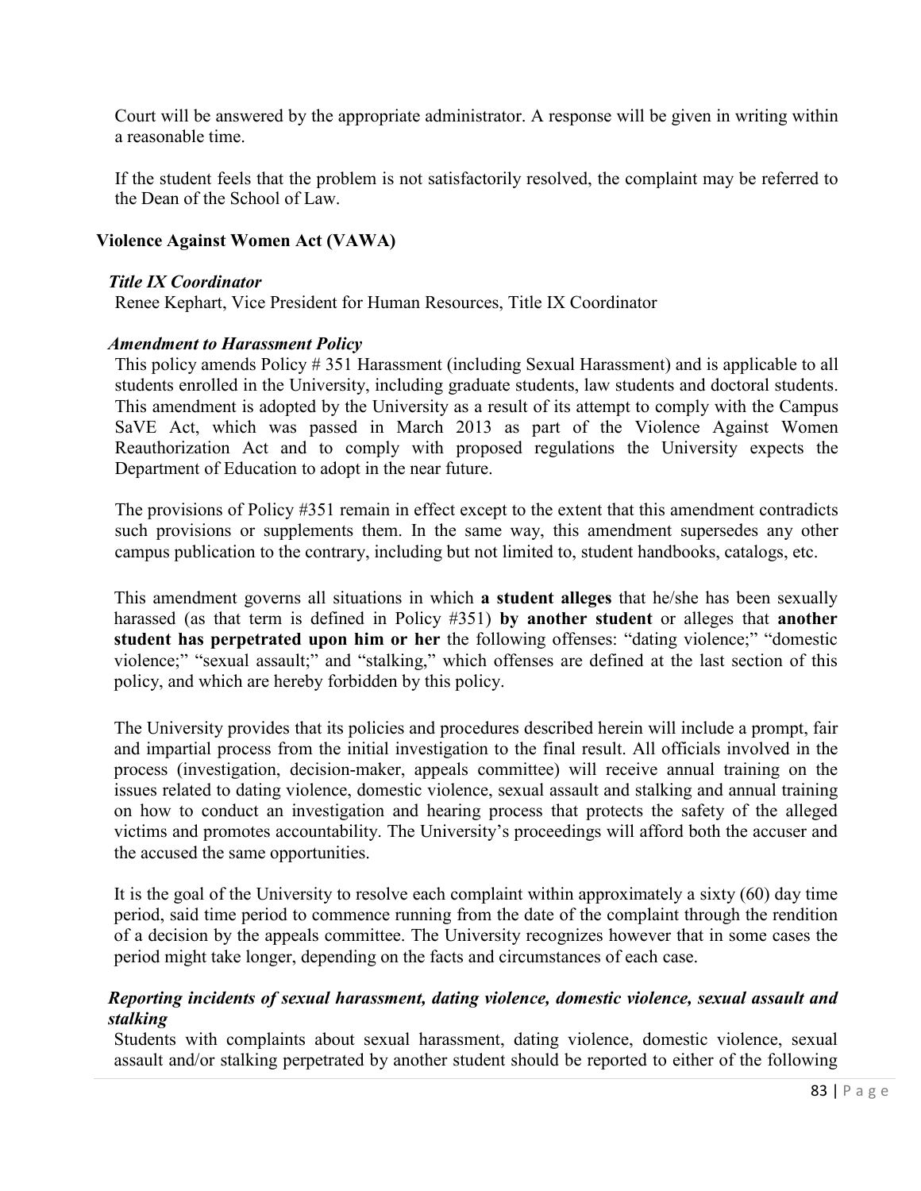Court will be answered by the appropriate administrator. A response will be given in writing within a reasonable time.

If the student feels that the problem is not satisfactorily resolved, the complaint may be referred to the Dean of the School of Law.

## Violence Against Women Act (VAWA)

### *Title IX Coordinator*

Renee Kephart, Vice President for Human Resources, Title IX Coordinator

### *Amendment to Harassment Policy*

This policy amends Policy # 351 Harassment (including Sexual Harassment) and is applicable to all students enrolled in the University, including graduate students, law students and doctoral students. This amendment is adopted by the University as a result of its attempt to comply with the Campus SaVE Act, which was passed in March 2013 as part of the Violence Against Women Reauthorization Act and to comply with proposed regulations the University expects the Department of Education to adopt in the near future.

The provisions of Policy #351 remain in effect except to the extent that this amendment contradicts such provisions or supplements them. In the same way, this amendment supersedes any other campus publication to the contrary, including but not limited to, student handbooks, catalogs, etc.

This amendment governs all situations in which **a student alleges** that he/she has been sexually harassed (as that term is defined in Policy #351) **by another student** or alleges that **another student has perpetrated upon him or her** the following offenses: "dating violence;" "domestic violence;" "sexual assault;" and "stalking," which offenses are defined at the last section of this policy, and which are hereby forbidden by this policy.

The University provides that its policies and procedures described herein will include a prompt, fair and impartial process from the initial investigation to the final result. All officials involved in the process (investigation, decision-maker, appeals committee) will receive annual training on the issues related to dating violence, domestic violence, sexual assault and stalking and annual training on how to conduct an investigation and hearing process that protects the safety of the alleged victims and promotes accountability. The University's proceedings will afford both the accuser and the accused the same opportunities.

It is the goal of the University to resolve each complaint within approximately a sixty (60) day time period, said time period to commence running from the date of the complaint through the rendition of a decision by the appeals committee. The University recognizes however that in some cases the period might take longer, depending on the facts and circumstances of each case.

### *Reporting incidents of sexual harassment, dating violence, domestic violence, sexual assault and stalking*

Students with complaints about sexual harassment, dating violence, domestic violence, sexual assault and/or stalking perpetrated by another student should be reported to either of the following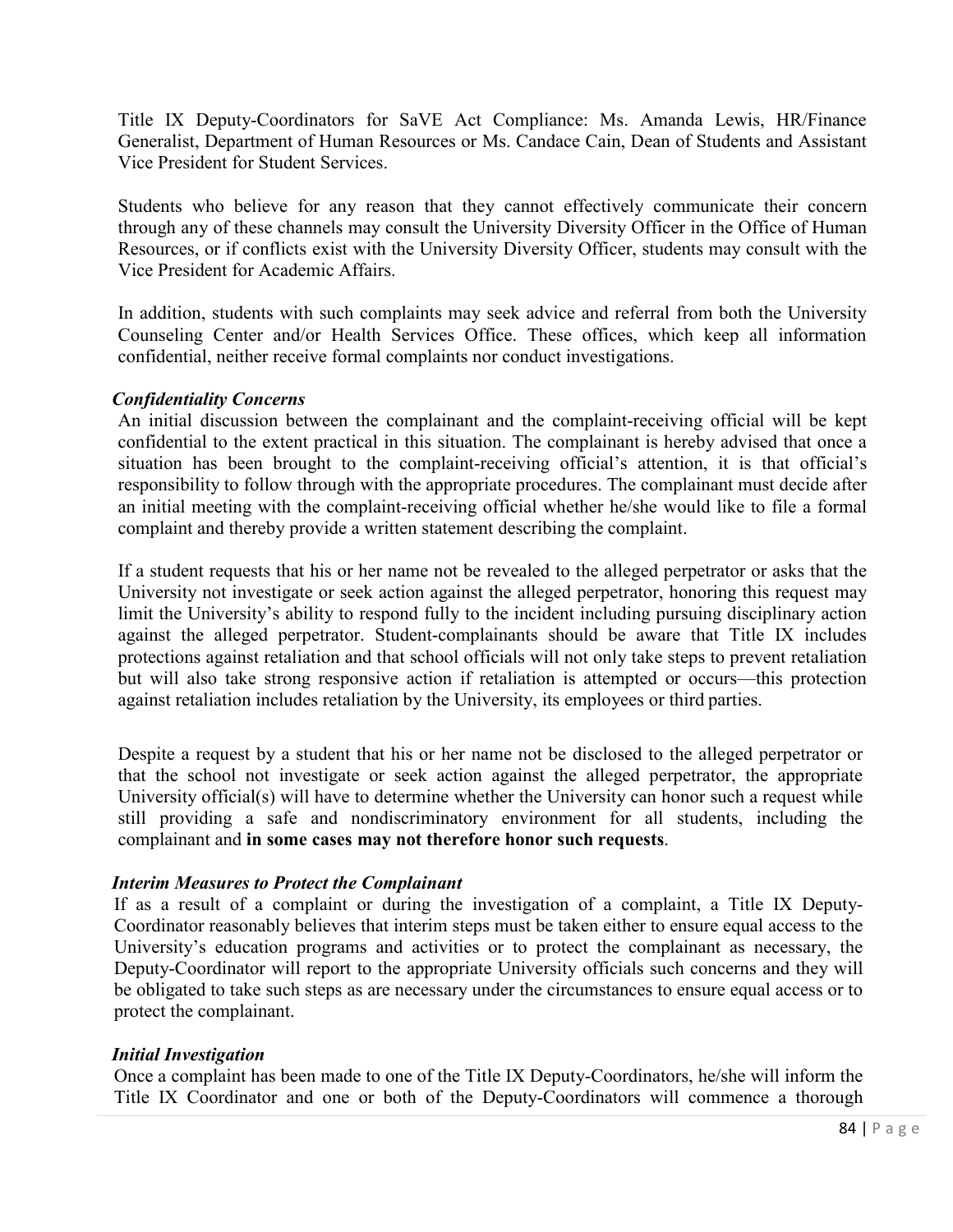Title IX Deputy-Coordinators for SaVE Act Compliance: Ms. Amanda Lewis, HR/Finance Generalist, Department of Human Resources or Ms. Candace Cain, Dean of Students and Assistant Vice President for Student Services.

Students who believe for any reason that they cannot effectively communicate their concern through any of these channels may consult the University Diversity Officer in the Office of Human Resources, or if conflicts exist with the University Diversity Officer, students may consult with the Vice President for Academic Affairs.

In addition, students with such complaints may seek advice and referral from both the University Counseling Center and/or Health Services Office. These offices, which keep all information confidential, neither receive formal complaints nor conduct investigations.

***Confidentiality Concerns***

An initial discussion between the complainant and the complaint-receiving official will be kept confidential to the extent practical in this situation. The complainant is hereby advised that once a situation has been brought to the complaint-receiving official's attention, it is that official's responsibility to follow through with the appropriate procedures. The complainant must decide after an initial meeting with the complaint-receiving official whether he/she would like to file a formal complaint and thereby provide a written statement describing the complaint.

If a student requests that his or her name not be revealed to the alleged perpetrator or asks that the University not investigate or seek action against the alleged perpetrator, honoring this request may limit the University's ability to respond fully to the incident including pursuing disciplinary action against the alleged perpetrator. Student-complainants should be aware that Title IX includes protections against retaliation and that school officials will not only take steps to prevent retaliation but will also take strong responsive action if retaliation is attempted or occurs—this protection against retaliation includes retaliation by the University, its employees or third parties.

Despite a request by a student that his or her name not be disclosed to the alleged perpetrator or that the school not investigate or seek action against the alleged perpetrator, the appropriate University official(s) will have to determine whether the University can honor such a request while still providing a safe and nondiscriminatory environment for all students, including the complainant and **in some cases may not therefore honor such requests**.

***Interim Measures to Protect the Complainant***

If as a result of a complaint or during the investigation of a complaint, a Title IX Deputy-Coordinator reasonably believes that interim steps must be taken either to ensure equal access to the University's education programs and activities or to protect the complainant as necessary, the Deputy-Coordinator will report to the appropriate University officials such concerns and they will be obligated to take such steps as are necessary under the circumstances to ensure equal access or to protect the complainant.

***Initial Investigation***

Once a complaint has been made to one of the Title IX Deputy-Coordinators, he/she will inform the Title IX Coordinator and one or both of the Deputy-Coordinators will commence a thorough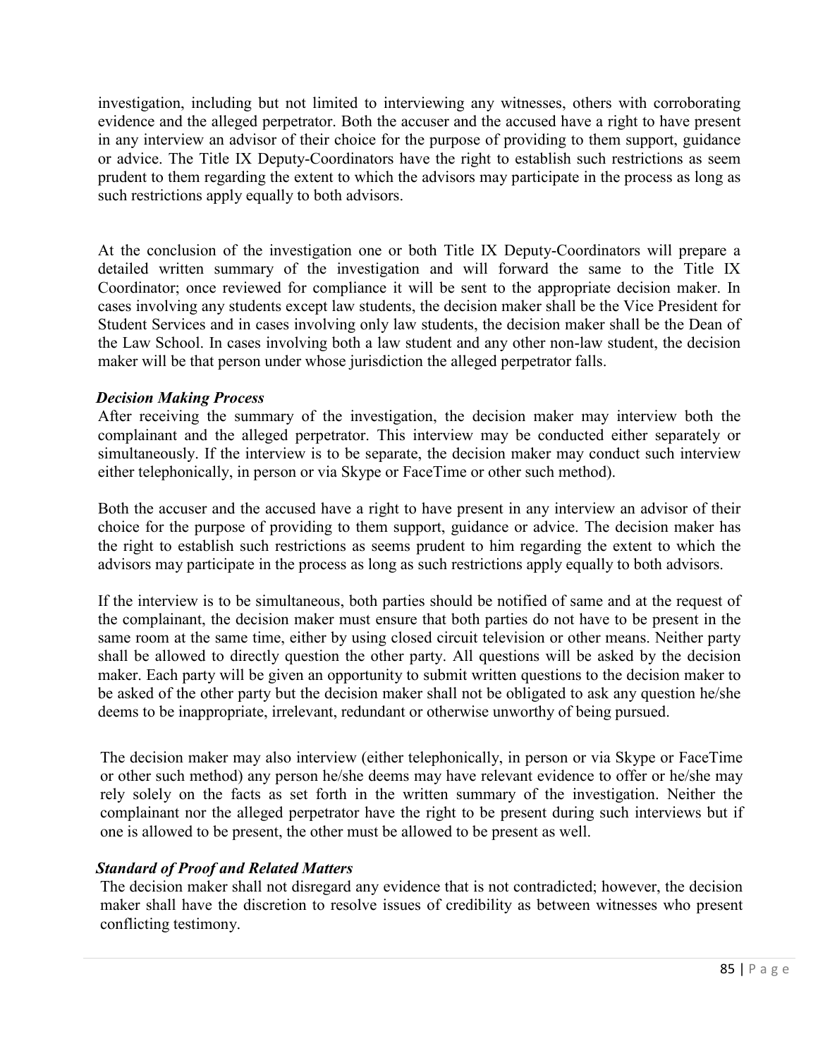investigation, including but not limited to interviewing any witnesses, others with corroborating evidence and the alleged perpetrator. Both the accuser and the accused have a right to have present in any interview an advisor of their choice for the purpose of providing to them support, guidance or advice. The Title IX Deputy-Coordinators have the right to establish such restrictions as seem prudent to them regarding the extent to which the advisors may participate in the process as long as such restrictions apply equally to both advisors.

At the conclusion of the investigation one or both Title IX Deputy-Coordinators will prepare a detailed written summary of the investigation and will forward the same to the Title IX Coordinator; once reviewed for compliance it will be sent to the appropriate decision maker. In cases involving any students except law students, the decision maker shall be the Vice President for Student Services and in cases involving only law students, the decision maker shall be the Dean of the Law School. In cases involving both a law student and any other non-law student, the decision maker will be that person under whose jurisdiction the alleged perpetrator falls.

***Decision Making Process***

After receiving the summary of the investigation, the decision maker may interview both the complainant and the alleged perpetrator. This interview may be conducted either separately or simultaneously. If the interview is to be separate, the decision maker may conduct such interview either telephonically, in person or via Skype or FaceTime or other such method).

Both the accuser and the accused have a right to have present in any interview an advisor of their choice for the purpose of providing to them support, guidance or advice. The decision maker has the right to establish such restrictions as seems prudent to him regarding the extent to which the advisors may participate in the process as long as such restrictions apply equally to both advisors.

If the interview is to be simultaneous, both parties should be notified of same and at the request of the complainant, the decision maker must ensure that both parties do not have to be present in the same room at the same time, either by using closed circuit television or other means. Neither party shall be allowed to directly question the other party. All questions will be asked by the decision maker. Each party will be given an opportunity to submit written questions to the decision maker to be asked of the other party but the decision maker shall not be obligated to ask any question he/she deems to be inappropriate, irrelevant, redundant or otherwise unworthy of being pursued.

The decision maker may also interview (either telephonically, in person or via Skype or FaceTime or other such method) any person he/she deems may have relevant evidence to offer or he/she may rely solely on the facts as set forth in the written summary of the investigation. Neither the complainant nor the alleged perpetrator have the right to be present during such interviews but if one is allowed to be present, the other must be allowed to be present as well.

***Standard of Proof and Related Matters***

The decision maker shall not disregard any evidence that is not contradicted; however, the decision maker shall have the discretion to resolve issues of credibility as between witnesses who present conflicting testimony.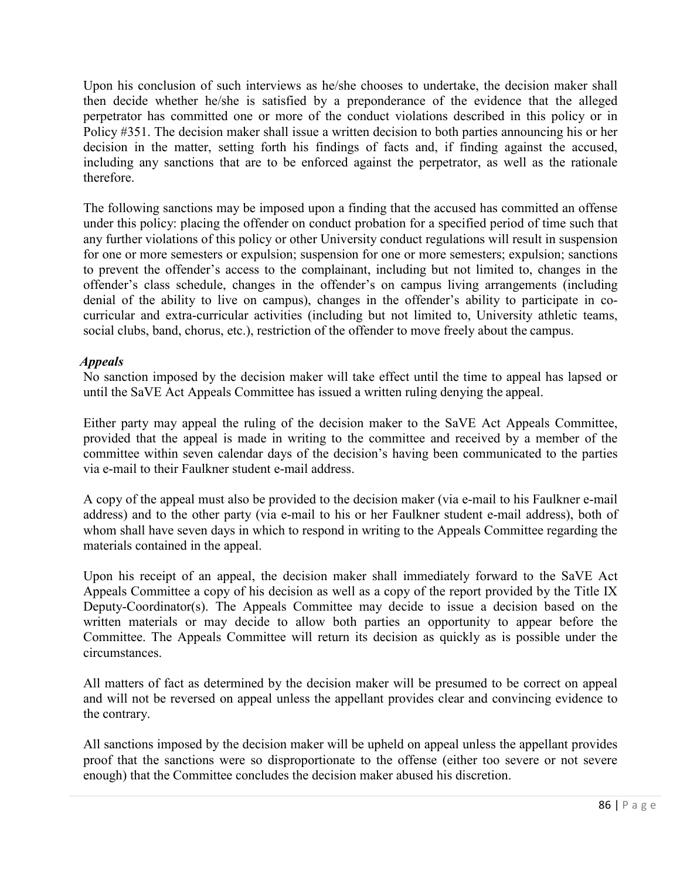Upon his conclusion of such interviews as he/she chooses to undertake, the decision maker shall then decide whether he/she is satisfied by a preponderance of the evidence that the alleged perpetrator has committed one or more of the conduct violations described in this policy or in Policy #351. The decision maker shall issue a written decision to both parties announcing his or her decision in the matter, setting forth his findings of facts and, if finding against the accused, including any sanctions that are to be enforced against the perpetrator, as well as the rationale therefore.

The following sanctions may be imposed upon a finding that the accused has committed an offense under this policy: placing the offender on conduct probation for a specified period of time such that any further violations of this policy or other University conduct regulations will result in suspension for one or more semesters or expulsion; suspension for one or more semesters; expulsion; sanctions to prevent the offender's access to the complainant, including but not limited to, changes in the offender's class schedule, changes in the offender's on campus living arrangements (including denial of the ability to live on campus), changes in the offender's ability to participate in co-curricular and extra-curricular activities (including but not limited to, University athletic teams, social clubs, band, chorus, etc.), restriction of the offender to move freely about the campus.

***Appeals***

No sanction imposed by the decision maker will take effect until the time to appeal has lapsed or until the SaVE Act Appeals Committee has issued a written ruling denying the appeal.

Either party may appeal the ruling of the decision maker to the SaVE Act Appeals Committee, provided that the appeal is made in writing to the committee and received by a member of the committee within seven calendar days of the decision's having been communicated to the parties via e-mail to their Faulkner student e-mail address.

A copy of the appeal must also be provided to the decision maker (via e-mail to his Faulkner e-mail address) and to the other party (via e-mail to his or her Faulkner student e-mail address), both of whom shall have seven days in which to respond in writing to the Appeals Committee regarding the materials contained in the appeal.

Upon his receipt of an appeal, the decision maker shall immediately forward to the SaVE Act Appeals Committee a copy of his decision as well as a copy of the report provided by the Title IX Deputy-Coordinator(s). The Appeals Committee may decide to issue a decision based on the written materials or may decide to allow both parties an opportunity to appear before the Committee. The Appeals Committee will return its decision as quickly as is possible under the circumstances.

All matters of fact as determined by the decision maker will be presumed to be correct on appeal and will not be reversed on appeal unless the appellant provides clear and convincing evidence to the contrary.

All sanctions imposed by the decision maker will be upheld on appeal unless the appellant provides proof that the sanctions were so disproportionate to the offense (either too severe or not severe enough) that the Committee concludes the decision maker abused his discretion.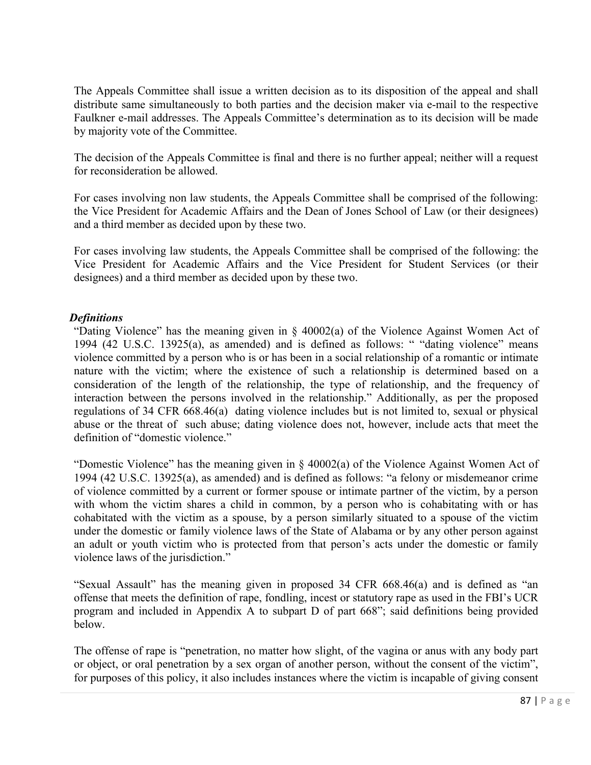The Appeals Committee shall issue a written decision as to its disposition of the appeal and shall distribute same simultaneously to both parties and the decision maker via e-mail to the respective Faulkner e-mail addresses. The Appeals Committee's determination as to its decision will be made by majority vote of the Committee.

The decision of the Appeals Committee is final and there is no further appeal; neither will a request for reconsideration be allowed.

For cases involving non law students, the Appeals Committee shall be comprised of the following: the Vice President for Academic Affairs and the Dean of Jones School of Law (or their designees) and a third member as decided upon by these two.

For cases involving law students, the Appeals Committee shall be comprised of the following: the Vice President for Academic Affairs and the Vice President for Student Services (or their designees) and a third member as decided upon by these two.

***Definitions***

"Dating Violence" has the meaning given in § 40002(a) of the Violence Against Women Act of 1994 (42 U.S.C. 13925(a), as amended) and is defined as follows: " "dating violence" means violence committed by a person who is or has been in a social relationship of a romantic or intimate nature with the victim; where the existence of such a relationship is determined based on a consideration of the length of the relationship, the type of relationship, and the frequency of interaction between the persons involved in the relationship." Additionally, as per the proposed regulations of 34 CFR 668.46(a) dating violence includes but is not limited to, sexual or physical abuse or the threat of such abuse; dating violence does not, however, include acts that meet the definition of "domestic violence."

"Domestic Violence" has the meaning given in § 40002(a) of the Violence Against Women Act of 1994 (42 U.S.C. 13925(a), as amended) and is defined as follows: "a felony or misdemeanor crime of violence committed by a current or former spouse or intimate partner of the victim, by a person with whom the victim shares a child in common, by a person who is cohabitating with or has cohabitated with the victim as a spouse, by a person similarly situated to a spouse of the victim under the domestic or family violence laws of the State of Alabama or by any other person against an adult or youth victim who is protected from that person's acts under the domestic or family violence laws of the jurisdiction."

"Sexual Assault" has the meaning given in proposed 34 CFR 668.46(a) and is defined as "an offense that meets the definition of rape, fondling, incest or statutory rape as used in the FBI's UCR program and included in Appendix A to subpart D of part 668"; said definitions being provided below.

The offense of rape is "penetration, no matter how slight, of the vagina or anus with any body part or object, or oral penetration by a sex organ of another person, without the consent of the victim", for purposes of this policy, it also includes instances where the victim is incapable of giving consent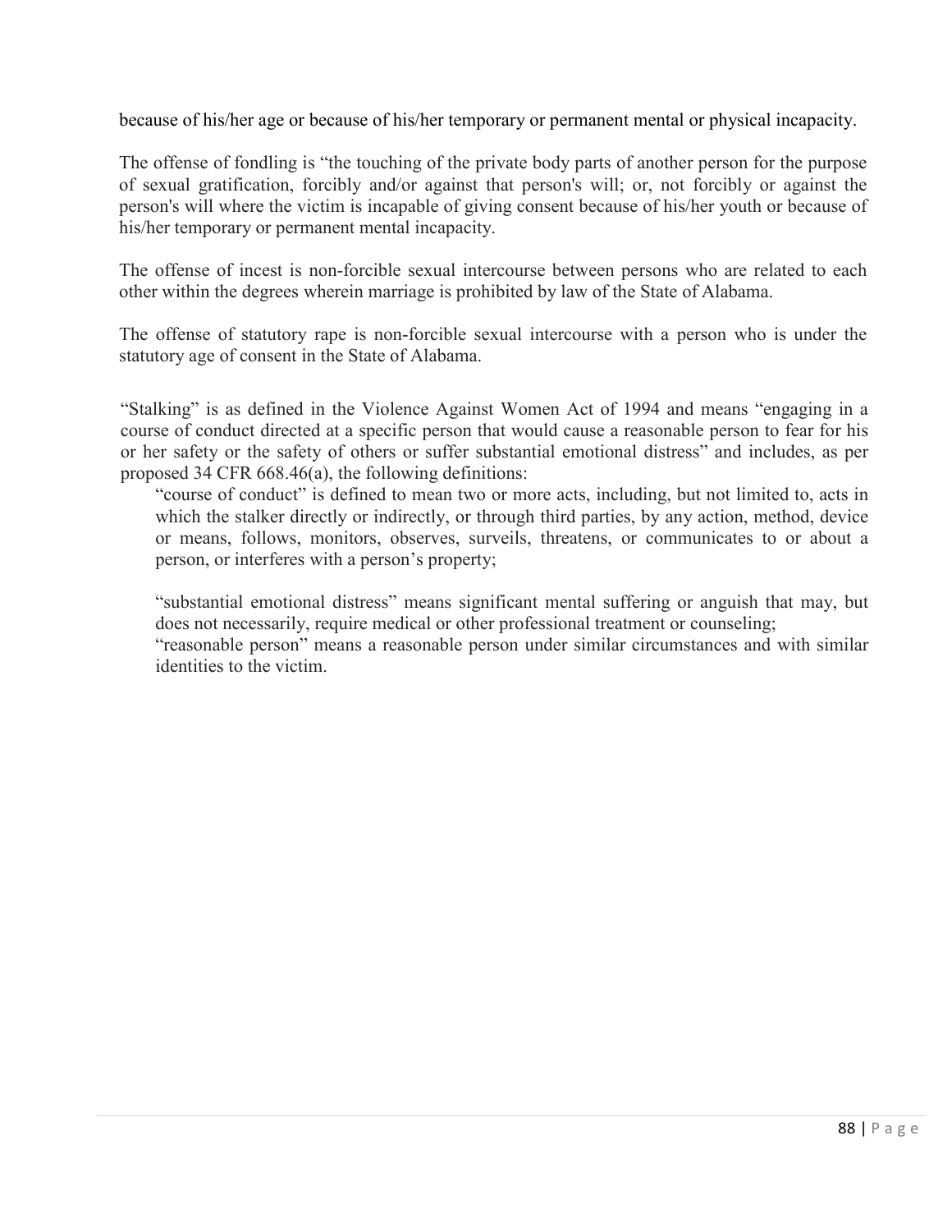because of his/her age or because of his/her temporary or permanent mental or physical incapacity.

The offense of fondling is "the touching of the private body parts of another person for the purpose of sexual gratification, forcibly and/or against that person's will; or, not forcibly or against the person's will where the victim is incapable of giving consent because of his/her youth or because of his/her temporary or permanent mental incapacity.

The offense of incest is non-forcible sexual intercourse between persons who are related to each other within the degrees wherein marriage is prohibited by law of the State of Alabama.

The offense of statutory rape is non-forcible sexual intercourse with a person who is under the statutory age of consent in the State of Alabama.

"Stalking" is as defined in the Violence Against Women Act of 1994 and means "engaging in a course of conduct directed at a specific person that would cause a reasonable person to fear for his or her safety or the safety of others or suffer substantial emotional distress" and includes, as per proposed 34 CFR 668.46(a), the following definitions:

> "course of conduct" is defined to mean two or more acts, including, but not limited to, acts in which the stalker directly or indirectly, or through third parties, by any action, method, device or means, follows, monitors, observes, surveils, threatens, or communicates to or about a person, or interferes with a person's property;
>
> "substantial emotional distress" means significant mental suffering or anguish that may, but does not necessarily, require medical or other professional treatment or counseling;
> "reasonable person" means a reasonable person under similar circumstances and with similar identities to the victim.